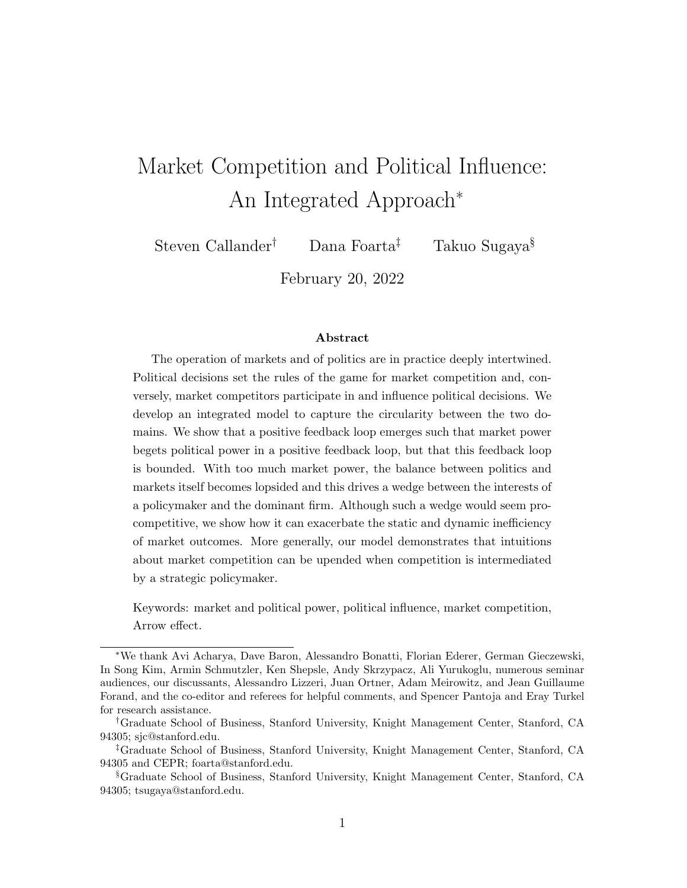# Market Competition and Political Influence: An Integrated Approach*

Steven Callander[†] Dana Foarta[‡] Takuo Sugaya[§]

February 20, 2022

### Abstract

The operation of markets and of politics are in practice deeply intertwined. Political decisions set the rules of the game for market competition and, conversely, market competitors participate in and influence political decisions. We develop an integrated model to capture the circularity between the two domains. We show that a positive feedback loop emerges such that market power begets political power in a positive feedback loop, but that this feedback loop is bounded. With too much market power, the balance between politics and markets itself becomes lopsided and this drives a wedge between the interests of a policymaker and the dominant firm. Although such a wedge would seem pro-competitive, we show how it can exacerbate the static and dynamic inefficiency of market outcomes. More generally, our model demonstrates that intuitions about market competition can be upended when competition is intermediated by a strategic policymaker.

Keywords: market and political power, political influence, market competition, Arrow effect.

---

*We thank Avi Acharya, Dave Baron, Alessandro Bonatti, Florian Ederer, German Gieczewski, In Song Kim, Armin Schmutzler, Ken Shepsle, Andy Skrzypacz, Ali Yurukoglu, numerous seminar audiences, our discussants, Alessandro Lizzeri, Juan Ortner, Adam Meirowitz, and Jean Guillaume Forand, and the co-editor and referees for helpful comments, and Spencer Pantoja and Eray Turkel for research assistance.

[†]Graduate School of Business, Stanford University, Knight Management Center, Stanford, CA 94305; sjc@stanford.edu.

[‡]Graduate School of Business, Stanford University, Knight Management Center, Stanford, CA 94305 and CEPR; foarta@stanford.edu.

[§]Graduate School of Business, Stanford University, Knight Management Center, Stanford, CA 94305; tsugaya@stanford.edu.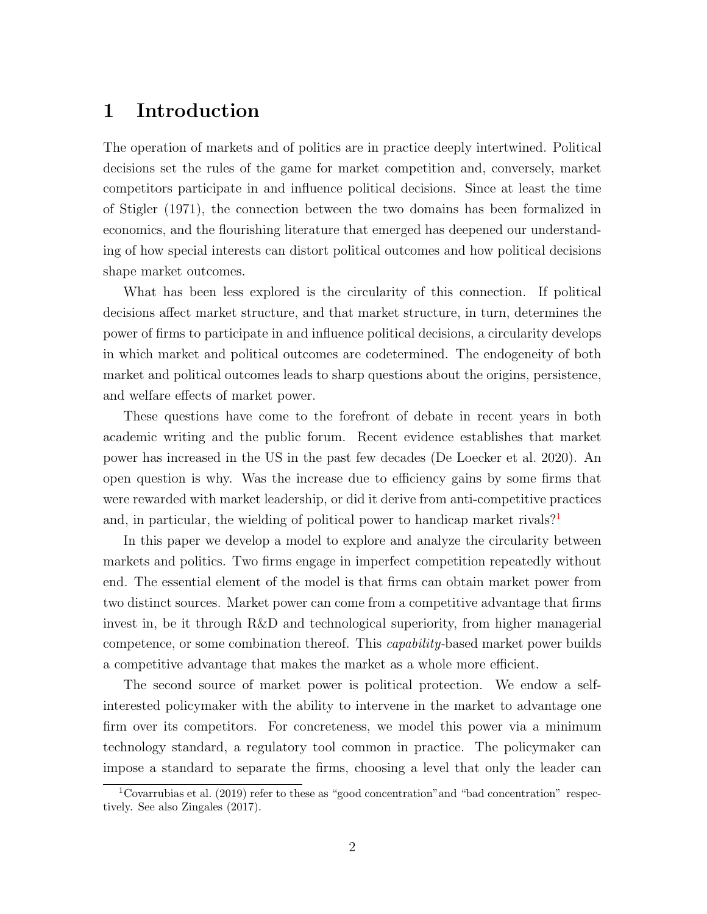# 1 Introduction

The operation of markets and of politics are in practice deeply intertwined. Political decisions set the rules of the game for market competition and, conversely, market competitors participate in and influence political decisions. Since at least the time of Stigler (1971), the connection between the two domains has been formalized in economics, and the flourishing literature that emerged has deepened our understanding of how special interests can distort political outcomes and how political decisions shape market outcomes.

What has been less explored is the circularity of this connection. If political decisions affect market structure, and that market structure, in turn, determines the power of firms to participate in and influence political decisions, a circularity develops in which market and political outcomes are codetermined. The endogeneity of both market and political outcomes leads to sharp questions about the origins, persistence, and welfare effects of market power.

These questions have come to the forefront of debate in recent years in both academic writing and the public forum. Recent evidence establishes that market power has increased in the US in the past few decades (De Loecker et al. 2020). An open question is why. Was the increase due to efficiency gains by some firms that were rewarded with market leadership, or did it derive from anti-competitive practices and, in particular, the wielding of political power to handicap market rivals?[1]

In this paper we develop a model to explore and analyze the circularity between markets and politics. Two firms engage in imperfect competition repeatedly without end. The essential element of the model is that firms can obtain market power from two distinct sources. Market power can come from a competitive advantage that firms invest in, be it through R&D and technological superiority, from higher managerial competence, or some combination thereof. This *capability*-based market power builds a competitive advantage that makes the market as a whole more efficient.

The second source of market power is political protection. We endow a self-interested policymaker with the ability to intervene in the market to advantage one firm over its competitors. For concreteness, we model this power via a minimum technology standard, a regulatory tool common in practice. The policymaker can impose a standard to separate the firms, choosing a level that only the leader can

[1] Covarrubias et al. (2019) refer to these as "good concentration" and "bad concentration" respectively. See also Zingales (2017).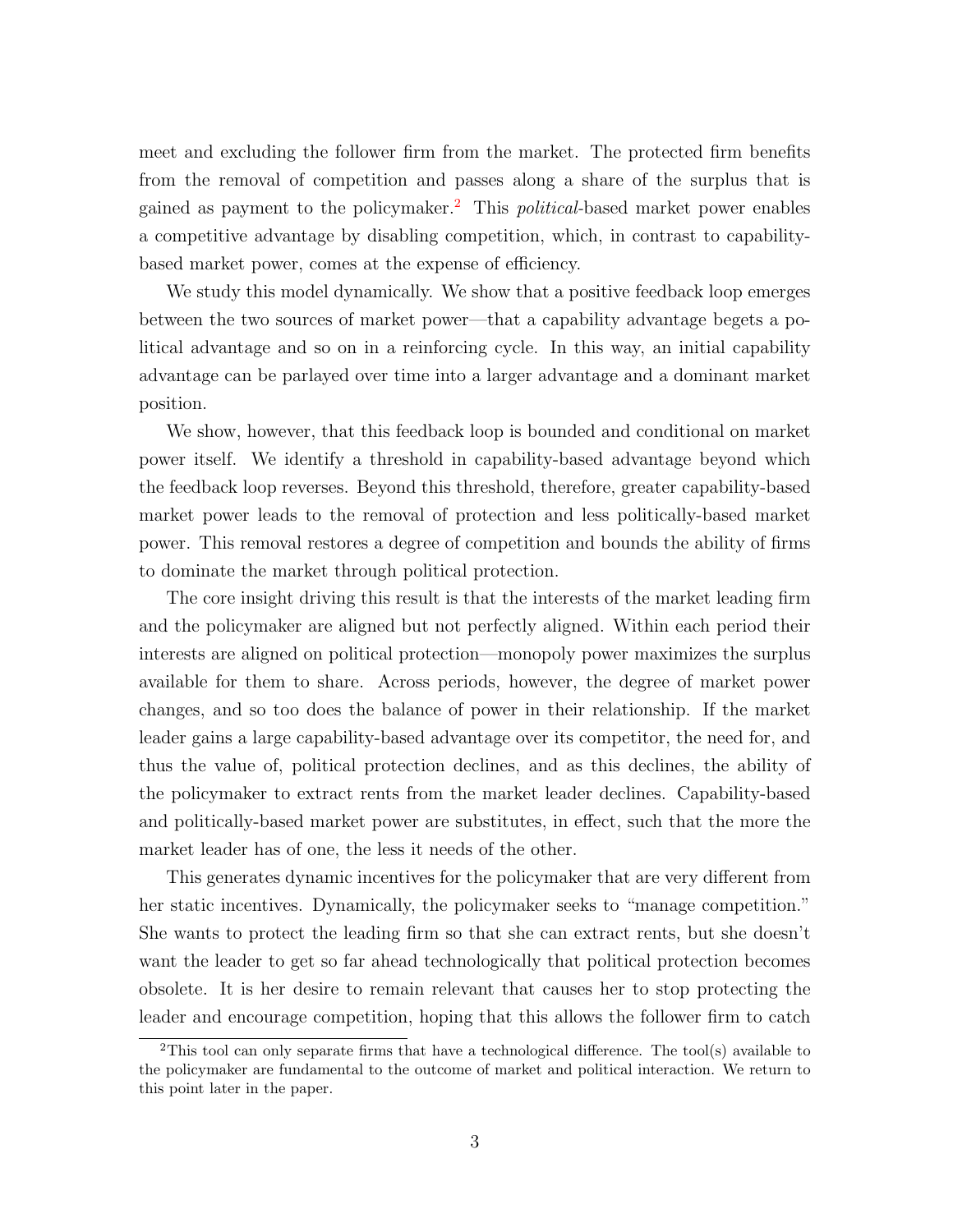meet and excluding the follower firm from the market. The protected firm benefits from the removal of competition and passes along a share of the surplus that is gained as payment to the policymaker.[2] This *political*-based market power enables a competitive advantage by disabling competition, which, in contrast to capability-based market power, comes at the expense of efficiency.

We study this model dynamically. We show that a positive feedback loop emerges between the two sources of market power—that a capability advantage begets a political advantage and so on in a reinforcing cycle. In this way, an initial capability advantage can be parlayed over time into a larger advantage and a dominant market position.

We show, however, that this feedback loop is bounded and conditional on market power itself. We identify a threshold in capability-based advantage beyond which the feedback loop reverses. Beyond this threshold, therefore, greater capability-based market power leads to the removal of protection and less politically-based market power. This removal restores a degree of competition and bounds the ability of firms to dominate the market through political protection.

The core insight driving this result is that the interests of the market leading firm and the policymaker are aligned but not perfectly aligned. Within each period their interests are aligned on political protection—monopoly power maximizes the surplus available for them to share. Across periods, however, the degree of market power changes, and so too does the balance of power in their relationship. If the market leader gains a large capability-based advantage over its competitor, the need for, and thus the value of, political protection declines, and as this declines, the ability of the policymaker to extract rents from the market leader declines. Capability-based and politically-based market power are substitutes, in effect, such that the more the market leader has of one, the less it needs of the other.

This generates dynamic incentives for the policymaker that are very different from her static incentives. Dynamically, the policymaker seeks to "manage competition." She wants to protect the leading firm so that she can extract rents, but she doesn't want the leader to get so far ahead technologically that political protection becomes obsolete. It is her desire to remain relevant that causes her to stop protecting the leader and encourage competition, hoping that this allows the follower firm to catch

[2] This tool can only separate firms that have a technological difference. The tool(s) available to the policymaker are fundamental to the outcome of market and political interaction. We return to this point later in the paper.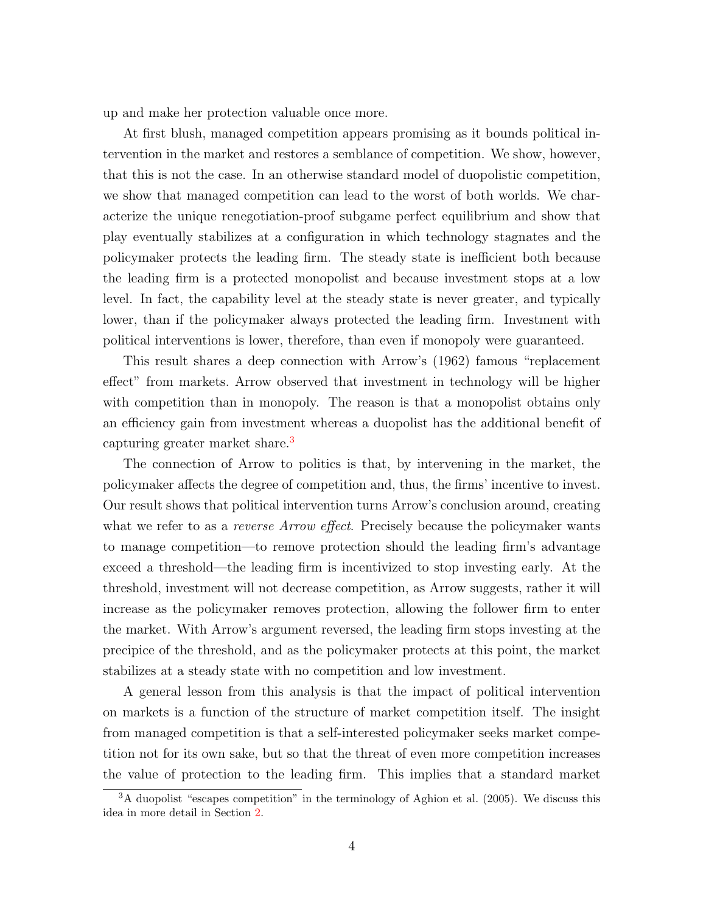up and make her protection valuable once more.

At first blush, managed competition appears promising as it bounds political intervention in the market and restores a semblance of competition. We show, however, that this is not the case. In an otherwise standard model of duopolistic competition, we show that managed competition can lead to the worst of both worlds. We characterize the unique renegotiation-proof subgame perfect equilibrium and show that play eventually stabilizes at a configuration in which technology stagnates and the policymaker protects the leading firm. The steady state is inefficient both because the leading firm is a protected monopolist and because investment stops at a low level. In fact, the capability level at the steady state is never greater, and typically lower, than if the policymaker always protected the leading firm. Investment with political interventions is lower, therefore, than even if monopoly were guaranteed.

This result shares a deep connection with Arrow's (1962) famous "replacement effect" from markets. Arrow observed that investment in technology will be higher with competition than in monopoly. The reason is that a monopolist obtains only an efficiency gain from investment whereas a duopolist has the additional benefit of capturing greater market share.[3]

The connection of Arrow to politics is that, by intervening in the market, the policymaker affects the degree of competition and, thus, the firms' incentive to invest. Our result shows that political intervention turns Arrow's conclusion around, creating what we refer to as a *reverse Arrow effect*. Precisely because the policymaker wants to manage competition—to remove protection should the leading firm's advantage exceed a threshold—the leading firm is incentivized to stop investing early. At the threshold, investment will not decrease competition, as Arrow suggests, rather it will increase as the policymaker removes protection, allowing the follower firm to enter the market. With Arrow's argument reversed, the leading firm stops investing at the precipice of the threshold, and as the policymaker protects at this point, the market stabilizes at a steady state with no competition and low investment.

A general lesson from this analysis is that the impact of political intervention on markets is a function of the structure of market competition itself. The insight from managed competition is that a self-interested policymaker seeks market competition not for its own sake, but so that the threat of even more competition increases the value of protection to the leading firm. This implies that a standard market

[3] A duopolist "escapes competition" in the terminology of Aghion et al. (2005). We discuss this idea in more detail in Section 2.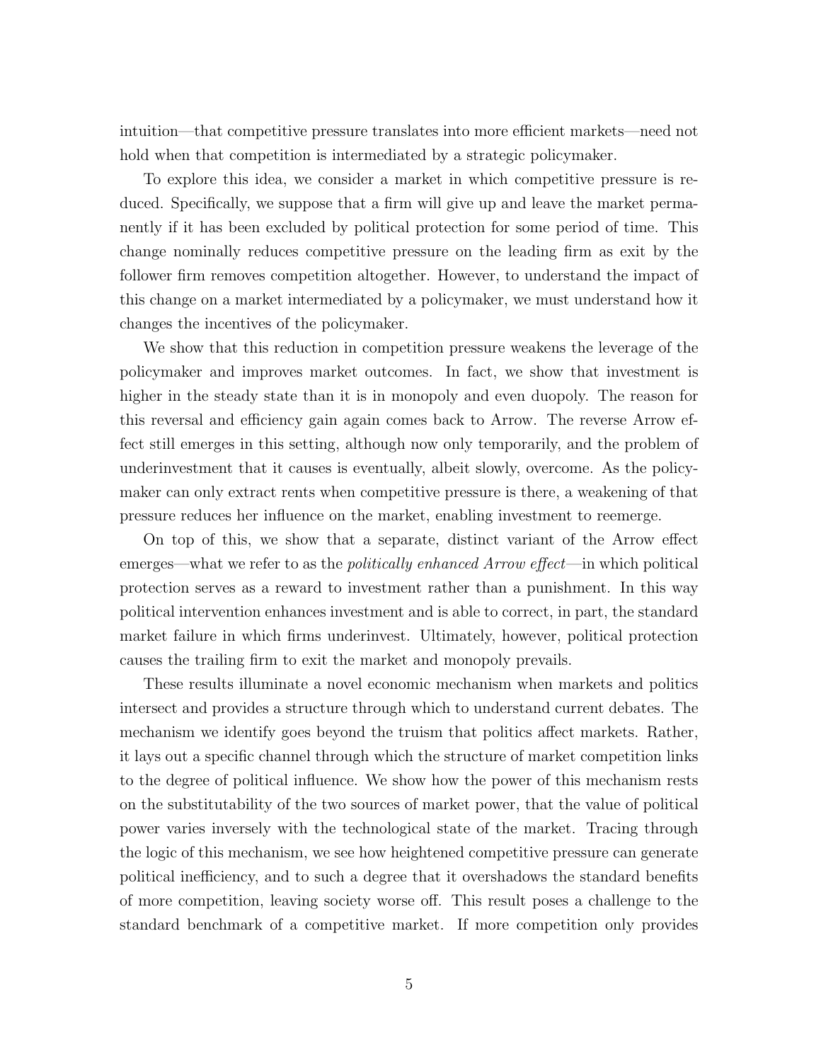intuition—that competitive pressure translates into more efficient markets—need not hold when that competition is intermediated by a strategic policymaker.

To explore this idea, we consider a market in which competitive pressure is reduced. Specifically, we suppose that a firm will give up and leave the market permanently if it has been excluded by political protection for some period of time. This change nominally reduces competitive pressure on the leading firm as exit by the follower firm removes competition altogether. However, to understand the impact of this change on a market intermediated by a policymaker, we must understand how it changes the incentives of the policymaker.

We show that this reduction in competition pressure weakens the leverage of the policymaker and improves market outcomes. In fact, we show that investment is higher in the steady state than it is in monopoly and even duopoly. The reason for this reversal and efficiency gain again comes back to Arrow. The reverse Arrow effect still emerges in this setting, although now only temporarily, and the problem of underinvestment that it causes is eventually, albeit slowly, overcome. As the policymaker can only extract rents when competitive pressure is there, a weakening of that pressure reduces her influence on the market, enabling investment to reemerge.

On top of this, we show that a separate, distinct variant of the Arrow effect emerges—what we refer to as the *politically enhanced Arrow effect*—in which political protection serves as a reward to investment rather than a punishment. In this way political intervention enhances investment and is able to correct, in part, the standard market failure in which firms underinvest. Ultimately, however, political protection causes the trailing firm to exit the market and monopoly prevails.

These results illuminate a novel economic mechanism when markets and politics intersect and provides a structure through which to understand current debates. The mechanism we identify goes beyond the truism that politics affect markets. Rather, it lays out a specific channel through which the structure of market competition links to the degree of political influence. We show how the power of this mechanism rests on the substitutability of the two sources of market power, that the value of political power varies inversely with the technological state of the market. Tracing through the logic of this mechanism, we see how heightened competitive pressure can generate political inefficiency, and to such a degree that it overshadows the standard benefits of more competition, leaving society worse off. This result poses a challenge to the standard benchmark of a competitive market. If more competition only provides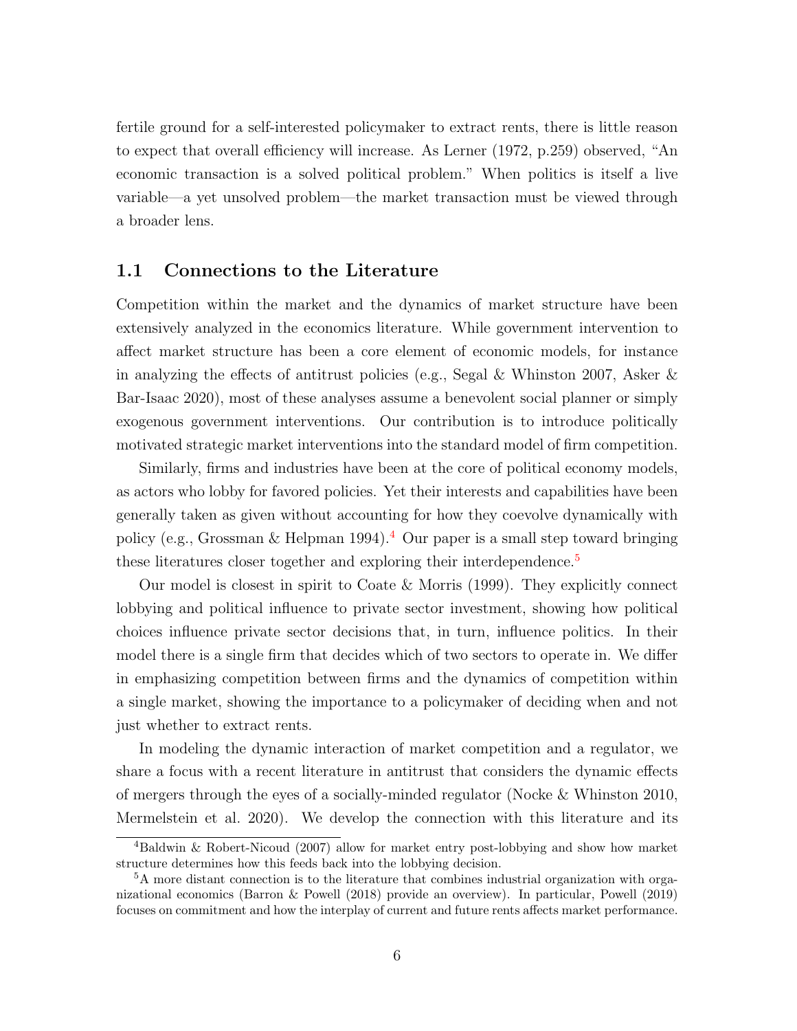fertile ground for a self-interested policymaker to extract rents, there is little reason to expect that overall efficiency will increase. As Lerner (1972, p.259) observed, "An economic transaction is a solved political problem." When politics is itself a live variable—a yet unsolved problem—the market transaction must be viewed through a broader lens.

## 1.1 Connections to the Literature

Competition within the market and the dynamics of market structure have been extensively analyzed in the economics literature. While government intervention to affect market structure has been a core element of economic models, for instance in analyzing the effects of antitrust policies (e.g., Segal & Whinston 2007, Asker & Bar-Isaac 2020), most of these analyses assume a benevolent social planner or simply exogenous government interventions. Our contribution is to introduce politically motivated strategic market interventions into the standard model of firm competition.

Similarly, firms and industries have been at the core of political economy models, as actors who lobby for favored policies. Yet their interests and capabilities have been generally taken as given without accounting for how they coevolve dynamically with policy (e.g., Grossman & Helpman 1994).[4] Our paper is a small step toward bringing these literatures closer together and exploring their interdependence.[5]

Our model is closest in spirit to Coate & Morris (1999). They explicitly connect lobbying and political influence to private sector investment, showing how political choices influence private sector decisions that, in turn, influence politics. In their model there is a single firm that decides which of two sectors to operate in. We differ in emphasizing competition between firms and the dynamics of competition within a single market, showing the importance to a policymaker of deciding when and not just whether to extract rents.

In modeling the dynamic interaction of market competition and a regulator, we share a focus with a recent literature in antitrust that considers the dynamic effects of mergers through the eyes of a socially-minded regulator (Nocke & Whinston 2010, Mermelstein et al. 2020). We develop the connection with this literature and its

[4] Baldwin & Robert-Nicoud (2007) allow for market entry post-lobbying and show how market structure determines how this feeds back into the lobbying decision.

[5] A more distant connection is to the literature that combines industrial organization with organizational economics (Barron & Powell (2018) provide an overview). In particular, Powell (2019) focuses on commitment and how the interplay of current and future rents affects market performance.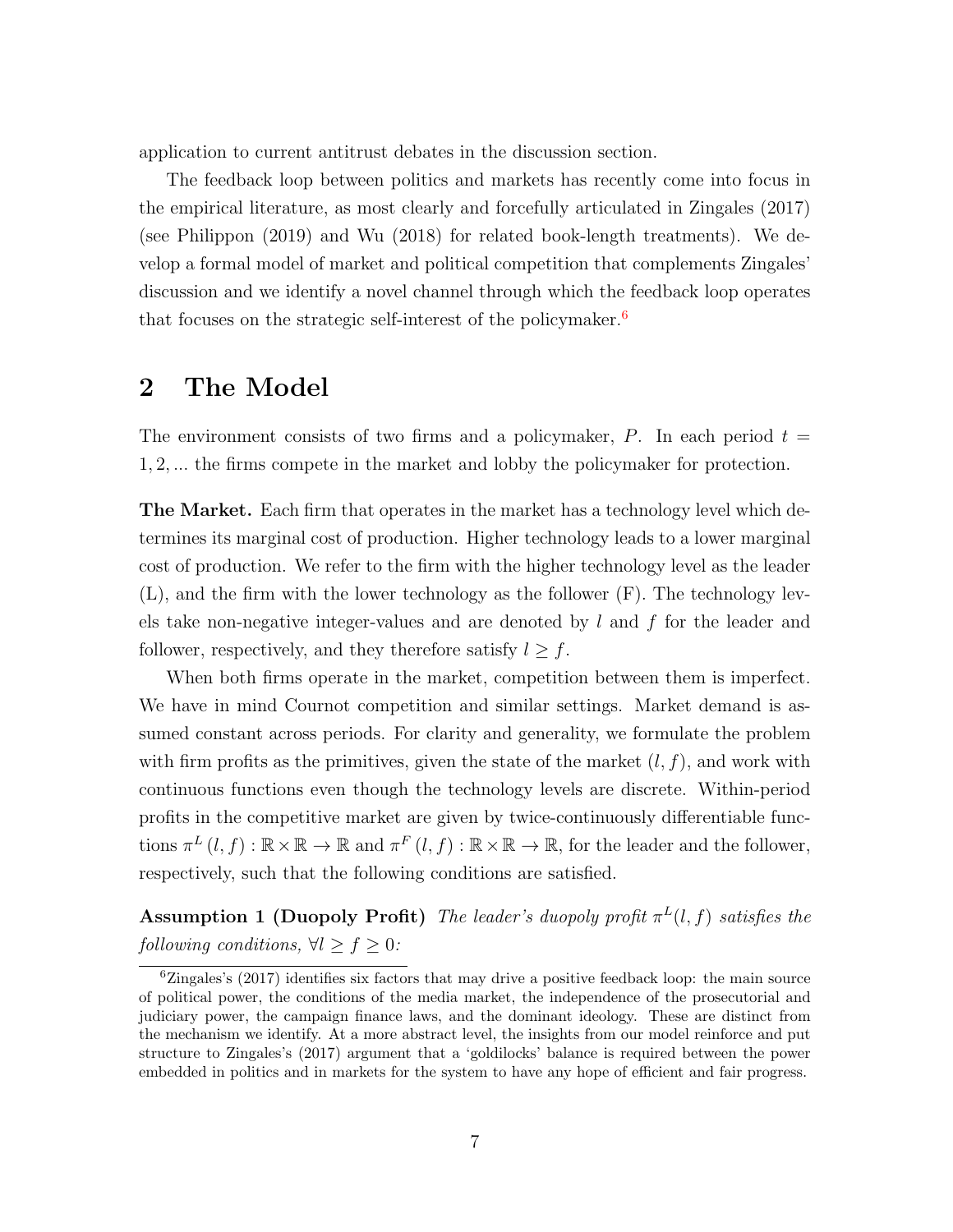application to current antitrust debates in the discussion section.

The feedback loop between politics and markets has recently come into focus in the empirical literature, as most clearly and forcefully articulated in Zingales (2017) (see Philippon (2019) and Wu (2018) for related book-length treatments). We develop a formal model of market and political competition that complements Zingales' discussion and we identify a novel channel through which the feedback loop operates that focuses on the strategic self-interest of the policymaker.[6]

# 2 The Model

The environment consists of two firms and a policymaker, $P$. In each period $t = 1, 2, ...$ the firms compete in the market and lobby the policymaker for protection.

**The Market.** Each firm that operates in the market has a technology level which determines its marginal cost of production. Higher technology leads to a lower marginal cost of production. We refer to the firm with the higher technology level as the leader (L), and the firm with the lower technology as the follower (F). The technology levels take non-negative integer-values and are denoted by $l$ and $f$ for the leader and follower, respectively, and they therefore satisfy $l \geq f$.

When both firms operate in the market, competition between them is imperfect. We have in mind Cournot competition and similar settings. Market demand is assumed constant across periods. For clarity and generality, we formulate the problem with firm profits as the primitives, given the state of the market $(l, f)$, and work with continuous functions even though the technology levels are discrete. Within-period profits in the competitive market are given by twice-continuously differentiable functions $\pi^L(l, f) : \mathbb{R} \times \mathbb{R} \to \mathbb{R}$ and $\pi^F(l, f) : \mathbb{R} \times \mathbb{R} \to \mathbb{R}$, for the leader and the follower, respectively, such that the following conditions are satisfied.

**Assumption 1 (Duopoly Profit)** *The leader's duopoly profit $\pi^L(l, f)$ satisfies the following conditions, $\forall l \geq f \geq 0$:*

[6] Zingales's (2017) identifies six factors that may drive a positive feedback loop: the main source of political power, the conditions of the media market, the independence of the prosecutorial and judiciary power, the campaign finance laws, and the dominant ideology. These are distinct from the mechanism we identify. At a more abstract level, the insights from our model reinforce and put structure to Zingales's (2017) argument that a 'goldilocks' balance is required between the power embedded in politics and in markets for the system to have any hope of efficient and fair progress.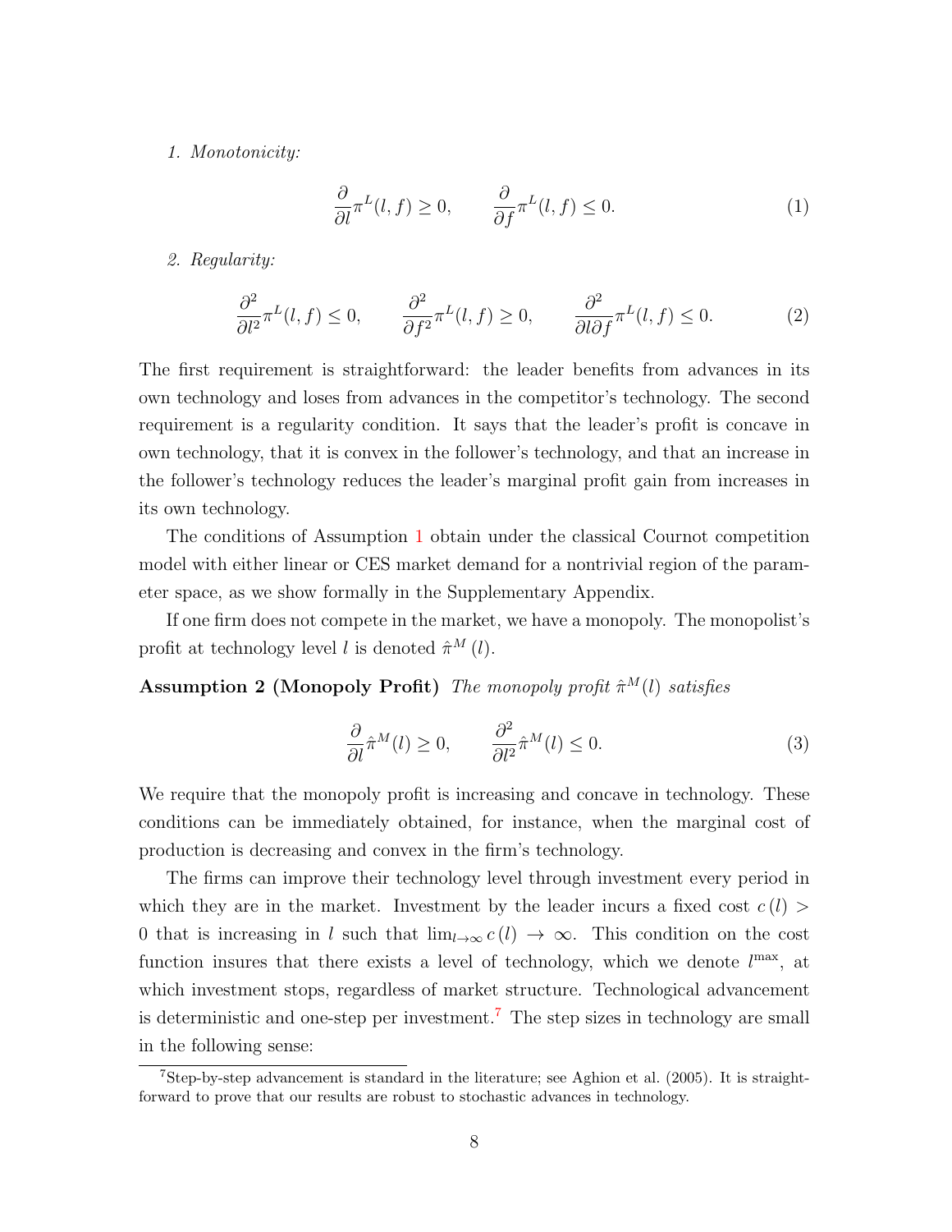1. *Monotonicity:*

$$\frac{\partial}{\partial l}\pi^L(l,f) \geq 0, \qquad \frac{\partial}{\partial f}\pi^L(l,f) \leq 0. \tag{1}$$

2. *Regularity:*

$$\frac{\partial^2}{\partial l^2}\pi^L(l,f) \leq 0, \qquad \frac{\partial^2}{\partial f^2}\pi^L(l,f) \geq 0, \qquad \frac{\partial^2}{\partial l \partial f}\pi^L(l,f) \leq 0. \tag{2}$$

The first requirement is straightforward: the leader benefits from advances in its own technology and loses from advances in the competitor's technology. The second requirement is a regularity condition. It says that the leader's profit is concave in own technology, that it is convex in the follower's technology, and that an increase in the follower's technology reduces the leader's marginal profit gain from increases in its own technology.

The conditions of Assumption 1 obtain under the classical Cournot competition model with either linear or CES market demand for a nontrivial region of the parameter space, as we show formally in the Supplementary Appendix.

If one firm does not compete in the market, we have a monopoly. The monopolist's profit at technology level $l$ is denoted $\hat{\pi}^M(l)$.

**Assumption 2 (Monopoly Profit)** *The monopoly profit $\hat{\pi}^M(l)$ satisfies*

$$\frac{\partial}{\partial l}\hat{\pi}^M(l) \geq 0, \qquad \frac{\partial^2}{\partial l^2}\hat{\pi}^M(l) \leq 0. \tag{3}$$

We require that the monopoly profit is increasing and concave in technology. These conditions can be immediately obtained, for instance, when the marginal cost of production is decreasing and convex in the firm's technology.

The firms can improve their technology level through investment every period in which they are in the market. Investment by the leader incurs a fixed cost $c(l) > 0$ that is increasing in $l$ such that $\lim_{l\to\infty} c(l) \to \infty$. This condition on the cost function insures that there exists a level of technology, which we denote $l^{\max}$, at which investment stops, regardless of market structure. Technological advancement is deterministic and one-step per investment.[7] The step sizes in technology are small in the following sense:

[7] Step-by-step advancement is standard in the literature; see Aghion et al. (2005). It is straightforward to prove that our results are robust to stochastic advances in technology.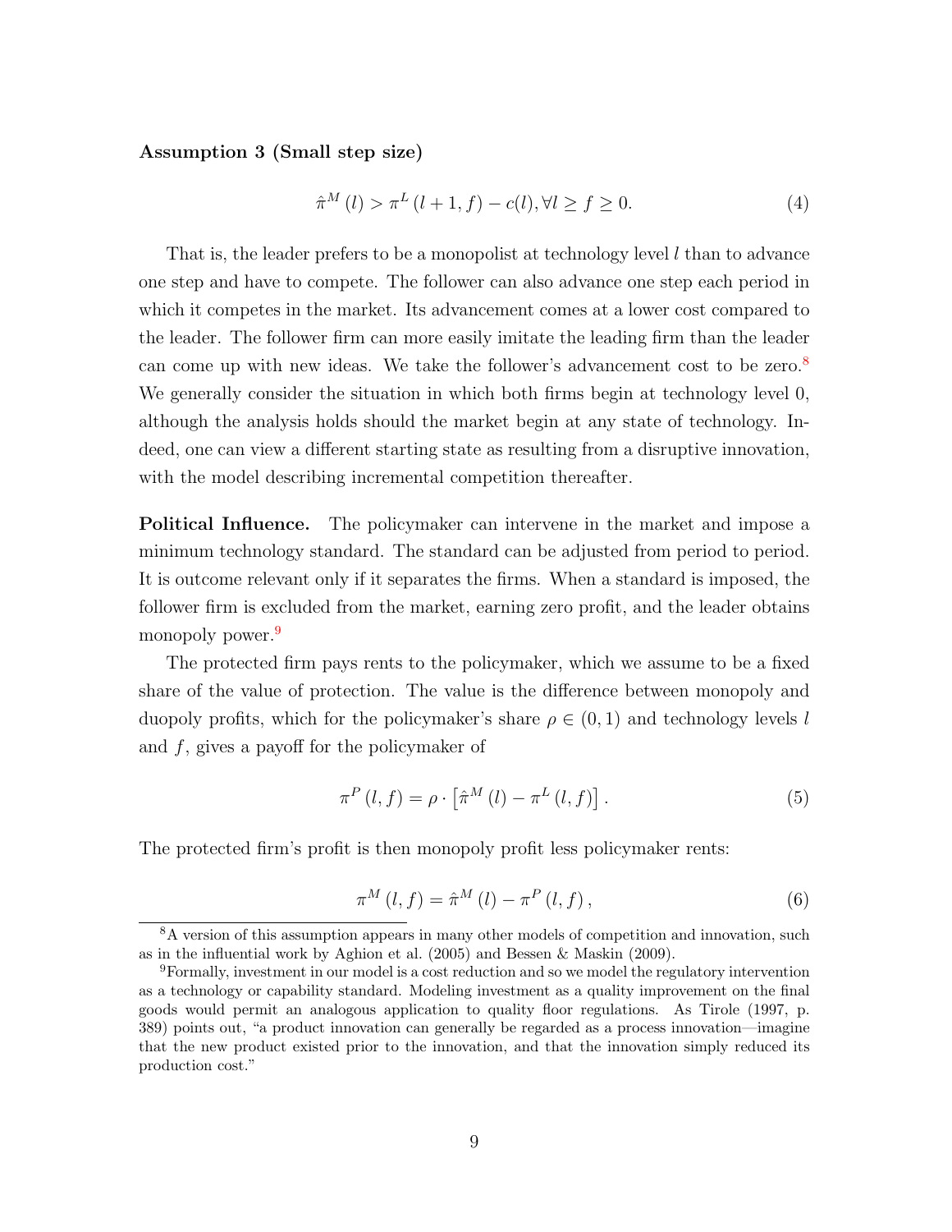**Assumption 3 (Small step size)**

$$\hat{\pi}^M(l) > \pi^L(l+1, f) - c(l), \forall l \geq f \geq 0. \tag{4}$$

That is, the leader prefers to be a monopolist at technology level $l$ than to advance one step and have to compete. The follower can also advance one step each period in which it competes in the market. Its advancement comes at a lower cost compared to the leader. The follower firm can more easily imitate the leading firm than the leader can come up with new ideas. We take the follower's advancement cost to be zero.[8] We generally consider the situation in which both firms begin at technology level 0, although the analysis holds should the market begin at any state of technology. Indeed, one can view a different starting state as resulting from a disruptive innovation, with the model describing incremental competition thereafter.

**Political Influence.** The policymaker can intervene in the market and impose a minimum technology standard. The standard can be adjusted from period to period. It is outcome relevant only if it separates the firms. When a standard is imposed, the follower firm is excluded from the market, earning zero profit, and the leader obtains monopoly power.[9]

The protected firm pays rents to the policymaker, which we assume to be a fixed share of the value of protection. The value is the difference between monopoly and duopoly profits, which for the policymaker's share $\rho \in (0, 1)$ and technology levels $l$ and $f$, gives a payoff for the policymaker of

$$\pi^P(l, f) = \rho \cdot \left[\hat{\pi}^M(l) - \pi^L(l, f)\right]. \tag{5}$$

The protected firm's profit is then monopoly profit less policymaker rents:

$$\pi^M(l, f) = \hat{\pi}^M(l) - \pi^P(l, f), \tag{6}$$

[8] A version of this assumption appears in many other models of competition and innovation, such as in the influential work by Aghion et al. (2005) and Bessen & Maskin (2009).

[9] Formally, investment in our model is a cost reduction and so we model the regulatory intervention as a technology or capability standard. Modeling investment as a quality improvement on the final goods would permit an analogous application to quality floor regulations. As Tirole (1997, p. 389) points out, "a product innovation can generally be regarded as a process innovation—imagine that the new product existed prior to the innovation, and that the innovation simply reduced its production cost."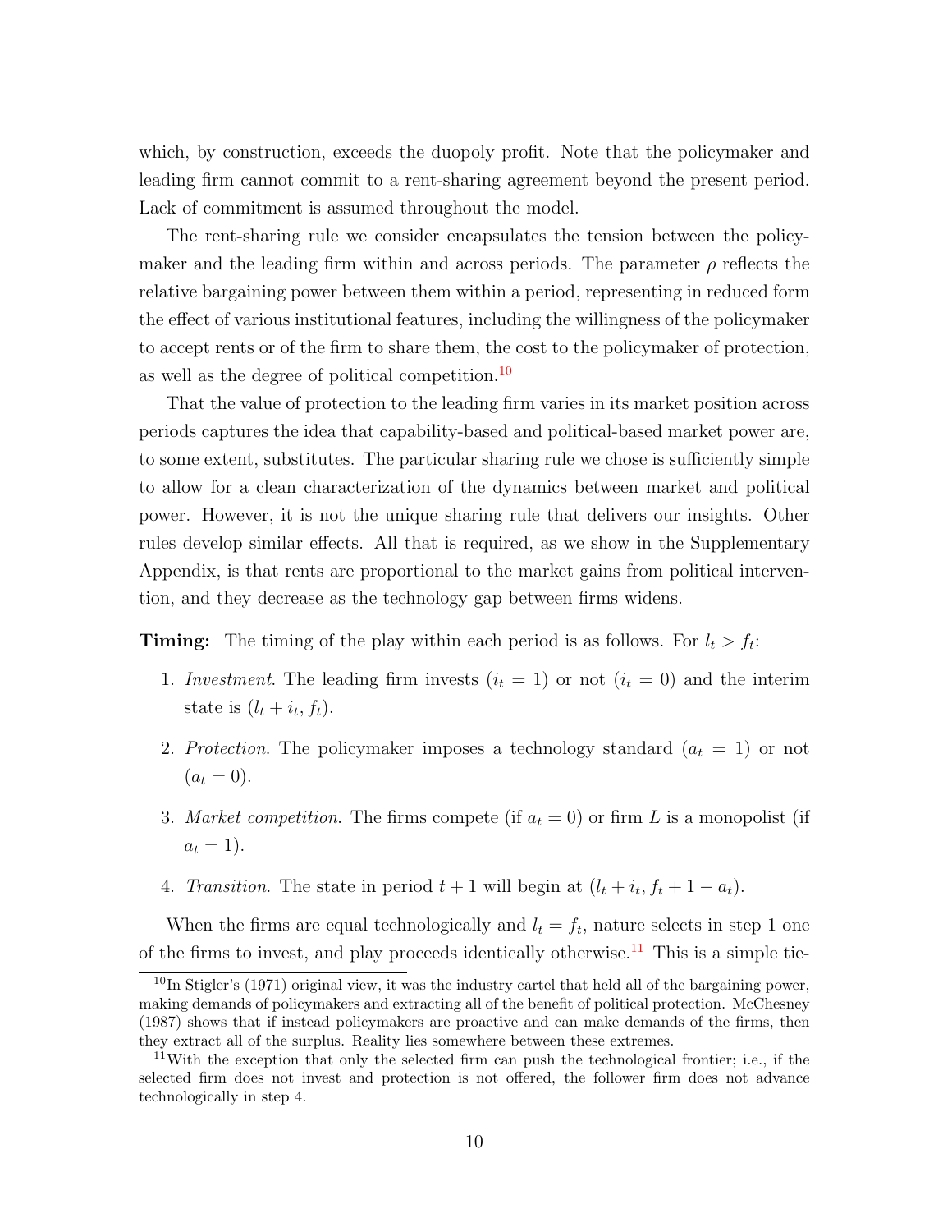which, by construction, exceeds the duopoly profit. Note that the policymaker and leading firm cannot commit to a rent-sharing agreement beyond the present period. Lack of commitment is assumed throughout the model.

The rent-sharing rule we consider encapsulates the tension between the policymaker and the leading firm within and across periods. The parameter $\rho$ reflects the relative bargaining power between them within a period, representing in reduced form the effect of various institutional features, including the willingness of the policymaker to accept rents or of the firm to share them, the cost to the policymaker of protection, as well as the degree of political competition.[10]

That the value of protection to the leading firm varies in its market position across periods captures the idea that capability-based and political-based market power are, to some extent, substitutes. The particular sharing rule we chose is sufficiently simple to allow for a clean characterization of the dynamics between market and political power. However, it is not the unique sharing rule that delivers our insights. Other rules develop similar effects. All that is required, as we show in the Supplementary Appendix, is that rents are proportional to the market gains from political intervention, and they decrease as the technology gap between firms widens.

**Timing:** The timing of the play within each period is as follows. For $l_t > f_t$:

1. *Investment*. The leading firm invests ($i_t = 1$) or not ($i_t = 0$) and the interim state is $(l_t + i_t, f_t)$.
2. *Protection*. The policymaker imposes a technology standard ($a_t = 1$) or not ($a_t = 0$).
3. *Market competition*. The firms compete (if $a_t = 0$) or firm $L$ is a monopolist (if $a_t = 1$).
4. *Transition*. The state in period $t + 1$ will begin at $(l_t + i_t, f_t + 1 - a_t)$.

When the firms are equal technologically and $l_t = f_t$, nature selects in step 1 one of the firms to invest, and play proceeds identically otherwise.[11] This is a simple tie-

[10] In Stigler's (1971) original view, it was the industry cartel that held all of the bargaining power, making demands of policymakers and extracting all of the benefit of political protection. McChesney (1987) shows that if instead policymakers are proactive and can make demands of the firms, then they extract all of the surplus. Reality lies somewhere between these extremes.

[11] With the exception that only the selected firm can push the technological frontier; i.e., if the selected firm does not invest and protection is not offered, the follower firm does not advance technologically in step 4.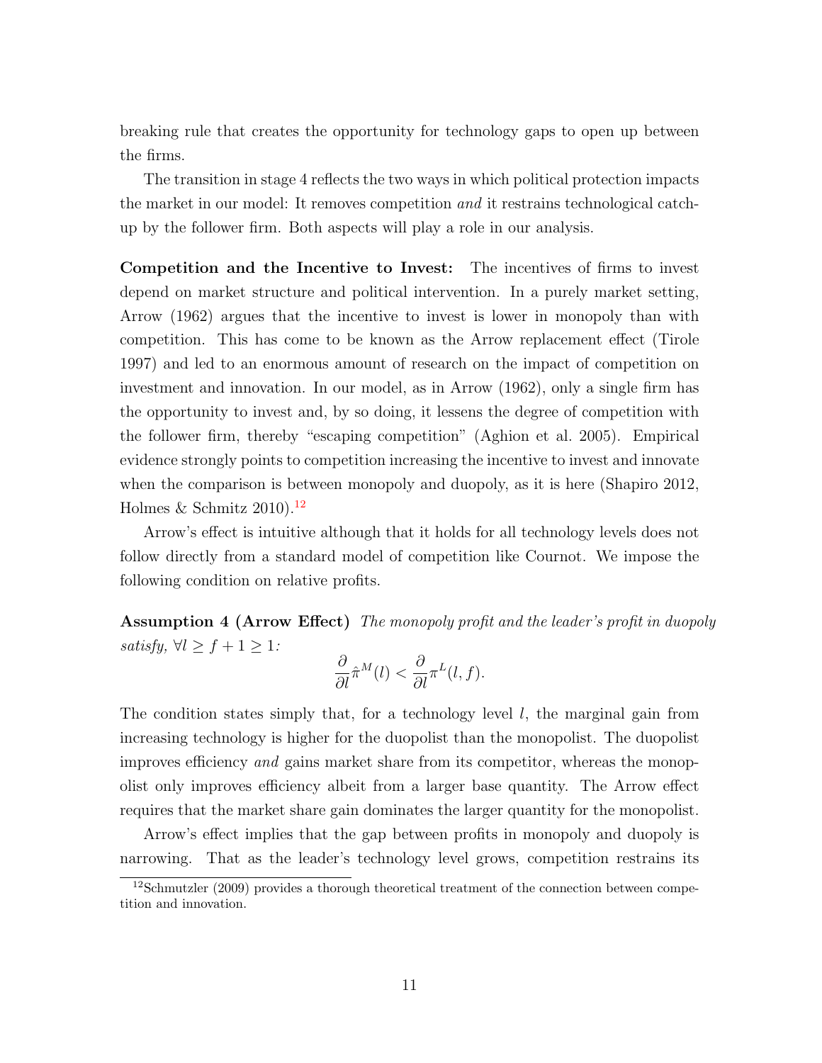breaking rule that creates the opportunity for technology gaps to open up between the firms.

The transition in stage 4 reflects the two ways in which political protection impacts the market in our model: It removes competition *and* it restrains technological catch-up by the follower firm. Both aspects will play a role in our analysis.

**Competition and the Incentive to Invest:** The incentives of firms to invest depend on market structure and political intervention. In a purely market setting, Arrow (1962) argues that the incentive to invest is lower in monopoly than with competition. This has come to be known as the Arrow replacement effect (Tirole 1997) and led to an enormous amount of research on the impact of competition on investment and innovation. In our model, as in Arrow (1962), only a single firm has the opportunity to invest and, by so doing, it lessens the degree of competition with the follower firm, thereby "escaping competition" (Aghion et al. 2005). Empirical evidence strongly points to competition increasing the incentive to invest and innovate when the comparison is between monopoly and duopoly, as it is here (Shapiro 2012, Holmes & Schmitz 2010).[12]

Arrow's effect is intuitive although that it holds for all technology levels does not follow directly from a standard model of competition like Cournot. We impose the following condition on relative profits.

**Assumption 4 (Arrow Effect)** *The monopoly profit and the leader's profit in duopoly satisfy, $\forall l \geq f+1 \geq 1$:*

$$\frac{\partial}{\partial l}\hat{\pi}^M(l) < \frac{\partial}{\partial l}\pi^L(l,f).$$

The condition states simply that, for a technology level $l$, the marginal gain from increasing technology is higher for the duopolist than the monopolist. The duopolist improves efficiency *and* gains market share from its competitor, whereas the monopolist only improves efficiency albeit from a larger base quantity. The Arrow effect requires that the market share gain dominates the larger quantity for the monopolist.

Arrow's effect implies that the gap between profits in monopoly and duopoly is narrowing. That as the leader's technology level grows, competition restrains its

[12] Schmutzler (2009) provides a thorough theoretical treatment of the connection between competition and innovation.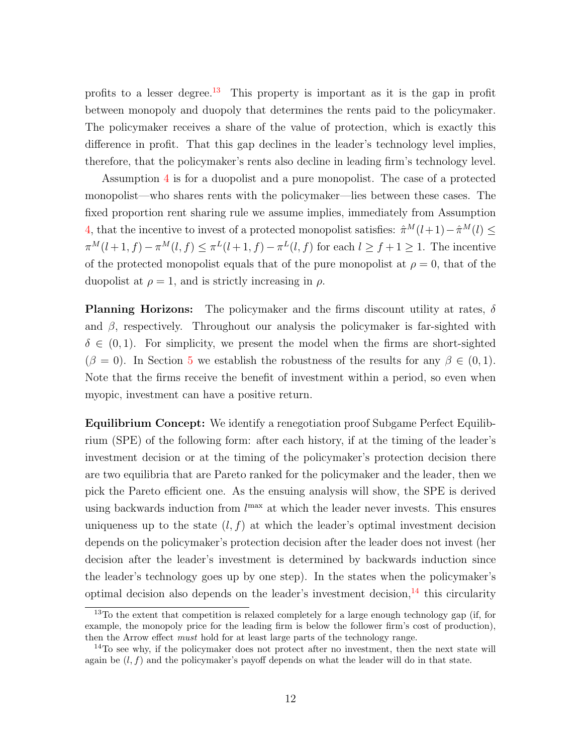profits to a lesser degree.[13] This property is important as it is the gap in profit between monopoly and duopoly that determines the rents paid to the policymaker. The policymaker receives a share of the value of protection, which is exactly this difference in profit. That this gap declines in the leader's technology level implies, therefore, that the policymaker's rents also decline in leading firm's technology level.

Assumption 4 is for a duopolist and a pure monopolist. The case of a protected monopolist—who shares rents with the policymaker—lies between these cases. The fixed proportion rent sharing rule we assume implies, immediately from Assumption 4, that the incentive to invest of a protected monopolist satisfies: $\hat{\pi}^M(l+1) - \hat{\pi}^M(l) \leq \pi^M(l+1, f) - \pi^M(l, f) \leq \pi^L(l+1, f) - \pi^L(l, f)$ for each $l \geq f + 1 \geq 1$. The incentive of the protected monopolist equals that of the pure monopolist at $\rho = 0$, that of the duopolist at $\rho = 1$, and is strictly increasing in $\rho$.

**Planning Horizons:** The policymaker and the firms discount utility at rates, $\delta$ and $\beta$, respectively. Throughout our analysis the policymaker is far-sighted with $\delta \in (0, 1)$. For simplicity, we present the model when the firms are short-sighted ($\beta = 0$). In Section 5 we establish the robustness of the results for any $\beta \in (0, 1)$. Note that the firms receive the benefit of investment within a period, so even when myopic, investment can have a positive return.

**Equilibrium Concept:** We identify a renegotiation proof Subgame Perfect Equilibrium (SPE) of the following form: after each history, if at the timing of the leader's investment decision or at the timing of the policymaker's protection decision there are two equilibria that are Pareto ranked for the policymaker and the leader, then we pick the Pareto efficient one. As the ensuing analysis will show, the SPE is derived using backwards induction from $l^{\max}$ at which the leader never invests. This ensures uniqueness up to the state $(l, f)$ at which the leader's optimal investment decision depends on the policymaker's protection decision after the leader does not invest (her decision after the leader's investment is determined by backwards induction since the leader's technology goes up by one step). In the states when the policymaker's optimal decision also depends on the leader's investment decision,[14] this circularity

[13] To the extent that competition is relaxed completely for a large enough technology gap (if, for example, the monopoly price for the leading firm is below the follower firm's cost of production), then the Arrow effect *must* hold for at least large parts of the technology range.

[14] To see why, if the policymaker does not protect after no investment, then the next state will again be $(l, f)$ and the policymaker's payoff depends on what the leader will do in that state.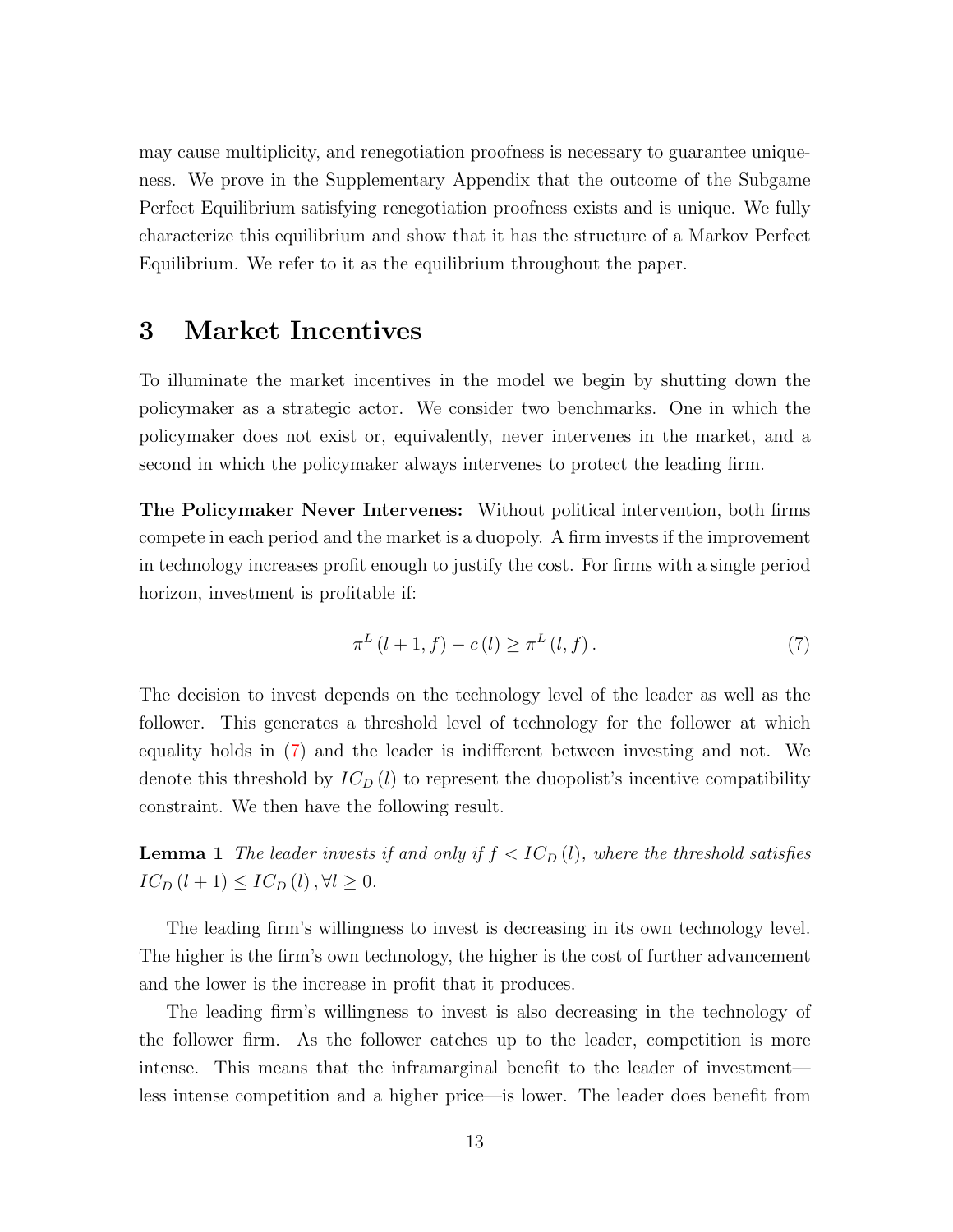may cause multiplicity, and renegotiation proofness is necessary to guarantee uniqueness. We prove in the Supplementary Appendix that the outcome of the Subgame Perfect Equilibrium satisfying renegotiation proofness exists and is unique. We fully characterize this equilibrium and show that it has the structure of a Markov Perfect Equilibrium. We refer to it as the equilibrium throughout the paper.

# 3 Market Incentives

To illuminate the market incentives in the model we begin by shutting down the policymaker as a strategic actor. We consider two benchmarks. One in which the policymaker does not exist or, equivalently, never intervenes in the market, and a second in which the policymaker always intervenes to protect the leading firm.

**The Policymaker Never Intervenes:** Without political intervention, both firms compete in each period and the market is a duopoly. A firm invests if the improvement in technology increases profit enough to justify the cost. For firms with a single period horizon, investment is profitable if:

$$\pi^L (l+1, f) - c(l) \geq \pi^L (l, f) . \tag{7}$$

The decision to invest depends on the technology level of the leader as well as the follower. This generates a threshold level of technology for the follower at which equality holds in (7) and the leader is indifferent between investing and not. We denote this threshold by $IC_D(l)$ to represent the duopolist's incentive compatibility constraint. We then have the following result.

**Lemma 1** *The leader invests if and only if $f < IC_D(l)$, where the threshold satisfies $IC_D(l+1) \leq IC_D(l), \forall l \geq 0$.*

The leading firm's willingness to invest is decreasing in its own technology level. The higher is the firm's own technology, the higher is the cost of further advancement and the lower is the increase in profit that it produces.

The leading firm's willingness to invest is also decreasing in the technology of the follower firm. As the follower catches up to the leader, competition is more intense. This means that the inframarginal benefit to the leader of investment—less intense competition and a higher price—is lower. The leader does benefit from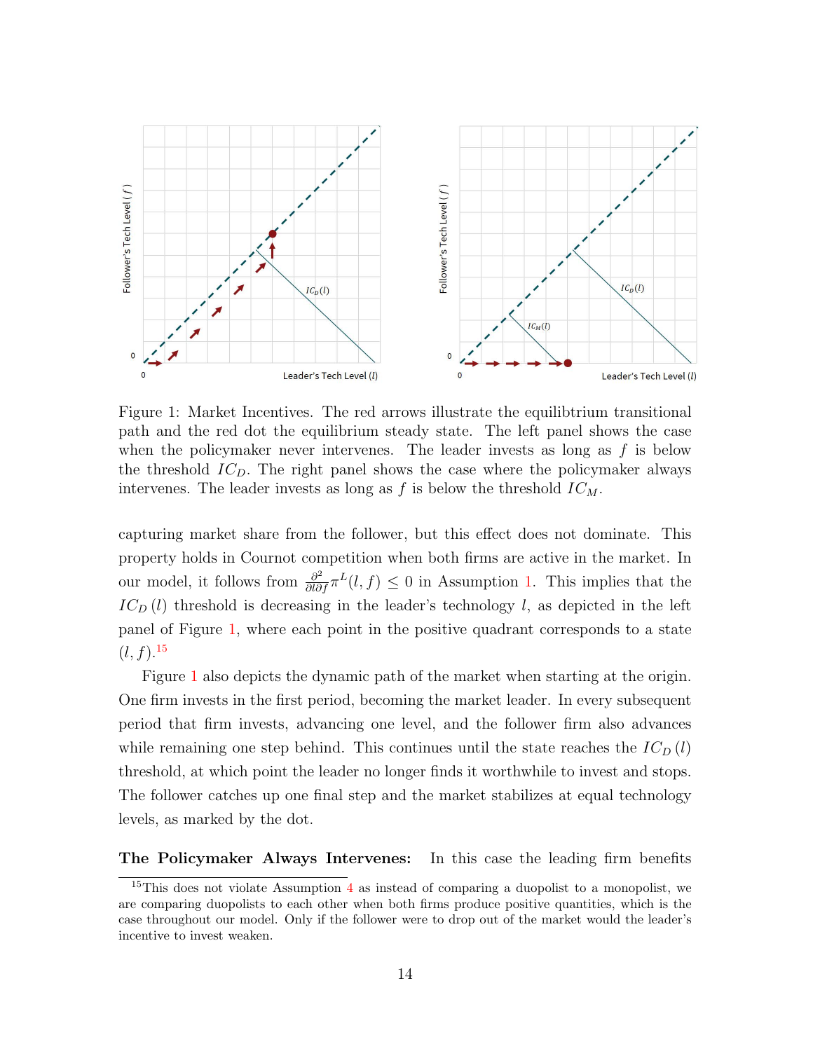Figure 1: Market Incentives. The red arrows illustrate the equilibtrium transitional path and the red dot the equilibrium steady state. The left panel shows the case when the policymaker never intervenes. The leader invests as long as $f$ is below the threshold $IC_D$. The right panel shows the case where the policymaker always intervenes. The leader invests as long as $f$ is below the threshold $IC_M$.

capturing market share from the follower, but this effect does not dominate. This property holds in Cournot competition when both firms are active in the market. In our model, it follows from $\frac{\partial^2}{\partial l \partial f}\pi^L(l,f) \leq 0$ in Assumption 1. This implies that the $IC_D(l)$ threshold is decreasing in the leader's technology $l$, as depicted in the left panel of Figure 1, where each point in the positive quadrant corresponds to a state $(l,f)$.[15]

Figure 1 also depicts the dynamic path of the market when starting at the origin. One firm invests in the first period, becoming the market leader. In every subsequent period that firm invests, advancing one level, and the follower firm also advances while remaining one step behind. This continues until the state reaches the $IC_D(l)$ threshold, at which point the leader no longer finds it worthwhile to invest and stops. The follower catches up one final step and the market stabilizes at equal technology levels, as marked by the dot.

**The Policymaker Always Intervenes:** In this case the leading firm benefits

[15] This does not violate Assumption 4 as instead of comparing a duopolist to a monopolist, we are comparing duopolists to each other when both firms produce positive quantities, which is the case throughout our model. Only if the follower were to drop out of the market would the leader's incentive to invest weaken.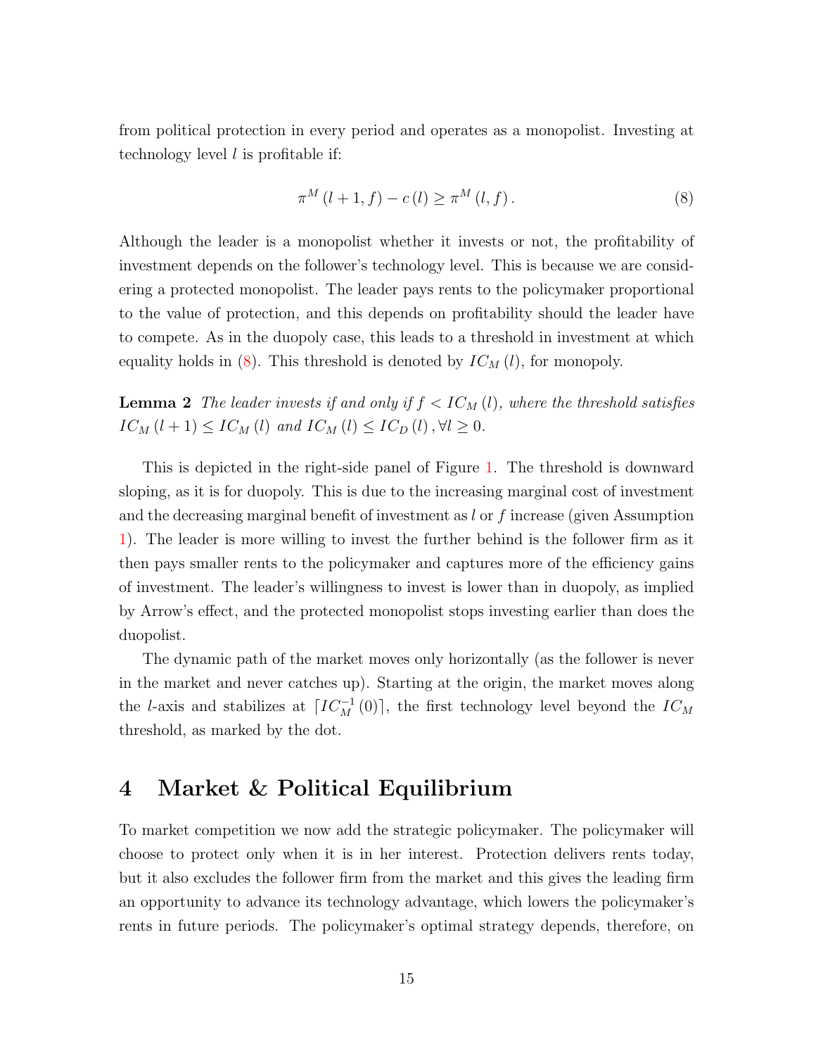from political protection in every period and operates as a monopolist. Investing at technology level $l$ is profitable if:

$$\pi^{M}\left(l+1, f\right)-c\left(l\right) \geq \pi^{M}\left(l, f\right). \tag{8}$$

Although the leader is a monopolist whether it invests or not, the profitability of investment depends on the follower's technology level. This is because we are considering a protected monopolist. The leader pays rents to the policymaker proportional to the value of protection, and this depends on profitability should the leader have to compete. As in the duopoly case, this leads to a threshold in investment at which equality holds in (8). This threshold is denoted by $IC_M\left(l\right)$, for monopoly.

**Lemma 2** *The leader invests if and only if $f < IC_M\left(l\right)$, where the threshold satisfies $IC_M\left(l+1\right) \leq IC_M\left(l\right)$ and $IC_M\left(l\right) \leq IC_D\left(l\right), \forall l \geq 0$.*

This is depicted in the right-side panel of Figure 1. The threshold is downward sloping, as it is for duopoly. This is due to the increasing marginal cost of investment and the decreasing marginal benefit of investment as $l$ or $f$ increase (given Assumption 1). The leader is more willing to invest the further behind is the follower firm as it then pays smaller rents to the policymaker and captures more of the efficiency gains of investment. The leader's willingness to invest is lower than in duopoly, as implied by Arrow's effect, and the protected monopolist stops investing earlier than does the duopolist.

The dynamic path of the market moves only horizontally (as the follower is never in the market and never catches up). Starting at the origin, the market moves along the $l$-axis and stabilizes at $\lceil IC_M^{-1}\left(0\right)\rceil$, the first technology level beyond the $IC_M$ threshold, as marked by the dot.

# 4 Market & Political Equilibrium

To market competition we now add the strategic policymaker. The policymaker will choose to protect only when it is in her interest. Protection delivers rents today, but it also excludes the follower firm from the market and this gives the leading firm an opportunity to advance its technology advantage, which lowers the policymaker's rents in future periods. The policymaker's optimal strategy depends, therefore, on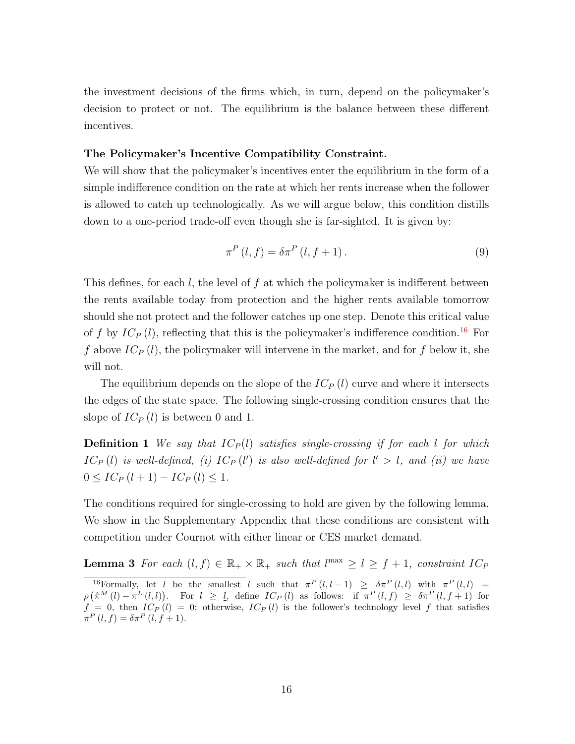the investment decisions of the firms which, in turn, depend on the policymaker's decision to protect or not. The equilibrium is the balance between these different incentives.

**The Policymaker's Incentive Compatibility Constraint.**

We will show that the policymaker's incentives enter the equilibrium in the form of a simple indifference condition on the rate at which her rents increase when the follower is allowed to catch up technologically. As we will argue below, this condition distills down to a one-period trade-off even though she is far-sighted. It is given by:

$$\pi^P(l,f) = \delta \pi^P(l,f+1). \tag{9}$$

This defines, for each $l$, the level of $f$ at which the policymaker is indifferent between the rents available today from protection and the higher rents available tomorrow should she not protect and the follower catches up one step. Denote this critical value of $f$ by $IC_P(l)$, reflecting that this is the policymaker's indifference condition.[16] For $f$ above $IC_P(l)$, the policymaker will intervene in the market, and for $f$ below it, she will not.

The equilibrium depends on the slope of the $IC_P(l)$ curve and where it intersects the edges of the state space. The following single-crossing condition ensures that the slope of $IC_P(l)$ is between 0 and 1.

**Definition 1** *We say that $IC_P(l)$ satisfies single-crossing if for each $l$ for which $IC_P(l)$ is well-defined, (i) $IC_P(l')$ is also well-defined for $l' > l$, and (ii) we have $0 \leq IC_P(l+1) - IC_P(l) \leq 1$.*

The conditions required for single-crossing to hold are given by the following lemma. We show in the Supplementary Appendix that these conditions are consistent with competition under Cournot with either linear or CES market demand.

**Lemma 3** *For each $(l,f) \in \mathbb{R}_+ \times \mathbb{R}_+$ such that $l^{\max} \geq l \geq f+1$, constraint $IC_P$*

[16] Formally, let $\underline{l}$ be the smallest $l$ such that $\pi^P(l,l-1) \geq \delta\pi^P(l,l)$ with $\pi^P(l,l) = \rho\left(\hat{\pi}^M(l) - \pi^L(l,l)\right)$. For $l \geq \underline{l}$, define $IC_P(l)$ as follows: if $\pi^P(l,f) \geq \delta\pi^P(l,f+1)$ for $f = 0$, then $IC_P(l) = 0$; otherwise, $IC_P(l)$ is the follower's technology level $f$ that satisfies $\pi^P(l,f) = \delta\pi^P(l,f+1)$.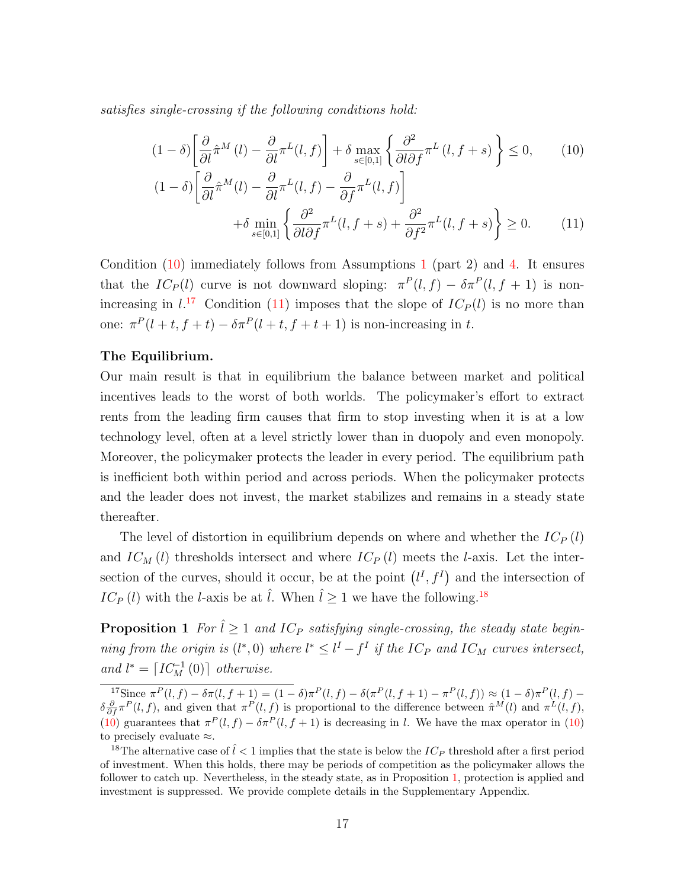*satisfies single-crossing if the following conditions hold:*

$$(1-\delta)\left[\frac{\partial}{\partial l}\hat{\pi}^{M}(l) - \frac{\partial}{\partial l}\pi^{L}(l,f)\right] + \delta \max_{s\in[0,1]}\left\{\frac{\partial^2}{\partial l \partial f}\pi^{L}(l,f+s)\right\} \leq 0, \tag{10}$$

$$(1-\delta)\left[\frac{\partial}{\partial l}\hat{\pi}^{M}(l) - \frac{\partial}{\partial l}\pi^{L}(l,f) - \frac{\partial}{\partial f}\pi^{L}(l,f)\right] + \delta \min_{s\in[0,1]}\left\{\frac{\partial^2}{\partial l \partial f}\pi^{L}(l,f+s) + \frac{\partial^2}{\partial f^2}\pi^{L}(l,f+s)\right\} \geq 0. \tag{11}$$

Condition (10) immediately follows from Assumptions 1 (part 2) and 4. It ensures that the $IC_P(l)$ curve is not downward sloping: $\pi^P(l,f) - \delta\pi^P(l,f+1)$ is non-increasing in $l$.[17] Condition (11) imposes that the slope of $IC_P(l)$ is no more than one: $\pi^P(l+t,f+t) - \delta\pi^P(l+t,f+t+1)$ is non-increasing in $t$.

**The Equilibrium.**

Our main result is that in equilibrium the balance between market and political incentives leads to the worst of both worlds. The policymaker's effort to extract rents from the leading firm causes that firm to stop investing when it is at a low technology level, often at a level strictly lower than in duopoly and even monopoly. Moreover, the policymaker protects the leader in every period. The equilibrium path is inefficient both within period and across periods. When the policymaker protects and the leader does not invest, the market stabilizes and remains in a steady state thereafter.

The level of distortion in equilibrium depends on where and whether the $IC_P(l)$ and $IC_M(l)$ thresholds intersect and where $IC_P(l)$ meets the $l$-axis. Let the intersection of the curves, should it occur, be at the point $(l^I, f^I)$ and the intersection of $IC_P(l)$ with the $l$-axis be at $\hat{l}$. When $\hat{l} \geq 1$ we have the following.[18]

**Proposition 1** *For $\hat{l} \geq 1$ and $IC_P$ satisfying single-crossing, the steady state beginning from the origin is $(l^*, 0)$ where $l^* \leq l^I - f^I$ if the $IC_P$ and $IC_M$ curves intersect, and $l^* = \lceil IC_M^{-1}(0) \rceil$ otherwise.*

[17] Since $\pi^P(l,f) - \delta\pi(l,f+1) = (1-\delta)\pi^P(l,f) - \delta(\pi^P(l,f+1) - \pi^P(l,f)) \approx (1-\delta)\pi^P(l,f) - \delta\frac{\partial}{\partial f}\pi^P(l,f)$, and given that $\pi^P(l,f)$ is proportional to the difference between $\hat{\pi}^M(l)$ and $\pi^L(l,f)$, (10) guarantees that $\pi^P(l,f) - \delta\pi^P(l,f+1)$ is decreasing in $l$. We have the max operator in (10) to precisely evaluate $\approx$.

[18] The alternative case of $\hat{l} < 1$ implies that the state is below the $IC_P$ threshold after a first period of investment. When this holds, there may be periods of competition as the policymaker allows the follower to catch up. Nevertheless, in the steady state, as in Proposition 1, protection is applied and investment is suppressed. We provide complete details in the Supplementary Appendix.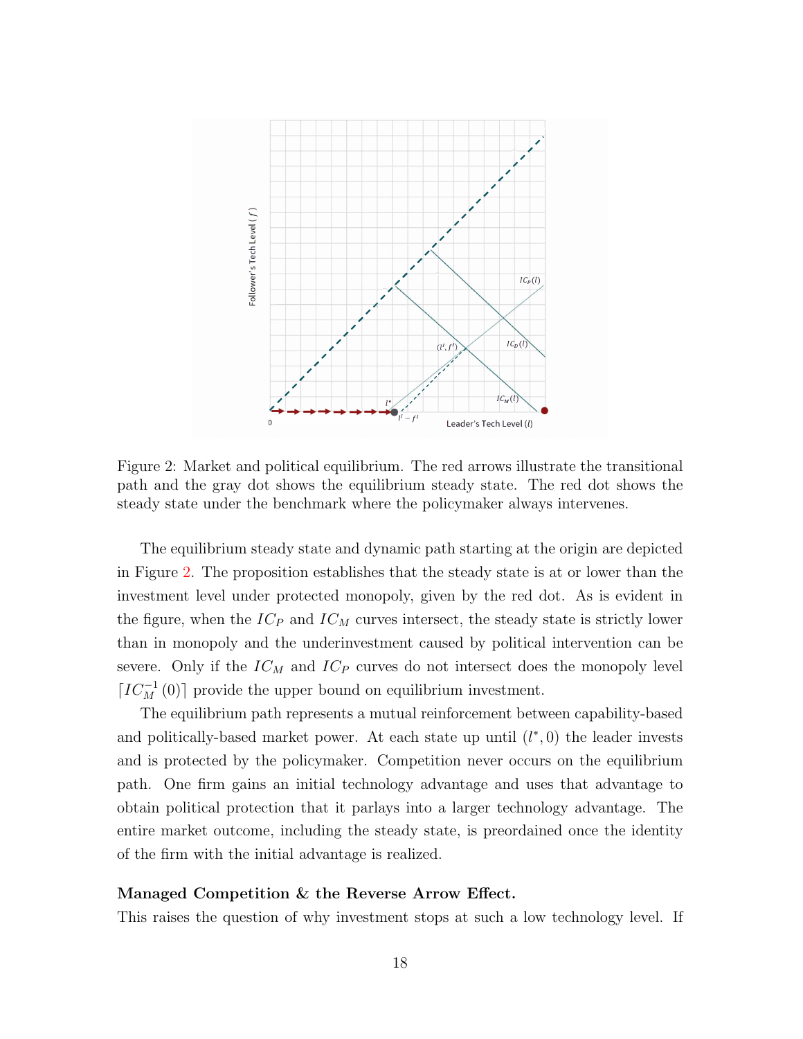Figure 2: Market and political equilibrium. The red arrows illustrate the transitional path and the gray dot shows the equilibrium steady state. The red dot shows the steady state under the benchmark where the policymaker always intervenes.

The equilibrium steady state and dynamic path starting at the origin are depicted in Figure 2. The proposition establishes that the steady state is at or lower than the investment level under protected monopoly, given by the red dot. As is evident in the figure, when the $IC_P$ and $IC_M$ curves intersect, the steady state is strictly lower than in monopoly and the underinvestment caused by political intervention can be severe. Only if the $IC_M$ and $IC_P$ curves do not intersect does the monopoly level $\lceil IC_M^{-1}(0) \rceil$ provide the upper bound on equilibrium investment.

The equilibrium path represents a mutual reinforcement between capability-based and politically-based market power. At each state up until $(l^*, 0)$ the leader invests and is protected by the policymaker. Competition never occurs on the equilibrium path. One firm gains an initial technology advantage and uses that advantage to obtain political protection that it parlays into a larger technology advantage. The entire market outcome, including the steady state, is preordained once the identity of the firm with the initial advantage is realized.

**Managed Competition & the Reverse Arrow Effect.**

This raises the question of why investment stops at such a low technology level. If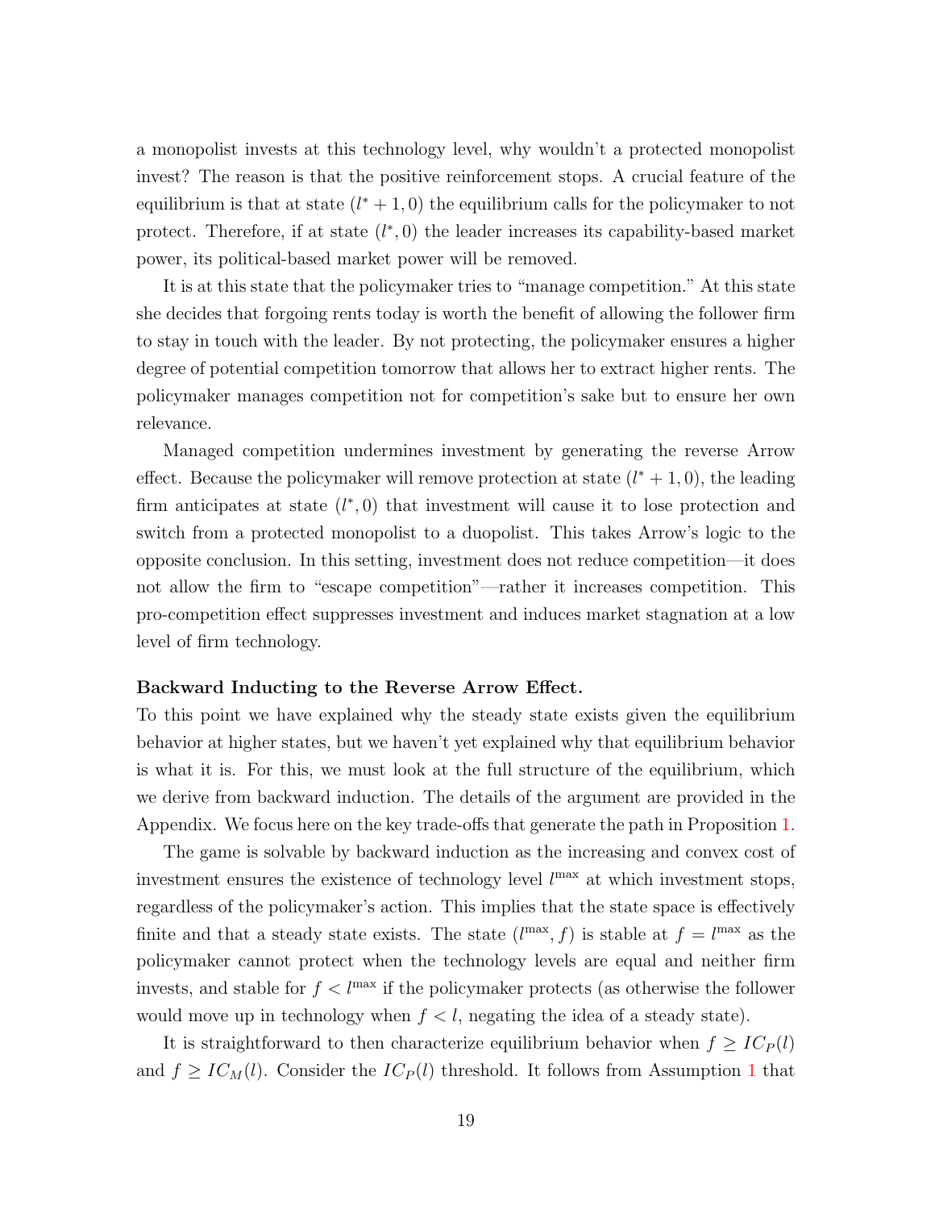a monopolist invests at this technology level, why wouldn't a protected monopolist invest? The reason is that the positive reinforcement stops. A crucial feature of the equilibrium is that at state $(l^*+1, 0)$ the equilibrium calls for the policymaker to not protect. Therefore, if at state $(l^*, 0)$ the leader increases its capability-based market power, its political-based market power will be removed.

It is at this state that the policymaker tries to "manage competition." At this state she decides that forgoing rents today is worth the benefit of allowing the follower firm to stay in touch with the leader. By not protecting, the policymaker ensures a higher degree of potential competition tomorrow that allows her to extract higher rents. The policymaker manages competition not for competition's sake but to ensure her own relevance.

Managed competition undermines investment by generating the reverse Arrow effect. Because the policymaker will remove protection at state $(l^*+1, 0)$, the leading firm anticipates at state $(l^*, 0)$ that investment will cause it to lose protection and switch from a protected monopolist to a duopolist. This takes Arrow's logic to the opposite conclusion. In this setting, investment does not reduce competition—it does not allow the firm to "escape competition"—rather it increases competition. This pro-competition effect suppresses investment and induces market stagnation at a low level of firm technology.

**Backward Inducting to the Reverse Arrow Effect.**

To this point we have explained why the steady state exists given the equilibrium behavior at higher states, but we haven't yet explained why that equilibrium behavior is what it is. For this, we must look at the full structure of the equilibrium, which we derive from backward induction. The details of the argument are provided in the Appendix. We focus here on the key trade-offs that generate the path in Proposition 1.

The game is solvable by backward induction as the increasing and convex cost of investment ensures the existence of technology level $l^{\max}$ at which investment stops, regardless of the policymaker's action. This implies that the state space is effectively finite and that a steady state exists. The state $(l^{\max}, f)$ is stable at $f = l^{\max}$ as the policymaker cannot protect when the technology levels are equal and neither firm invests, and stable for $f < l^{\max}$ if the policymaker protects (as otherwise the follower would move up in technology when $f < l$, negating the idea of a steady state).

It is straightforward to then characterize equilibrium behavior when $f \geq IC_P(l)$ and $f \geq IC_M(l)$. Consider the $IC_P(l)$ threshold. It follows from Assumption 1 that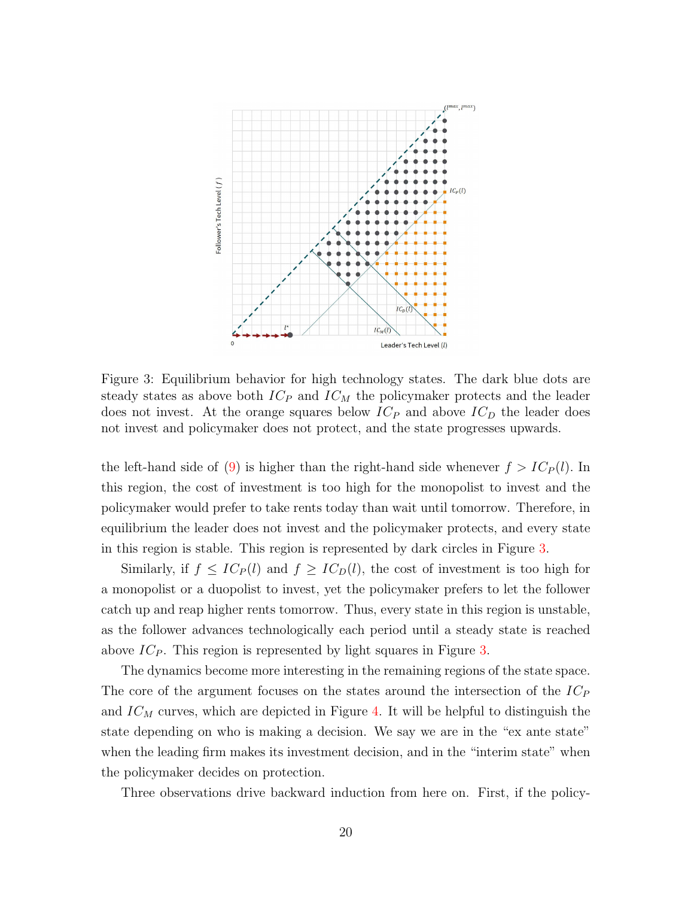Figure 3: Equilibrium behavior for high technology states. The dark blue dots are steady states as above both $IC_P$ and $IC_M$ the policymaker protects and the leader does not invest. At the orange squares below $IC_P$ and above $IC_D$ the leader does not invest and policymaker does not protect, and the state progresses upwards.

the left-hand side of (9) is higher than the right-hand side whenever $f > IC_P(l)$. In this region, the cost of investment is too high for the monopolist to invest and the policymaker would prefer to take rents today than wait until tomorrow. Therefore, in equilibrium the leader does not invest and the policymaker protects, and every state in this region is stable. This region is represented by dark circles in Figure 3.

Similarly, if $f \leq IC_P(l)$ and $f \geq IC_D(l)$, the cost of investment is too high for a monopolist or a duopolist to invest, yet the policymaker prefers to let the follower catch up and reap higher rents tomorrow. Thus, every state in this region is unstable, as the follower advances technologically each period until a steady state is reached above $IC_P$. This region is represented by light squares in Figure 3.

The dynamics become more interesting in the remaining regions of the state space. The core of the argument focuses on the states around the intersection of the $IC_P$ and $IC_M$ curves, which are depicted in Figure 4. It will be helpful to distinguish the state depending on who is making a decision. We say we are in the "ex ante state" when the leading firm makes its investment decision, and in the "interim state" when the policymaker decides on protection.

Three observations drive backward induction from here on. First, if the policy-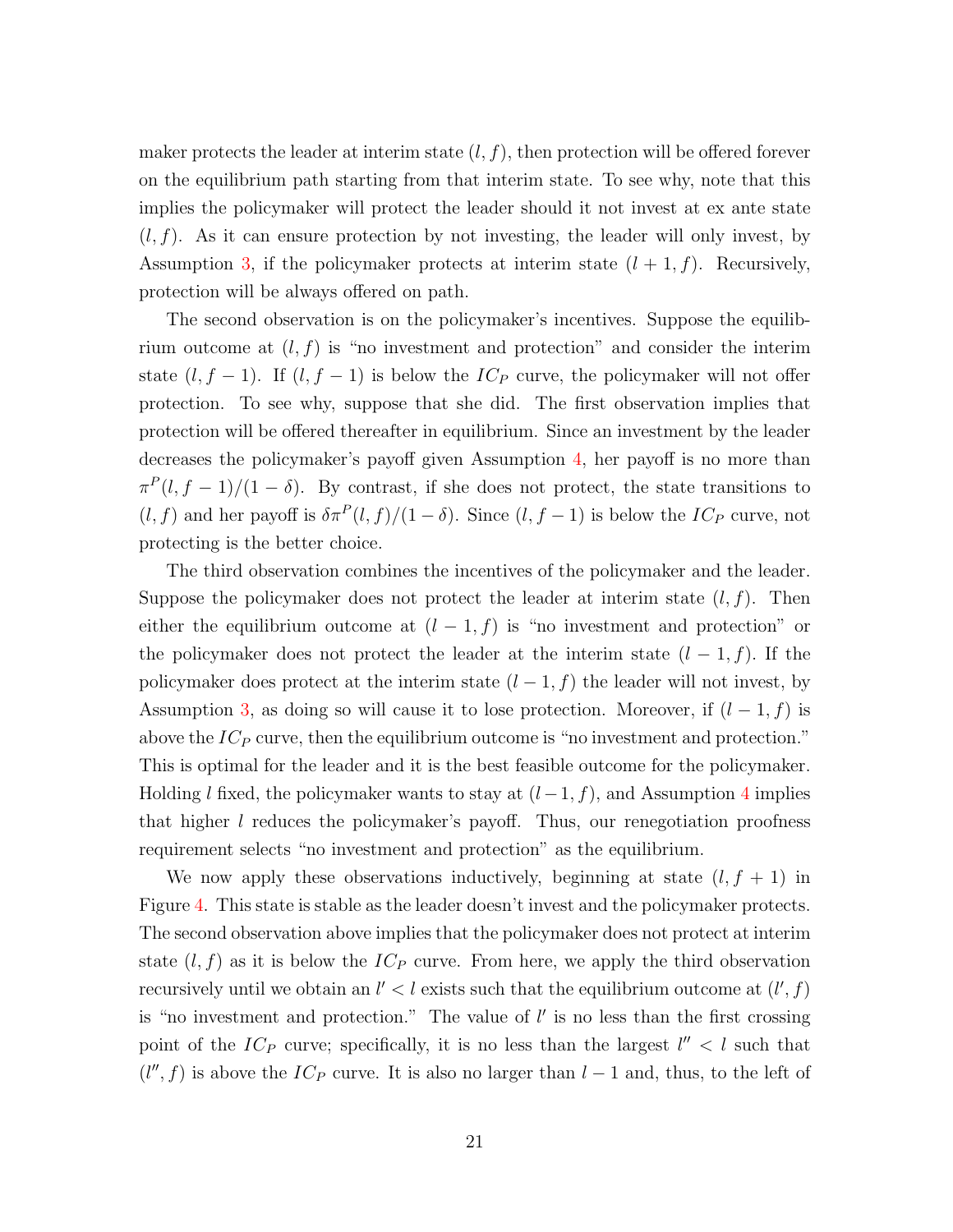maker protects the leader at interim state $(l, f)$, then protection will be offered forever on the equilibrium path starting from that interim state. To see why, note that this implies the policymaker will protect the leader should it not invest at ex ante state $(l, f)$. As it can ensure protection by not investing, the leader will only invest, by Assumption 3, if the policymaker protects at interim state $(l + 1, f)$. Recursively, protection will be always offered on path.

The second observation is on the policymaker's incentives. Suppose the equilibrium outcome at $(l, f)$ is "no investment and protection" and consider the interim state $(l, f - 1)$. If $(l, f - 1)$ is below the $IC_P$ curve, the policymaker will not offer protection. To see why, suppose that she did. The first observation implies that protection will be offered thereafter in equilibrium. Since an investment by the leader decreases the policymaker's payoff given Assumption 4, her payoff is no more than $\pi^P(l, f - 1)/(1 - \delta)$. By contrast, if she does not protect, the state transitions to $(l, f)$ and her payoff is $\delta\pi^P(l, f)/(1 - \delta)$. Since $(l, f - 1)$ is below the $IC_P$ curve, not protecting is the better choice.

The third observation combines the incentives of the policymaker and the leader. Suppose the policymaker does not protect the leader at interim state $(l, f)$. Then either the equilibrium outcome at $(l - 1, f)$ is "no investment and protection" or the policymaker does not protect the leader at the interim state $(l - 1, f)$. If the policymaker does protect at the interim state $(l - 1, f)$ the leader will not invest, by Assumption 3, as doing so will cause it to lose protection. Moreover, if $(l - 1, f)$ is above the $IC_P$ curve, then the equilibrium outcome is "no investment and protection." This is optimal for the leader and it is the best feasible outcome for the policymaker. Holding $l$ fixed, the policymaker wants to stay at $(l - 1, f)$, and Assumption 4 implies that higher $l$ reduces the policymaker's payoff. Thus, our renegotiation proofness requirement selects "no investment and protection" as the equilibrium.

We now apply these observations inductively, beginning at state $(l, f + 1)$ in Figure 4. This state is stable as the leader doesn't invest and the policymaker protects. The second observation above implies that the policymaker does not protect at interim state $(l, f)$ as it is below the $IC_P$ curve. From here, we apply the third observation recursively until we obtain an $l' < l$ exists such that the equilibrium outcome at $(l', f)$ is "no investment and protection." The value of $l'$ is no less than the first crossing point of the $IC_P$ curve; specifically, it is no less than the largest $l'' < l$ such that $(l'', f)$ is above the $IC_P$ curve. It is also no larger than $l - 1$ and, thus, to the left of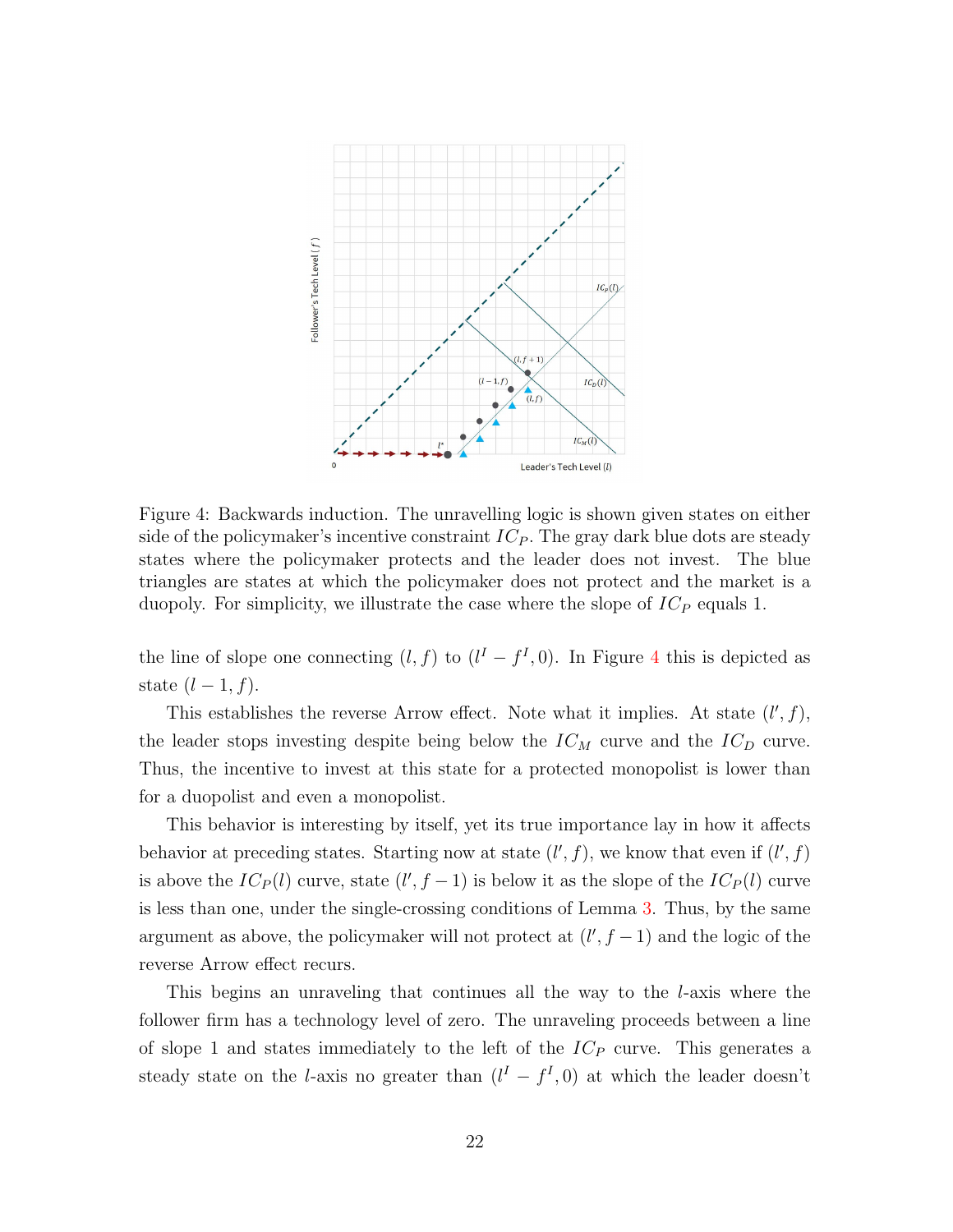Figure 4: Backwards induction. The unravelling logic is shown given states on either side of the policymaker's incentive constraint $IC_P$. The gray dark blue dots are steady states where the policymaker protects and the leader does not invest. The blue triangles are states at which the policymaker does not protect and the market is a duopoly. For simplicity, we illustrate the case where the slope of $IC_P$ equals 1.

the line of slope one connecting $(l, f)$ to $(l^I - f^I, 0)$. In Figure 4 this is depicted as state $(l - 1, f)$.

This establishes the reverse Arrow effect. Note what it implies. At state $(l', f)$, the leader stops investing despite being below the $IC_M$ curve and the $IC_D$ curve. Thus, the incentive to invest at this state for a protected monopolist is lower than for a duopolist and even a monopolist.

This behavior is interesting by itself, yet its true importance lay in how it affects behavior at preceding states. Starting now at state $(l', f)$, we know that even if $(l', f)$ is above the $IC_P(l)$ curve, state $(l', f - 1)$ is below it as the slope of the $IC_P(l)$ curve is less than one, under the single-crossing conditions of Lemma 3. Thus, by the same argument as above, the policymaker will not protect at $(l', f - 1)$ and the logic of the reverse Arrow effect recurs.

This begins an unraveling that continues all the way to the $l$-axis where the follower firm has a technology level of zero. The unraveling proceeds between a line of slope 1 and states immediately to the left of the $IC_P$ curve. This generates a steady state on the $l$-axis no greater than $(l^I - f^I, 0)$ at which the leader doesn't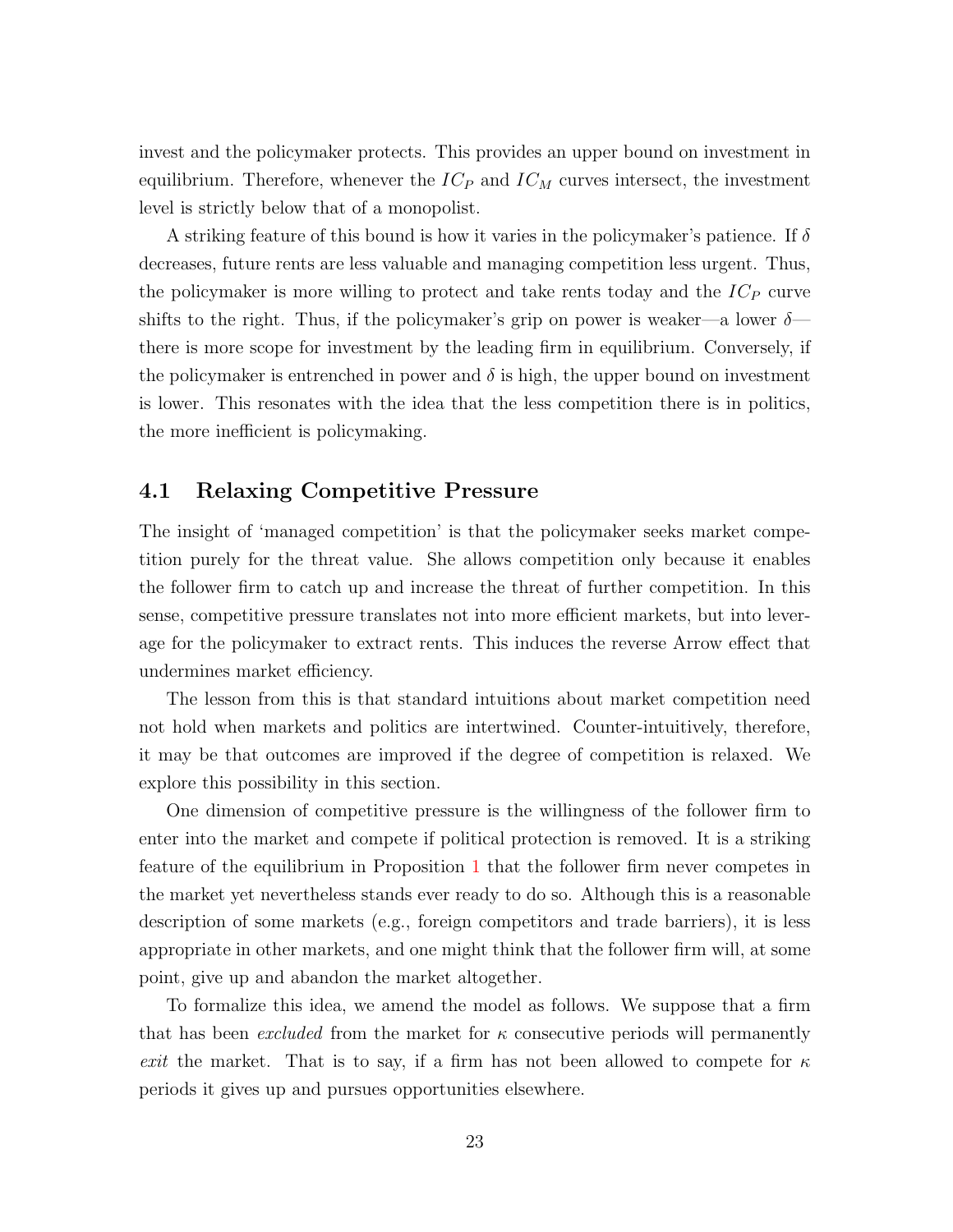invest and the policymaker protects. This provides an upper bound on investment in equilibrium. Therefore, whenever the $IC_P$ and $IC_M$ curves intersect, the investment level is strictly below that of a monopolist.

A striking feature of this bound is how it varies in the policymaker's patience. If $\delta$ decreases, future rents are less valuable and managing competition less urgent. Thus, the policymaker is more willing to protect and take rents today and the $IC_P$ curve shifts to the right. Thus, if the policymaker's grip on power is weaker—a lower $\delta$—there is more scope for investment by the leading firm in equilibrium. Conversely, if the policymaker is entrenched in power and $\delta$ is high, the upper bound on investment is lower. This resonates with the idea that the less competition there is in politics, the more inefficient is policymaking.

## 4.1 Relaxing Competitive Pressure

The insight of 'managed competition' is that the policymaker seeks market competition purely for the threat value. She allows competition only because it enables the follower firm to catch up and increase the threat of further competition. In this sense, competitive pressure translates not into more efficient markets, but into leverage for the policymaker to extract rents. This induces the reverse Arrow effect that undermines market efficiency.

The lesson from this is that standard intuitions about market competition need not hold when markets and politics are intertwined. Counter-intuitively, therefore, it may be that outcomes are improved if the degree of competition is relaxed. We explore this possibility in this section.

One dimension of competitive pressure is the willingness of the follower firm to enter into the market and compete if political protection is removed. It is a striking feature of the equilibrium in Proposition 1 that the follower firm never competes in the market yet nevertheless stands ever ready to do so. Although this is a reasonable description of some markets (e.g., foreign competitors and trade barriers), it is less appropriate in other markets, and one might think that the follower firm will, at some point, give up and abandon the market altogether.

To formalize this idea, we amend the model as follows. We suppose that a firm that has been *excluded* from the market for $\kappa$ consecutive periods will permanently *exit* the market. That is to say, if a firm has not been allowed to compete for $\kappa$ periods it gives up and pursues opportunities elsewhere.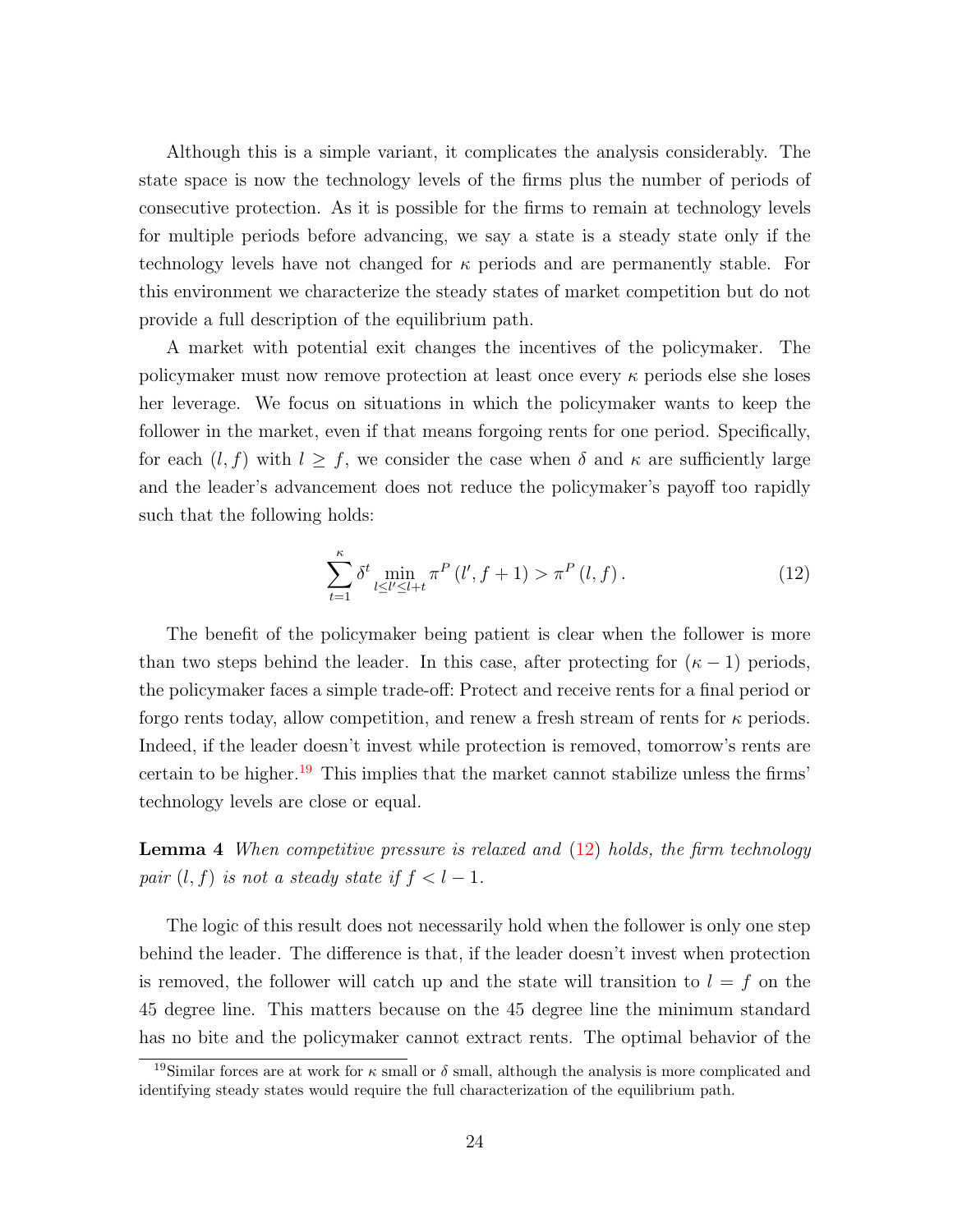Although this is a simple variant, it complicates the analysis considerably. The state space is now the technology levels of the firms plus the number of periods of consecutive protection. As it is possible for the firms to remain at technology levels for multiple periods before advancing, we say a state is a steady state only if the technology levels have not changed for $\kappa$ periods and are permanently stable. For this environment we characterize the steady states of market competition but do not provide a full description of the equilibrium path.

A market with potential exit changes the incentives of the policymaker. The policymaker must now remove protection at least once every $\kappa$ periods else she loses her leverage. We focus on situations in which the policymaker wants to keep the follower in the market, even if that means forgoing rents for one period. Specifically, for each $(l, f)$ with $l \geq f$, we consider the case when $\delta$ and $\kappa$ are sufficiently large and the leader's advancement does not reduce the policymaker's payoff too rapidly such that the following holds:

$$\sum_{t=1}^{\kappa} \delta^t \min_{l \leq l' \leq l+t} \pi^P (l', f+1) > \pi^P (l, f) . \tag{12}$$

The benefit of the policymaker being patient is clear when the follower is more than two steps behind the leader. In this case, after protecting for $(\kappa - 1)$ periods, the policymaker faces a simple trade-off: Protect and receive rents for a final period or forgo rents today, allow competition, and renew a fresh stream of rents for $\kappa$ periods. Indeed, if the leader doesn't invest while protection is removed, tomorrow's rents are certain to be higher.[19] This implies that the market cannot stabilize unless the firms' technology levels are close or equal.

**Lemma 4** *When competitive pressure is relaxed and (12) holds, the firm technology pair $(l, f)$ is not a steady state if $f < l - 1$.*

The logic of this result does not necessarily hold when the follower is only one step behind the leader. The difference is that, if the leader doesn't invest when protection is removed, the follower will catch up and the state will transition to $l = f$ on the 45 degree line. This matters because on the 45 degree line the minimum standard has no bite and the policymaker cannot extract rents. The optimal behavior of the

[19] Similar forces are at work for $\kappa$ small or $\delta$ small, although the analysis is more complicated and identifying steady states would require the full characterization of the equilibrium path.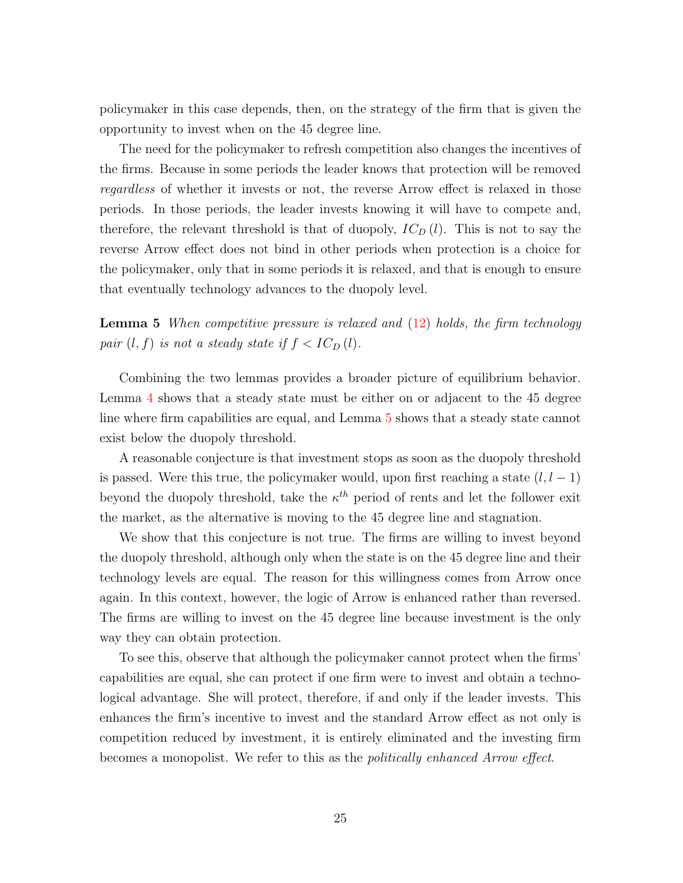policymaker in this case depends, then, on the strategy of the firm that is given the opportunity to invest when on the 45 degree line.

The need for the policymaker to refresh competition also changes the incentives of the firms. Because in some periods the leader knows that protection will be removed *regardless* of whether it invests or not, the reverse Arrow effect is relaxed in those periods. In those periods, the leader invests knowing it will have to compete and, therefore, the relevant threshold is that of duopoly, $IC_D(l)$. This is not to say the reverse Arrow effect does not bind in other periods when protection is a choice for the policymaker, only that in some periods it is relaxed, and that is enough to ensure that eventually technology advances to the duopoly level.

**Lemma 5** *When competitive pressure is relaxed and (12) holds, the firm technology pair $(l, f)$ is not a steady state if $f < IC_D(l)$.*

Combining the two lemmas provides a broader picture of equilibrium behavior. Lemma 4 shows that a steady state must be either on or adjacent to the 45 degree line where firm capabilities are equal, and Lemma 5 shows that a steady state cannot exist below the duopoly threshold.

A reasonable conjecture is that investment stops as soon as the duopoly threshold is passed. Were this true, the policymaker would, upon first reaching a state $(l, l-1)$ beyond the duopoly threshold, take the $\kappa^{th}$ period of rents and let the follower exit the market, as the alternative is moving to the 45 degree line and stagnation.

We show that this conjecture is not true. The firms are willing to invest beyond the duopoly threshold, although only when the state is on the 45 degree line and their technology levels are equal. The reason for this willingness comes from Arrow once again. In this context, however, the logic of Arrow is enhanced rather than reversed. The firms are willing to invest on the 45 degree line because investment is the only way they can obtain protection.

To see this, observe that although the policymaker cannot protect when the firms' capabilities are equal, she can protect if one firm were to invest and obtain a technological advantage. She will protect, therefore, if and only if the leader invests. This enhances the firm's incentive to invest and the standard Arrow effect as not only is competition reduced by investment, it is entirely eliminated and the investing firm becomes a monopolist. We refer to this as the *politically enhanced Arrow effect*.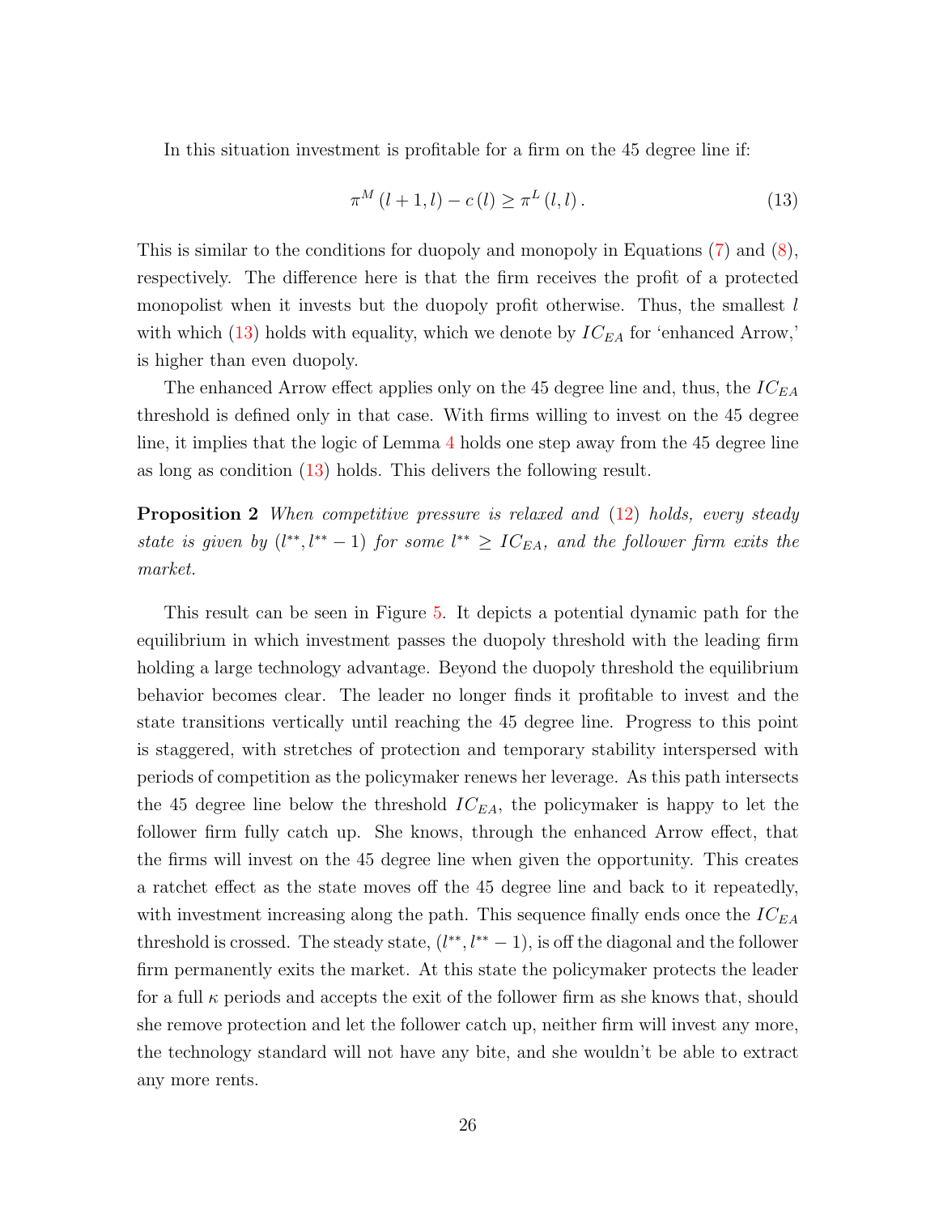In this situation investment is profitable for a firm on the 45 degree line if:

$$\pi^{M}(l+1,l) - c(l) \geq \pi^{L}(l,l). \tag{13}$$

This is similar to the conditions for duopoly and monopoly in Equations (7) and (8), respectively. The difference here is that the firm receives the profit of a protected monopolist when it invests but the duopoly profit otherwise. Thus, the smallest $l$ with which (13) holds with equality, which we denote by $IC_{EA}$ for 'enhanced Arrow,' is higher than even duopoly.

The enhanced Arrow effect applies only on the 45 degree line and, thus, the $IC_{EA}$ threshold is defined only in that case. With firms willing to invest on the 45 degree line, it implies that the logic of Lemma 4 holds one step away from the 45 degree line as long as condition (13) holds. This delivers the following result.

**Proposition 2** *When competitive pressure is relaxed and* (12) *holds, every steady state is given by* $(l^{**}, l^{**}-1)$ *for some* $l^{**} \geq IC_{EA}$*, and the follower firm exits the market.*

This result can be seen in Figure 5. It depicts a potential dynamic path for the equilibrium in which investment passes the duopoly threshold with the leading firm holding a large technology advantage. Beyond the duopoly threshold the equilibrium behavior becomes clear. The leader no longer finds it profitable to invest and the state transitions vertically until reaching the 45 degree line. Progress to this point is staggered, with stretches of protection and temporary stability interspersed with periods of competition as the policymaker renews her leverage. As this path intersects the 45 degree line below the threshold $IC_{EA}$, the policymaker is happy to let the follower firm fully catch up. She knows, through the enhanced Arrow effect, that the firms will invest on the 45 degree line when given the opportunity. This creates a ratchet effect as the state moves off the 45 degree line and back to it repeatedly, with investment increasing along the path. This sequence finally ends once the $IC_{EA}$ threshold is crossed. The steady state, $(l^{**}, l^{**}-1)$, is off the diagonal and the follower firm permanently exits the market. At this state the policymaker protects the leader for a full $\kappa$ periods and accepts the exit of the follower firm as she knows that, should she remove protection and let the follower catch up, neither firm will invest any more, the technology standard will not have any bite, and she wouldn't be able to extract any more rents.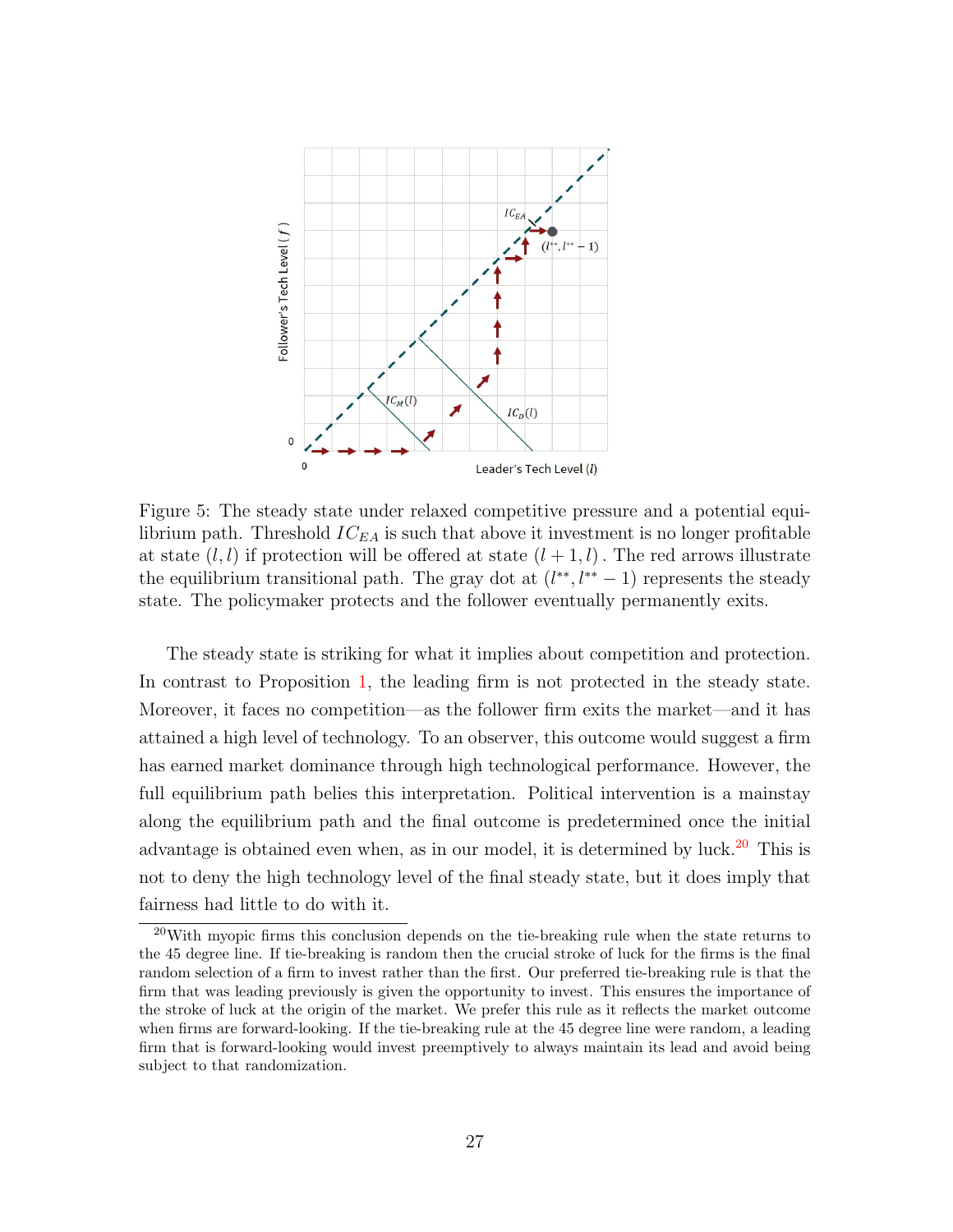Figure 5: The steady state under relaxed competitive pressure and a potential equilibrium path. Threshold $IC_{EA}$ is such that above it investment is no longer profitable at state $(l, l)$ if protection will be offered at state $(l+1, l)$. The red arrows illustrate the equilibrium transitional path. The gray dot at $(l^{**}, l^{**}-1)$ represents the steady state. The policymaker protects and the follower eventually permanently exits.

The steady state is striking for what it implies about competition and protection. In contrast to Proposition 1, the leading firm is not protected in the steady state. Moreover, it faces no competition—as the follower firm exits the market—and it has attained a high level of technology. To an observer, this outcome would suggest a firm has earned market dominance through high technological performance. However, the full equilibrium path belies this interpretation. Political intervention is a mainstay along the equilibrium path and the final outcome is predetermined once the initial advantage is obtained even when, as in our model, it is determined by luck.[20] This is not to deny the high technology level of the final steady state, but it does imply that fairness had little to do with it.

[20] With myopic firms this conclusion depends on the tie-breaking rule when the state returns to the 45 degree line. If tie-breaking is random then the crucial stroke of luck for the firms is the final random selection of a firm to invest rather than the first. Our preferred tie-breaking rule is that the firm that was leading previously is given the opportunity to invest. This ensures the importance of the stroke of luck at the origin of the market. We prefer this rule as it reflects the market outcome when firms are forward-looking. If the tie-breaking rule at the 45 degree line were random, a leading firm that is forward-looking would invest preemptively to always maintain its lead and avoid being subject to that randomization.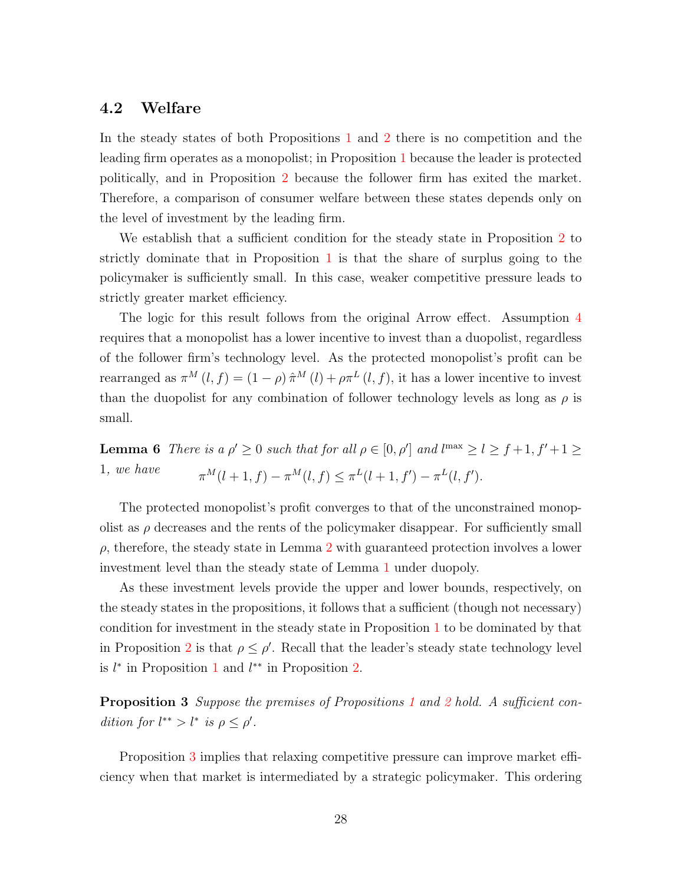### 4.2 Welfare

In the steady states of both Propositions 1 and 2 there is no competition and the leading firm operates as a monopolist; in Proposition 1 because the leader is protected politically, and in Proposition 2 because the follower firm has exited the market. Therefore, a comparison of consumer welfare between these states depends only on the level of investment by the leading firm.

We establish that a sufficient condition for the steady state in Proposition 2 to strictly dominate that in Proposition 1 is that the share of surplus going to the policymaker is sufficiently small. In this case, weaker competitive pressure leads to strictly greater market efficiency.

The logic for this result follows from the original Arrow effect. Assumption 4 requires that a monopolist has a lower incentive to invest than a duopolist, regardless of the follower firm's technology level. As the protected monopolist's profit can be rearranged as $\pi^M(l,f) = (1-\rho)\hat{\pi}^M(l) + \rho\pi^L(l,f)$, it has a lower incentive to invest than the duopolist for any combination of follower technology levels as long as $\rho$ is small.

**Lemma 6** *There is a $\rho' \geq 0$ such that for all $\rho \in [0, \rho']$ and $l^{\max} \geq l \geq f+1, f'+1 \geq 1$, we have*

$$\pi^M(l+1,f) - \pi^M(l,f) \leq \pi^L(l+1,f') - \pi^L(l,f').$$

The protected monopolist's profit converges to that of the unconstrained monopolist as $\rho$ decreases and the rents of the policymaker disappear. For sufficiently small $\rho$, therefore, the steady state in Lemma 2 with guaranteed protection involves a lower investment level than the steady state of Lemma 1 under duopoly.

As these investment levels provide the upper and lower bounds, respectively, on the steady states in the propositions, it follows that a sufficient (though not necessary) condition for investment in the steady state in Proposition 1 to be dominated by that in Proposition 2 is that $\rho \leq \rho'$. Recall that the leader's steady state technology level is $l^*$ in Proposition 1 and $l^{**}$ in Proposition 2.

**Proposition 3** *Suppose the premises of Propositions 1 and 2 hold. A sufficient condition for $l^{**} > l^*$ is $\rho \leq \rho'$.*

Proposition 3 implies that relaxing competitive pressure can improve market efficiency when that market is intermediated by a strategic policymaker. This ordering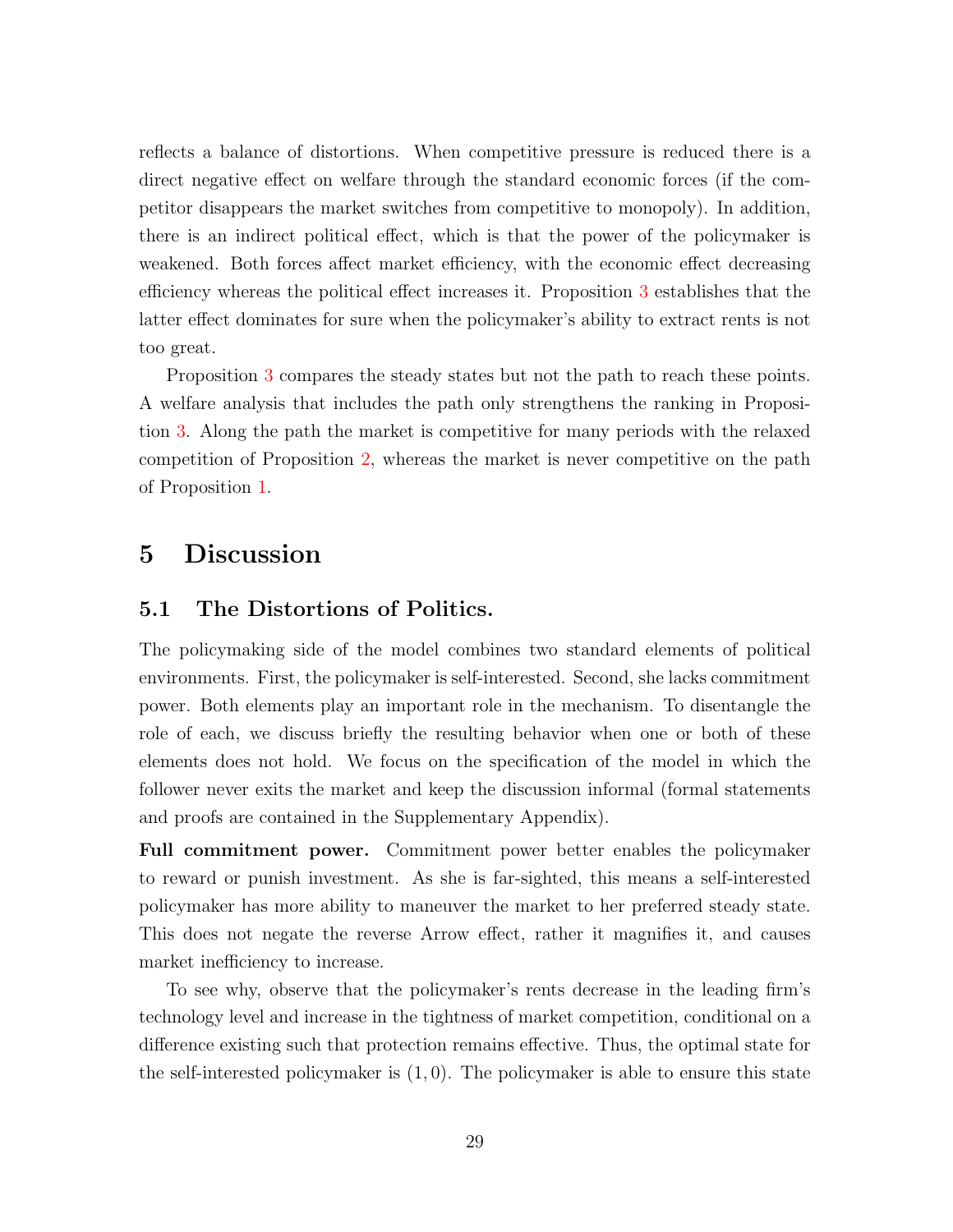reflects a balance of distortions. When competitive pressure is reduced there is a direct negative effect on welfare through the standard economic forces (if the competitor disappears the market switches from competitive to monopoly). In addition, there is an indirect political effect, which is that the power of the policymaker is weakened. Both forces affect market efficiency, with the economic effect decreasing efficiency whereas the political effect increases it. Proposition 3 establishes that the latter effect dominates for sure when the policymaker's ability to extract rents is not too great.

Proposition 3 compares the steady states but not the path to reach these points. A welfare analysis that includes the path only strengthens the ranking in Proposition 3. Along the path the market is competitive for many periods with the relaxed competition of Proposition 2, whereas the market is never competitive on the path of Proposition 1.

# 5 Discussion

## 5.1 The Distortions of Politics.

The policymaking side of the model combines two standard elements of political environments. First, the policymaker is self-interested. Second, she lacks commitment power. Both elements play an important role in the mechanism. To disentangle the role of each, we discuss briefly the resulting behavior when one or both of these elements does not hold. We focus on the specification of the model in which the follower never exits the market and keep the discussion informal (formal statements and proofs are contained in the Supplementary Appendix).

**Full commitment power.** Commitment power better enables the policymaker to reward or punish investment. As she is far-sighted, this means a self-interested policymaker has more ability to maneuver the market to her preferred steady state. This does not negate the reverse Arrow effect, rather it magnifies it, and causes market inefficiency to increase.

To see why, observe that the policymaker's rents decrease in the leading firm's technology level and increase in the tightness of market competition, conditional on a difference existing such that protection remains effective. Thus, the optimal state for the self-interested policymaker is $(1, 0)$. The policymaker is able to ensure this state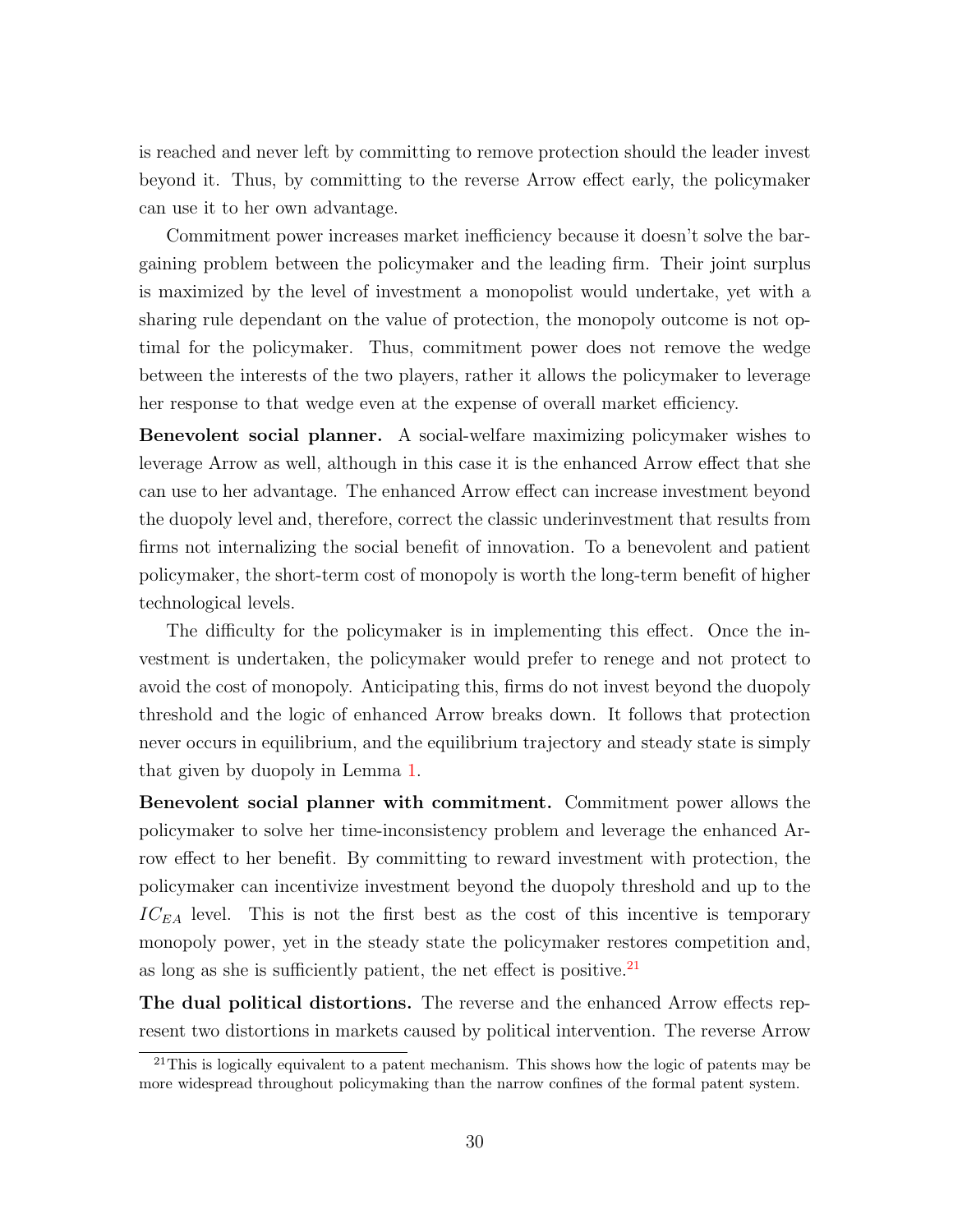is reached and never left by committing to remove protection should the leader invest beyond it. Thus, by committing to the reverse Arrow effect early, the policymaker can use it to her own advantage.

Commitment power increases market inefficiency because it doesn't solve the bargaining problem between the policymaker and the leading firm. Their joint surplus is maximized by the level of investment a monopolist would undertake, yet with a sharing rule dependant on the value of protection, the monopoly outcome is not optimal for the policymaker. Thus, commitment power does not remove the wedge between the interests of the two players, rather it allows the policymaker to leverage her response to that wedge even at the expense of overall market efficiency.

**Benevolent social planner.** A social-welfare maximizing policymaker wishes to leverage Arrow as well, although in this case it is the enhanced Arrow effect that she can use to her advantage. The enhanced Arrow effect can increase investment beyond the duopoly level and, therefore, correct the classic underinvestment that results from firms not internalizing the social benefit of innovation. To a benevolent and patient policymaker, the short-term cost of monopoly is worth the long-term benefit of higher technological levels.

The difficulty for the policymaker is in implementing this effect. Once the investment is undertaken, the policymaker would prefer to renege and not protect to avoid the cost of monopoly. Anticipating this, firms do not invest beyond the duopoly threshold and the logic of enhanced Arrow breaks down. It follows that protection never occurs in equilibrium, and the equilibrium trajectory and steady state is simply that given by duopoly in Lemma 1.

**Benevolent social planner with commitment.** Commitment power allows the policymaker to solve her time-inconsistency problem and leverage the enhanced Arrow effect to her benefit. By committing to reward investment with protection, the policymaker can incentivize investment beyond the duopoly threshold and up to the $IC_{EA}$ level. This is not the first best as the cost of this incentive is temporary monopoly power, yet in the steady state the policymaker restores competition and, as long as she is sufficiently patient, the net effect is positive.[21]

**The dual political distortions.** The reverse and the enhanced Arrow effects represent two distortions in markets caused by political intervention. The reverse Arrow

[21] This is logically equivalent to a patent mechanism. This shows how the logic of patents may be more widespread throughout policymaking than the narrow confines of the formal patent system.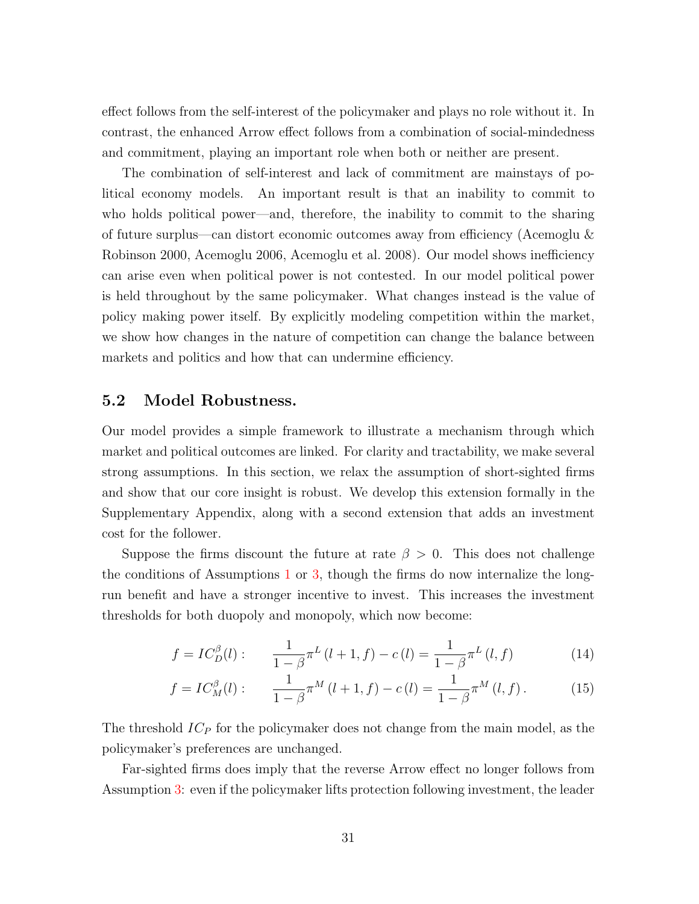effect follows from the self-interest of the policymaker and plays no role without it. In contrast, the enhanced Arrow effect follows from a combination of social-mindedness and commitment, playing an important role when both or neither are present.

The combination of self-interest and lack of commitment are mainstays of political economy models. An important result is that an inability to commit to who holds political power—and, therefore, the inability to commit to the sharing of future surplus—can distort economic outcomes away from efficiency (Acemoglu & Robinson 2000, Acemoglu 2006, Acemoglu et al. 2008). Our model shows inefficiency can arise even when political power is not contested. In our model political power is held throughout by the same policymaker. What changes instead is the value of policy making power itself. By explicitly modeling competition within the market, we show how changes in the nature of competition can change the balance between markets and politics and how that can undermine efficiency.

## 5.2 Model Robustness.

Our model provides a simple framework to illustrate a mechanism through which market and political outcomes are linked. For clarity and tractability, we make several strong assumptions. In this section, we relax the assumption of short-sighted firms and show that our core insight is robust. We develop this extension formally in the Supplementary Appendix, along with a second extension that adds an investment cost for the follower.

Suppose the firms discount the future at rate $\beta > 0$. This does not challenge the conditions of Assumptions 1 or 3, though the firms do now internalize the long-run benefit and have a stronger incentive to invest. This increases the investment thresholds for both duopoly and monopoly, which now become:

$$f = IC_D^{\beta}(l): \qquad \frac{1}{1-\beta}\pi^L(l+1,f) - c(l) = \frac{1}{1-\beta}\pi^L(l,f) \tag{14}$$

$$f = IC_M^{\beta}(l): \qquad \frac{1}{1-\beta}\pi^M(l+1,f) - c(l) = \frac{1}{1-\beta}\pi^M(l,f). \tag{15}$$

The threshold $IC_P$ for the policymaker does not change from the main model, as the policymaker's preferences are unchanged.

Far-sighted firms does imply that the reverse Arrow effect no longer follows from Assumption 3: even if the policymaker lifts protection following investment, the leader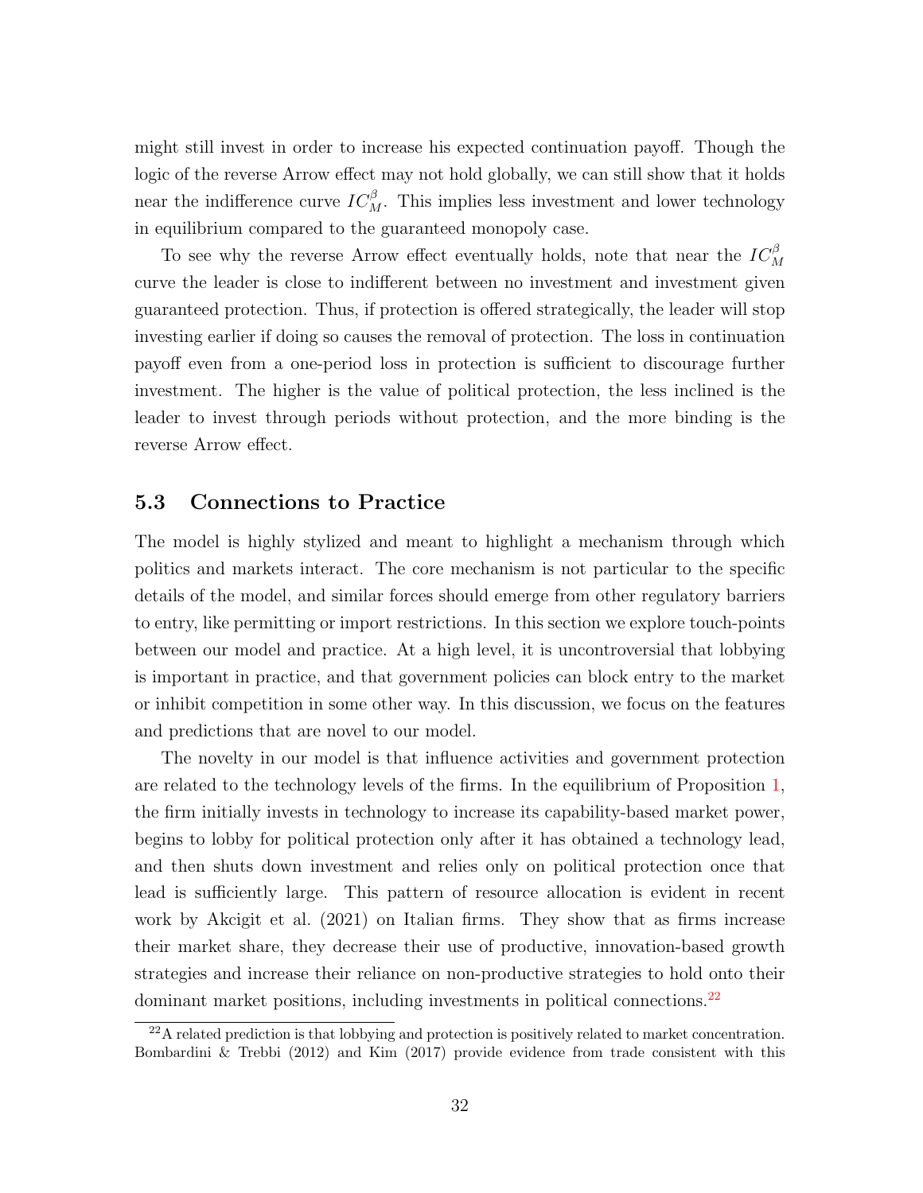might still invest in order to increase his expected continuation payoff. Though the logic of the reverse Arrow effect may not hold globally, we can still show that it holds near the indifference curve $IC_M^\beta$. This implies less investment and lower technology in equilibrium compared to the guaranteed monopoly case.

To see why the reverse Arrow effect eventually holds, note that near the $IC_M^\beta$ curve the leader is close to indifferent between no investment and investment given guaranteed protection. Thus, if protection is offered strategically, the leader will stop investing earlier if doing so causes the removal of protection. The loss in continuation payoff even from a one-period loss in protection is sufficient to discourage further investment. The higher is the value of political protection, the less inclined is the leader to invest through periods without protection, and the more binding is the reverse Arrow effect.

## 5.3 Connections to Practice

The model is highly stylized and meant to highlight a mechanism through which politics and markets interact. The core mechanism is not particular to the specific details of the model, and similar forces should emerge from other regulatory barriers to entry, like permitting or import restrictions. In this section we explore touch-points between our model and practice. At a high level, it is uncontroversial that lobbying is important in practice, and that government policies can block entry to the market or inhibit competition in some other way. In this discussion, we focus on the features and predictions that are novel to our model.

The novelty in our model is that influence activities and government protection are related to the technology levels of the firms. In the equilibrium of Proposition 1, the firm initially invests in technology to increase its capability-based market power, begins to lobby for political protection only after it has obtained a technology lead, and then shuts down investment and relies only on political protection once that lead is sufficiently large. This pattern of resource allocation is evident in recent work by Akcigit et al. (2021) on Italian firms. They show that as firms increase their market share, they decrease their use of productive, innovation-based growth strategies and increase their reliance on non-productive strategies to hold onto their dominant market positions, including investments in political connections.[22]

[22] A related prediction is that lobbying and protection is positively related to market concentration. Bombardini & Trebbi (2012) and Kim (2017) provide evidence from trade consistent with this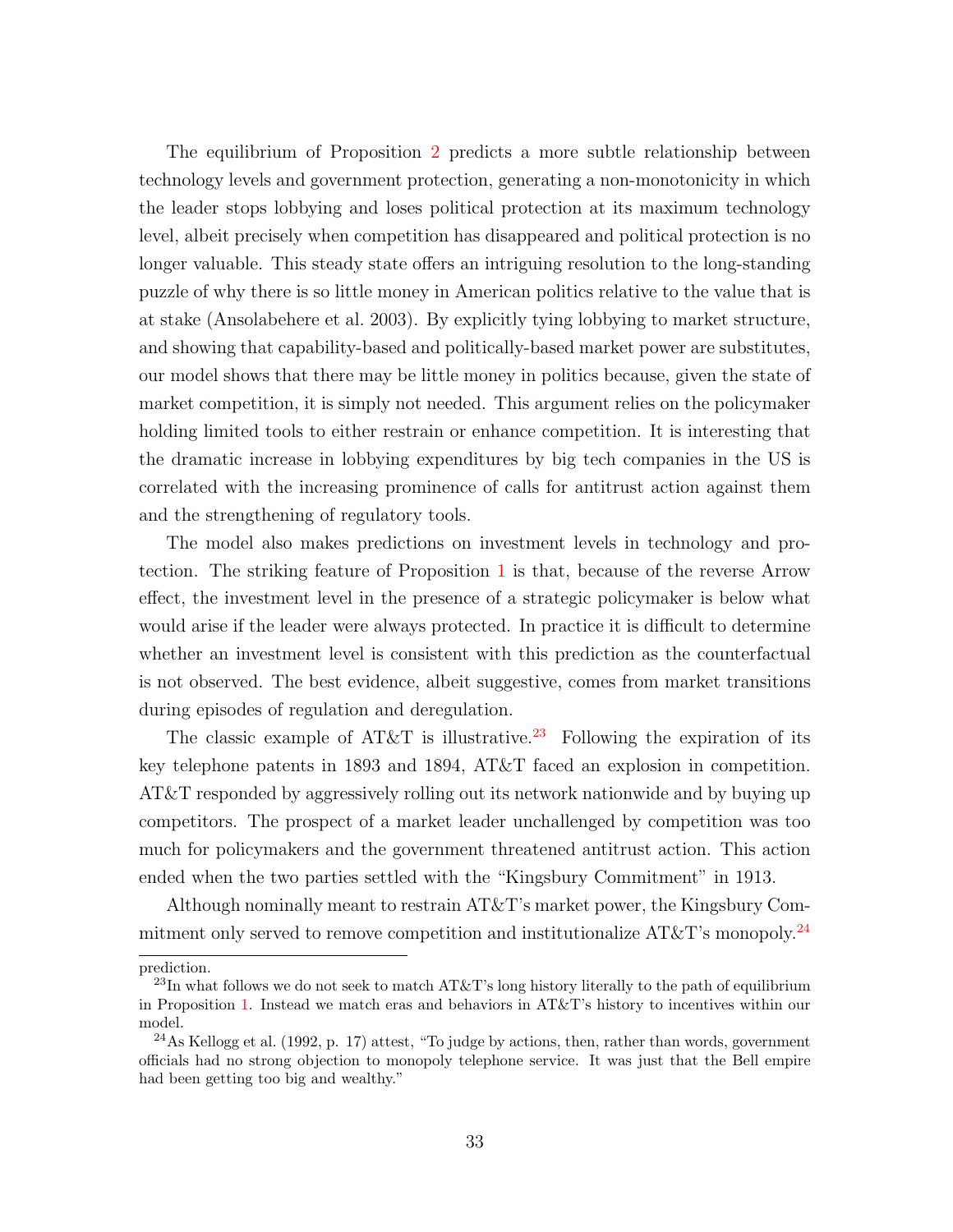The equilibrium of Proposition 2 predicts a more subtle relationship between technology levels and government protection, generating a non-monotonicity in which the leader stops lobbying and loses political protection at its maximum technology level, albeit precisely when competition has disappeared and political protection is no longer valuable. This steady state offers an intriguing resolution to the long-standing puzzle of why there is so little money in American politics relative to the value that is at stake (Ansolabehere et al. 2003). By explicitly tying lobbying to market structure, and showing that capability-based and politically-based market power are substitutes, our model shows that there may be little money in politics because, given the state of market competition, it is simply not needed. This argument relies on the policymaker holding limited tools to either restrain or enhance competition. It is interesting that the dramatic increase in lobbying expenditures by big tech companies in the US is correlated with the increasing prominence of calls for antitrust action against them and the strengthening of regulatory tools.

The model also makes predictions on investment levels in technology and protection. The striking feature of Proposition 1 is that, because of the reverse Arrow effect, the investment level in the presence of a strategic policymaker is below what would arise if the leader were always protected. In practice it is difficult to determine whether an investment level is consistent with this prediction as the counterfactual is not observed. The best evidence, albeit suggestive, comes from market transitions during episodes of regulation and deregulation.

The classic example of AT&T is illustrative.[23] Following the expiration of its key telephone patents in 1893 and 1894, AT&T faced an explosion in competition. AT&T responded by aggressively rolling out its network nationwide and by buying up competitors. The prospect of a market leader unchallenged by competition was too much for policymakers and the government threatened antitrust action. This action ended when the two parties settled with the "Kingsbury Commitment" in 1913.

Although nominally meant to restrain AT&T's market power, the Kingsbury Commitment only served to remove competition and institutionalize AT&T's monopoly.[24]

---

prediction.

[23] In what follows we do not seek to match AT&T's long history literally to the path of equilibrium in Proposition 1. Instead we match eras and behaviors in AT&T's history to incentives within our model.

[24] As Kellogg et al. (1992, p. 17) attest, "To judge by actions, then, rather than words, government officials had no strong objection to monopoly telephone service. It was just that the Bell empire had been getting too big and wealthy."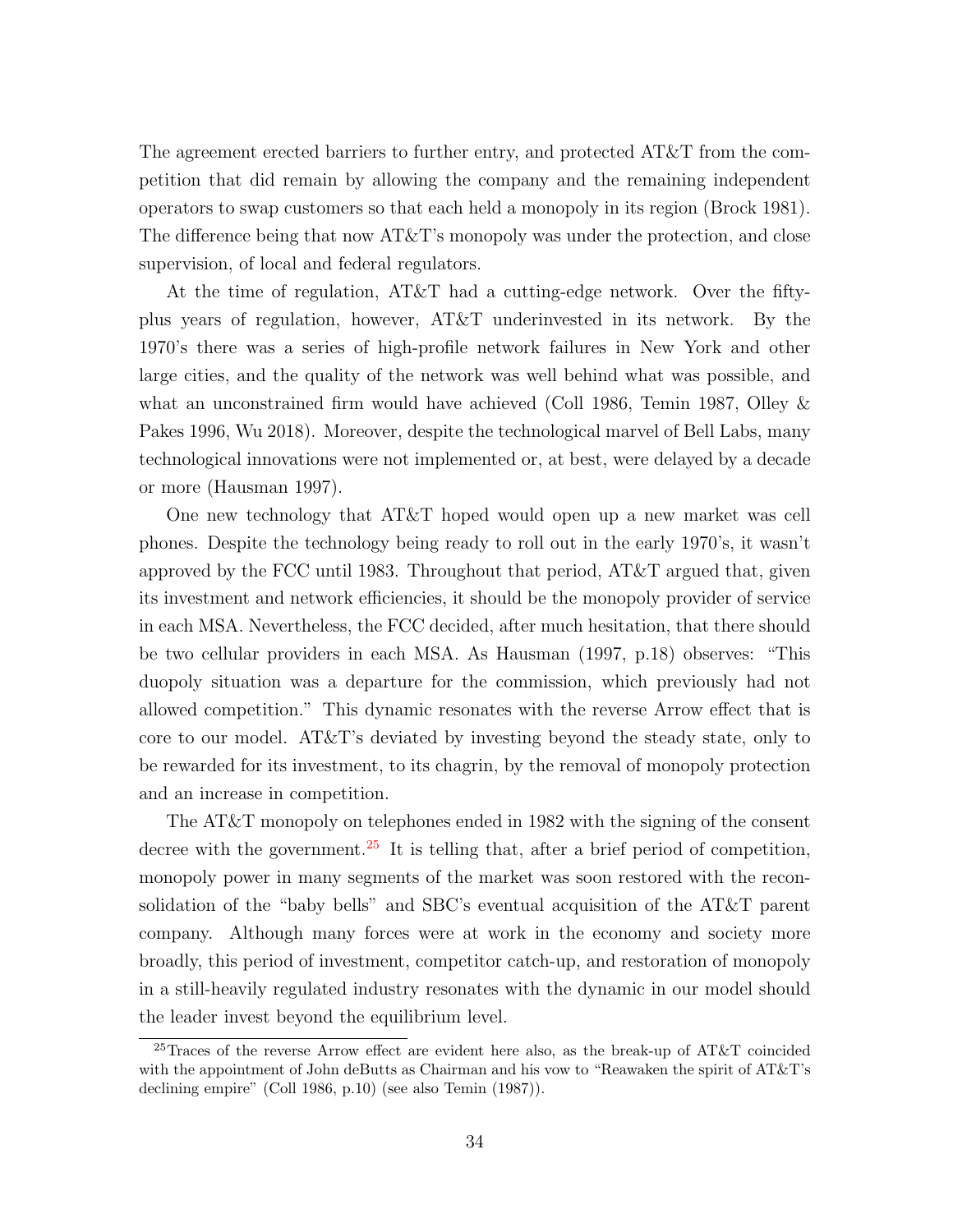The agreement erected barriers to further entry, and protected AT&T from the competition that did remain by allowing the company and the remaining independent operators to swap customers so that each held a monopoly in its region (Brock 1981). The difference being that now AT&T's monopoly was under the protection, and close supervision, of local and federal regulators.

At the time of regulation, AT&T had a cutting-edge network. Over the fifty-plus years of regulation, however, AT&T underinvested in its network. By the 1970's there was a series of high-profile network failures in New York and other large cities, and the quality of the network was well behind what was possible, and what an unconstrained firm would have achieved (Coll 1986, Temin 1987, Olley & Pakes 1996, Wu 2018). Moreover, despite the technological marvel of Bell Labs, many technological innovations were not implemented or, at best, were delayed by a decade or more (Hausman 1997).

One new technology that AT&T hoped would open up a new market was cell phones. Despite the technology being ready to roll out in the early 1970's, it wasn't approved by the FCC until 1983. Throughout that period, AT&T argued that, given its investment and network efficiencies, it should be the monopoly provider of service in each MSA. Nevertheless, the FCC decided, after much hesitation, that there should be two cellular providers in each MSA. As Hausman (1997, p.18) observes: "This duopoly situation was a departure for the commission, which previously had not allowed competition." This dynamic resonates with the reverse Arrow effect that is core to our model. AT&T's deviated by investing beyond the steady state, only to be rewarded for its investment, to its chagrin, by the removal of monopoly protection and an increase in competition.

The AT&T monopoly on telephones ended in 1982 with the signing of the consent decree with the government.[25] It is telling that, after a brief period of competition, monopoly power in many segments of the market was soon restored with the reconsolidation of the "baby bells" and SBC's eventual acquisition of the AT&T parent company. Although many forces were at work in the economy and society more broadly, this period of investment, competitor catch-up, and restoration of monopoly in a still-heavily regulated industry resonates with the dynamic in our model should the leader invest beyond the equilibrium level.

[25] Traces of the reverse Arrow effect are evident here also, as the break-up of AT&T coincided with the appointment of John deButts as Chairman and his vow to "Reawaken the spirit of AT&T's declining empire" (Coll 1986, p.10) (see also Temin (1987)).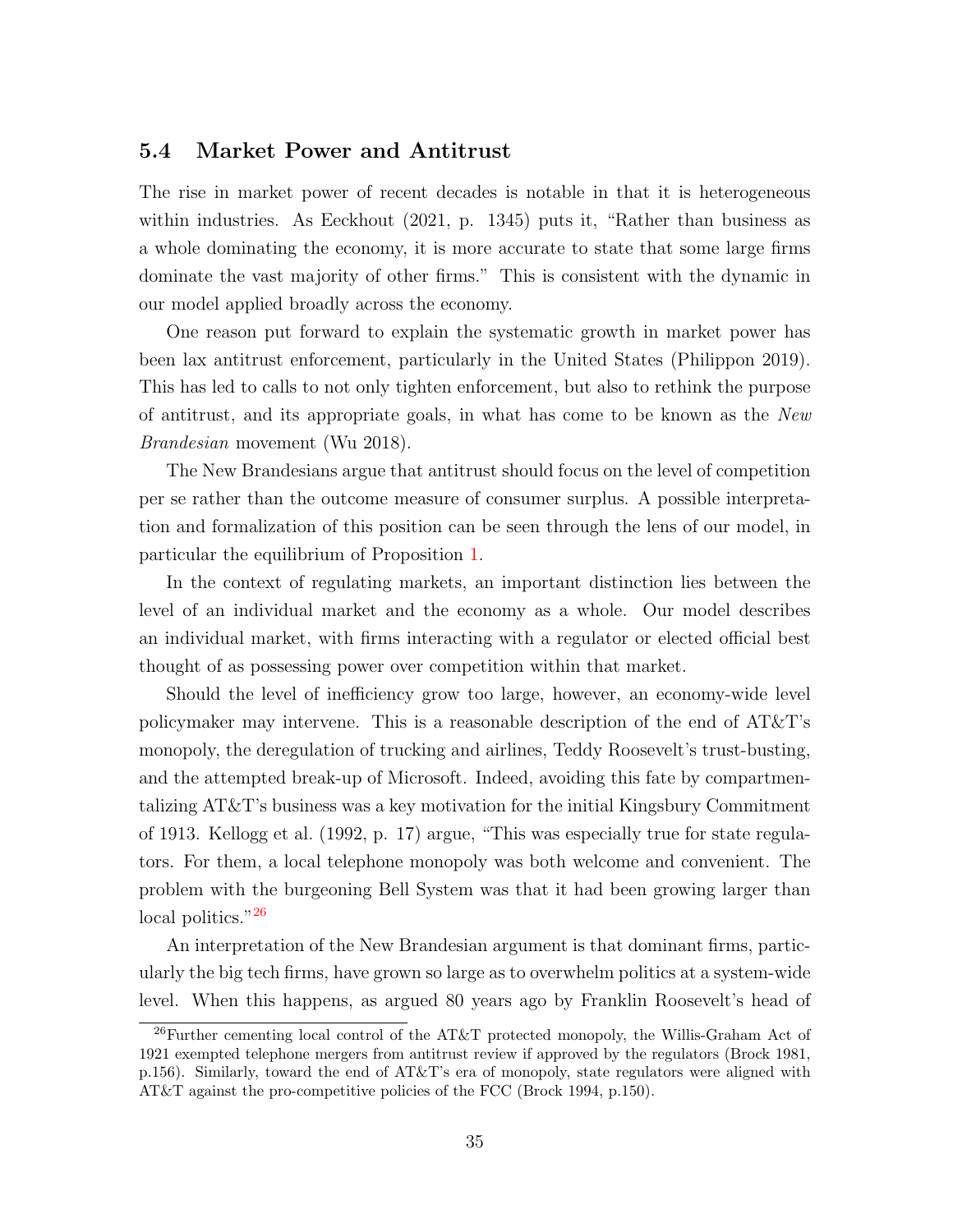### 5.4 Market Power and Antitrust

The rise in market power of recent decades is notable in that it is heterogeneous within industries. As Eeckhout (2021, p. 1345) puts it, "Rather than business as a whole dominating the economy, it is more accurate to state that some large firms dominate the vast majority of other firms." This is consistent with the dynamic in our model applied broadly across the economy.

One reason put forward to explain the systematic growth in market power has been lax antitrust enforcement, particularly in the United States (Philippon 2019). This has led to calls to not only tighten enforcement, but also to rethink the purpose of antitrust, and its appropriate goals, in what has come to be known as the *New Brandesian* movement (Wu 2018).

The New Brandesians argue that antitrust should focus on the level of competition per se rather than the outcome measure of consumer surplus. A possible interpretation and formalization of this position can be seen through the lens of our model, in particular the equilibrium of Proposition 1.

In the context of regulating markets, an important distinction lies between the level of an individual market and the economy as a whole. Our model describes an individual market, with firms interacting with a regulator or elected official best thought of as possessing power over competition within that market.

Should the level of inefficiency grow too large, however, an economy-wide level policymaker may intervene. This is a reasonable description of the end of AT&T's monopoly, the deregulation of trucking and airlines, Teddy Roosevelt's trust-busting, and the attempted break-up of Microsoft. Indeed, avoiding this fate by compartmentalizing AT&T's business was a key motivation for the initial Kingsbury Commitment of 1913. Kellogg et al. (1992, p. 17) argue, "This was especially true for state regulators. For them, a local telephone monopoly was both welcome and convenient. The problem with the burgeoning Bell System was that it had been growing larger than local politics."[26]

An interpretation of the New Brandesian argument is that dominant firms, particularly the big tech firms, have grown so large as to overwhelm politics at a system-wide level. When this happens, as argued 80 years ago by Franklin Roosevelt's head of

[26] Further cementing local control of the AT&T protected monopoly, the Willis-Graham Act of 1921 exempted telephone mergers from antitrust review if approved by the regulators (Brock 1981, p.156). Similarly, toward the end of AT&T's era of monopoly, state regulators were aligned with AT&T against the pro-competitive policies of the FCC (Brock 1994, p.150).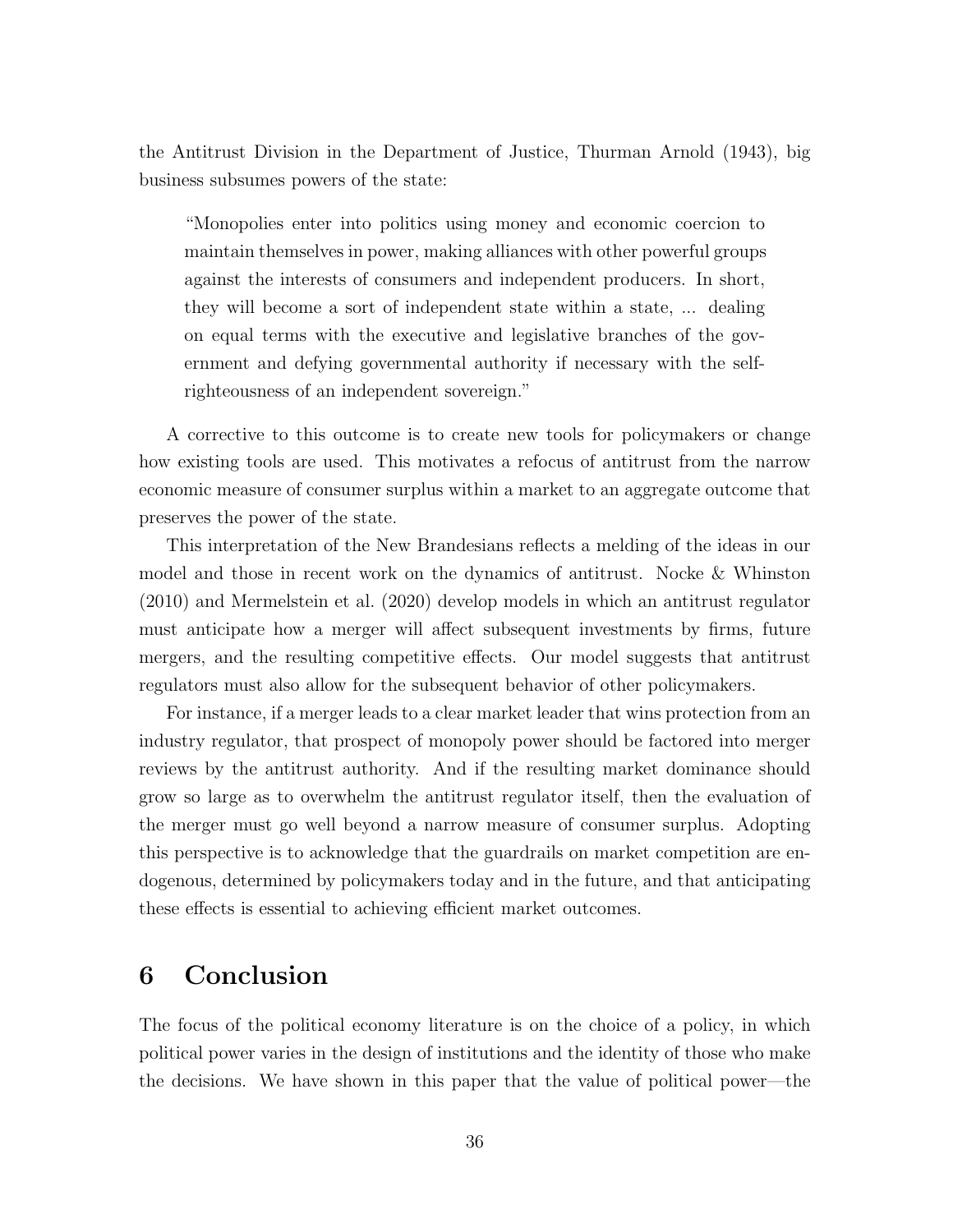the Antitrust Division in the Department of Justice, Thurman Arnold (1943), big business subsumes powers of the state:

> "Monopolies enter into politics using money and economic coercion to maintain themselves in power, making alliances with other powerful groups against the interests of consumers and independent producers. In short, they will become a sort of independent state within a state, ... dealing on equal terms with the executive and legislative branches of the government and defying governmental authority if necessary with the self-righteousness of an independent sovereign."

A corrective to this outcome is to create new tools for policymakers or change how existing tools are used. This motivates a refocus of antitrust from the narrow economic measure of consumer surplus within a market to an aggregate outcome that preserves the power of the state.

This interpretation of the New Brandesians reflects a melding of the ideas in our model and those in recent work on the dynamics of antitrust. Nocke & Whinston (2010) and Mermelstein et al. (2020) develop models in which an antitrust regulator must anticipate how a merger will affect subsequent investments by firms, future mergers, and the resulting competitive effects. Our model suggests that antitrust regulators must also allow for the subsequent behavior of other policymakers.

For instance, if a merger leads to a clear market leader that wins protection from an industry regulator, that prospect of monopoly power should be factored into merger reviews by the antitrust authority. And if the resulting market dominance should grow so large as to overwhelm the antitrust regulator itself, then the evaluation of the merger must go well beyond a narrow measure of consumer surplus. Adopting this perspective is to acknowledge that the guardrails on market competition are endogenous, determined by policymakers today and in the future, and that anticipating these effects is essential to achieving efficient market outcomes.

# 6 Conclusion

The focus of the political economy literature is on the choice of a policy, in which political power varies in the design of institutions and the identity of those who make the decisions. We have shown in this paper that the value of political power—the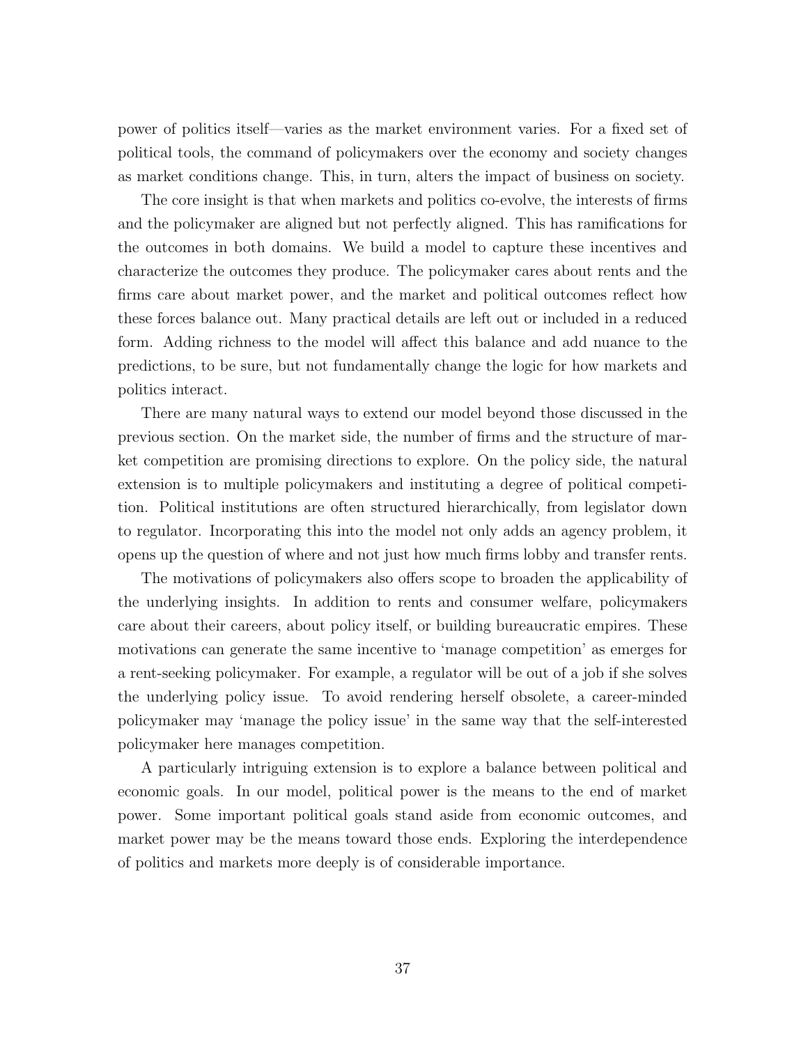power of politics itself—varies as the market environment varies. For a fixed set of political tools, the command of policymakers over the economy and society changes as market conditions change. This, in turn, alters the impact of business on society.

The core insight is that when markets and politics co-evolve, the interests of firms and the policymaker are aligned but not perfectly aligned. This has ramifications for the outcomes in both domains. We build a model to capture these incentives and characterize the outcomes they produce. The policymaker cares about rents and the firms care about market power, and the market and political outcomes reflect how these forces balance out. Many practical details are left out or included in a reduced form. Adding richness to the model will affect this balance and add nuance to the predictions, to be sure, but not fundamentally change the logic for how markets and politics interact.

There are many natural ways to extend our model beyond those discussed in the previous section. On the market side, the number of firms and the structure of market competition are promising directions to explore. On the policy side, the natural extension is to multiple policymakers and instituting a degree of political competition. Political institutions are often structured hierarchically, from legislator down to regulator. Incorporating this into the model not only adds an agency problem, it opens up the question of where and not just how much firms lobby and transfer rents.

The motivations of policymakers also offers scope to broaden the applicability of the underlying insights. In addition to rents and consumer welfare, policymakers care about their careers, about policy itself, or building bureaucratic empires. These motivations can generate the same incentive to 'manage competition' as emerges for a rent-seeking policymaker. For example, a regulator will be out of a job if she solves the underlying policy issue. To avoid rendering herself obsolete, a career-minded policymaker may 'manage the policy issue' in the same way that the self-interested policymaker here manages competition.

A particularly intriguing extension is to explore a balance between political and economic goals. In our model, political power is the means to the end of market power. Some important political goals stand aside from economic outcomes, and market power may be the means toward those ends. Exploring the interdependence of politics and markets more deeply is of considerable importance.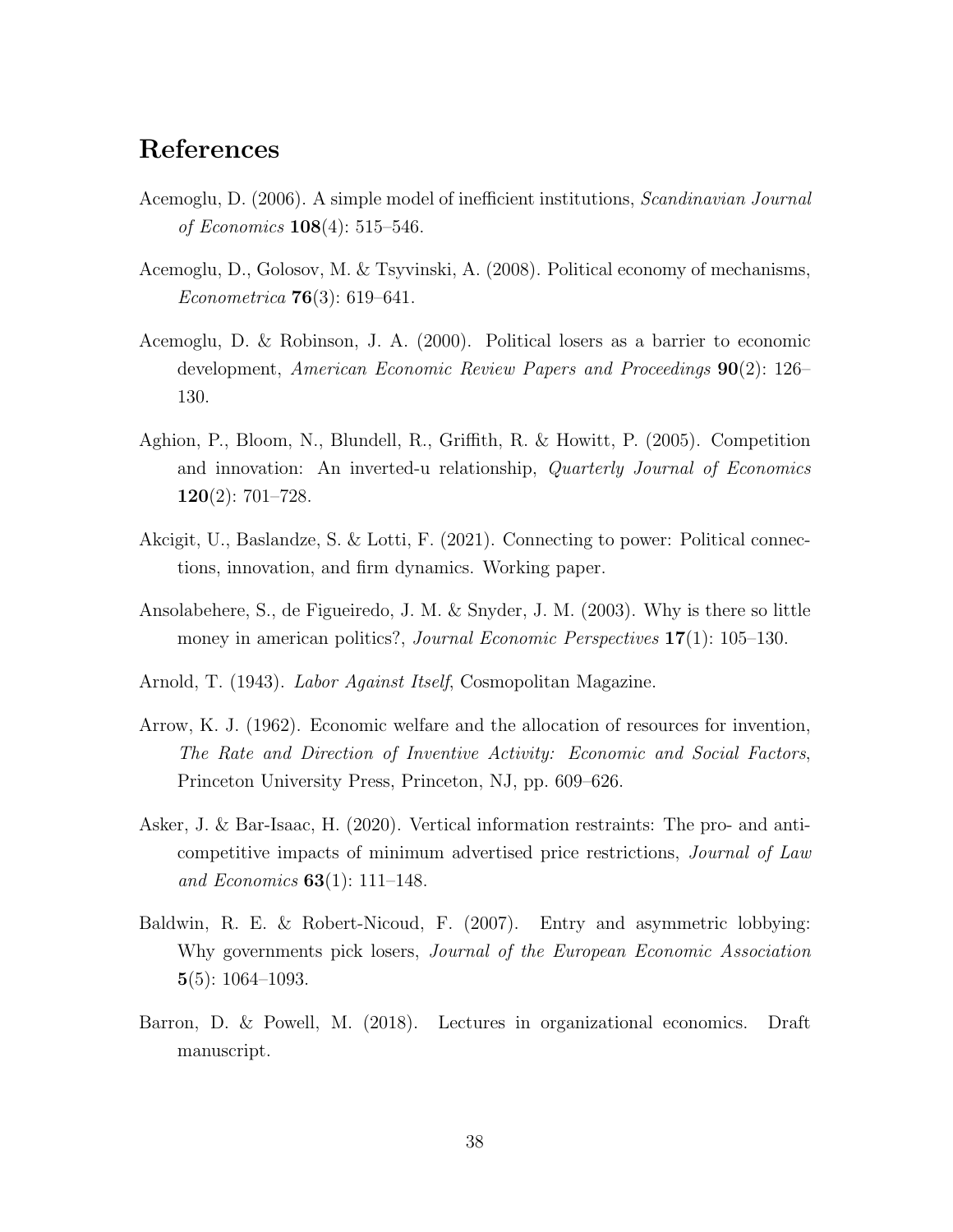## References

Acemoglu, D. (2006). A simple model of inefficient institutions, *Scandinavian Journal of Economics* **108**(4): 515–546.

Acemoglu, D., Golosov, M. & Tsyvinski, A. (2008). Political economy of mechanisms, *Econometrica* **76**(3): 619–641.

Acemoglu, D. & Robinson, J. A. (2000). Political losers as a barrier to economic development, *American Economic Review Papers and Proceedings* **90**(2): 126–130.

Aghion, P., Bloom, N., Blundell, R., Griffith, R. & Howitt, P. (2005). Competition and innovation: An inverted-u relationship, *Quarterly Journal of Economics* **120**(2): 701–728.

Akcigit, U., Baslandze, S. & Lotti, F. (2021). Connecting to power: Political connections, innovation, and firm dynamics. Working paper.

Ansolabehere, S., de Figueiredo, J. M. & Snyder, J. M. (2003). Why is there so little money in american politics?, *Journal Economic Perspectives* **17**(1): 105–130.

Arnold, T. (1943). *Labor Against Itself*, Cosmopolitan Magazine.

Arrow, K. J. (1962). Economic welfare and the allocation of resources for invention, *The Rate and Direction of Inventive Activity: Economic and Social Factors*, Princeton University Press, Princeton, NJ, pp. 609–626.

Asker, J. & Bar-Isaac, H. (2020). Vertical information restraints: The pro- and anti-competitive impacts of minimum advertised price restrictions, *Journal of Law and Economics* **63**(1): 111–148.

Baldwin, R. E. & Robert-Nicoud, F. (2007). Entry and asymmetric lobbying: Why governments pick losers, *Journal of the European Economic Association* **5**(5): 1064–1093.

Barron, D. & Powell, M. (2018). Lectures in organizational economics. Draft manuscript.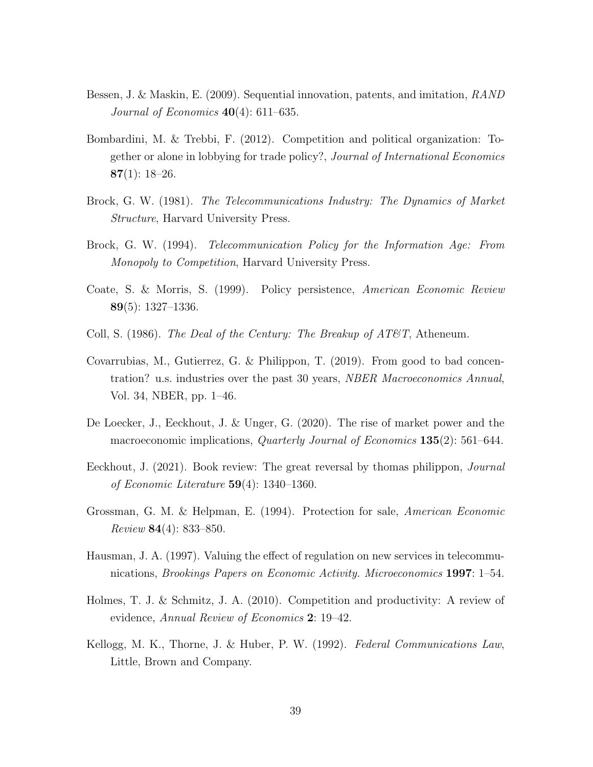Bessen, J. & Maskin, E. (2009). Sequential innovation, patents, and imitation, *RAND Journal of Economics* **40**(4): 611–635.

Bombardini, M. & Trebbi, F. (2012). Competition and political organization: Together or alone in lobbying for trade policy?, *Journal of International Economics* **87**(1): 18–26.

Brock, G. W. (1981). *The Telecommunications Industry: The Dynamics of Market Structure*, Harvard University Press.

Brock, G. W. (1994). *Telecommunication Policy for the Information Age: From Monopoly to Competition*, Harvard University Press.

Coate, S. & Morris, S. (1999). Policy persistence, *American Economic Review* **89**(5): 1327–1336.

Coll, S. (1986). *The Deal of the Century: The Breakup of AT&T*, Atheneum.

Covarrubias, M., Gutierrez, G. & Philippon, T. (2019). From good to bad concentration? u.s. industries over the past 30 years, *NBER Macroeconomics Annual*, Vol. 34, NBER, pp. 1–46.

De Loecker, J., Eeckhout, J. & Unger, G. (2020). The rise of market power and the macroeconomic implications, *Quarterly Journal of Economics* **135**(2): 561–644.

Eeckhout, J. (2021). Book review: The great reversal by thomas philippon, *Journal of Economic Literature* **59**(4): 1340–1360.

Grossman, G. M. & Helpman, E. (1994). Protection for sale, *American Economic Review* **84**(4): 833–850.

Hausman, J. A. (1997). Valuing the effect of regulation on new services in telecommunications, *Brookings Papers on Economic Activity. Microeconomics* **1997**: 1–54.

Holmes, T. J. & Schmitz, J. A. (2010). Competition and productivity: A review of evidence, *Annual Review of Economics* **2**: 19–42.

Kellogg, M. K., Thorne, J. & Huber, P. W. (1992). *Federal Communications Law*, Little, Brown and Company.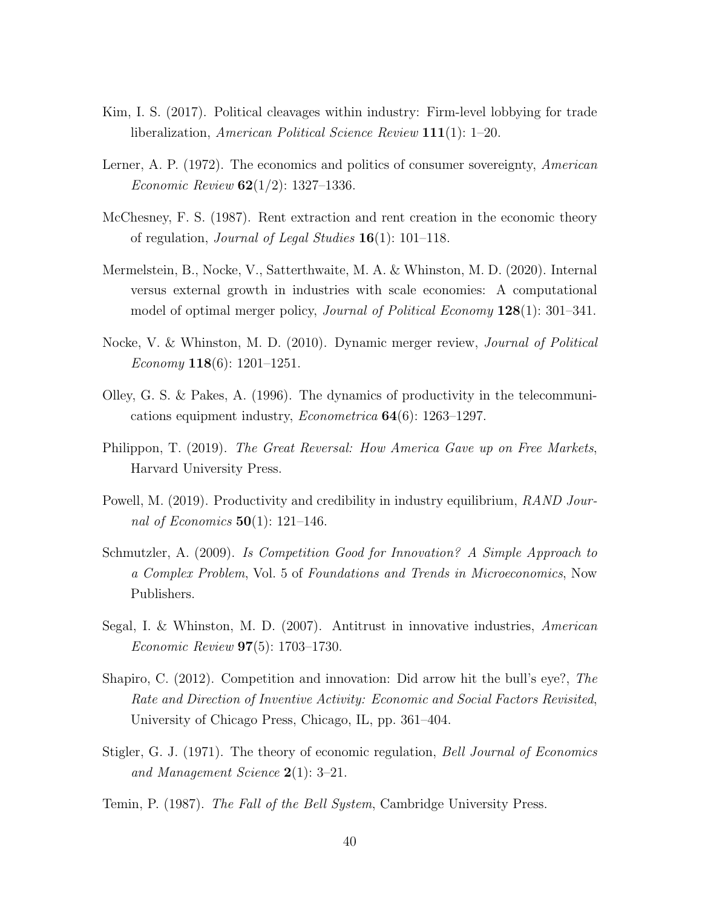Kim, I. S. (2017). Political cleavages within industry: Firm-level lobbying for trade liberalization, *American Political Science Review* **111**(1): 1–20.

Lerner, A. P. (1972). The economics and politics of consumer sovereignty, *American Economic Review* **62**(1/2): 1327–1336.

McChesney, F. S. (1987). Rent extraction and rent creation in the economic theory of regulation, *Journal of Legal Studies* **16**(1): 101–118.

Mermelstein, B., Nocke, V., Satterthwaite, M. A. & Whinston, M. D. (2020). Internal versus external growth in industries with scale economies: A computational model of optimal merger policy, *Journal of Political Economy* **128**(1): 301–341.

Nocke, V. & Whinston, M. D. (2010). Dynamic merger review, *Journal of Political Economy* **118**(6): 1201–1251.

Olley, G. S. & Pakes, A. (1996). The dynamics of productivity in the telecommunications equipment industry, *Econometrica* **64**(6): 1263–1297.

Philippon, T. (2019). *The Great Reversal: How America Gave up on Free Markets*, Harvard University Press.

Powell, M. (2019). Productivity and credibility in industry equilibrium, *RAND Journal of Economics* **50**(1): 121–146.

Schmutzler, A. (2009). *Is Competition Good for Innovation? A Simple Approach to a Complex Problem*, Vol. 5 of *Foundations and Trends in Microeconomics*, Now Publishers.

Segal, I. & Whinston, M. D. (2007). Antitrust in innovative industries, *American Economic Review* **97**(5): 1703–1730.

Shapiro, C. (2012). Competition and innovation: Did arrow hit the bull's eye?, *The Rate and Direction of Inventive Activity: Economic and Social Factors Revisited*, University of Chicago Press, Chicago, IL, pp. 361–404.

Stigler, G. J. (1971). The theory of economic regulation, *Bell Journal of Economics and Management Science* **2**(1): 3–21.

Temin, P. (1987). *The Fall of the Bell System*, Cambridge University Press.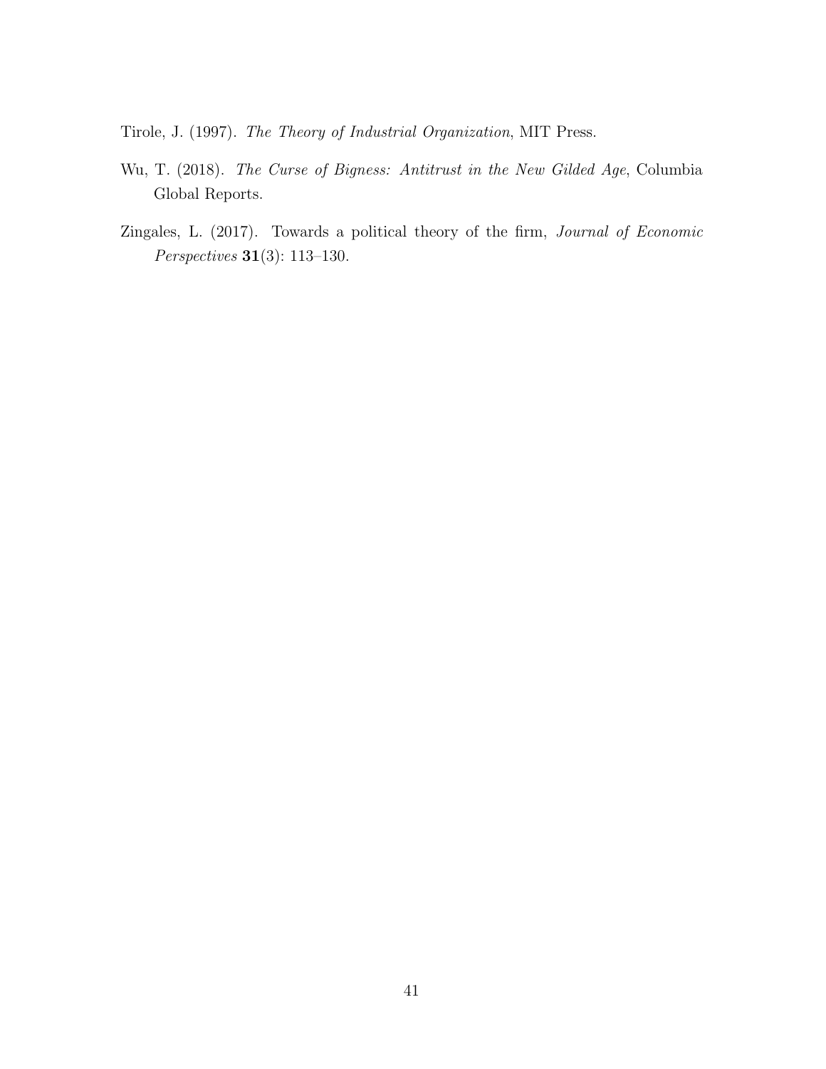Tirole, J. (1997). *The Theory of Industrial Organization*, MIT Press.

Wu, T. (2018). *The Curse of Bigness: Antitrust in the New Gilded Age*, Columbia Global Reports.

Zingales, L. (2017). Towards a political theory of the firm, *Journal of Economic Perspectives* **31**(3): 113–130.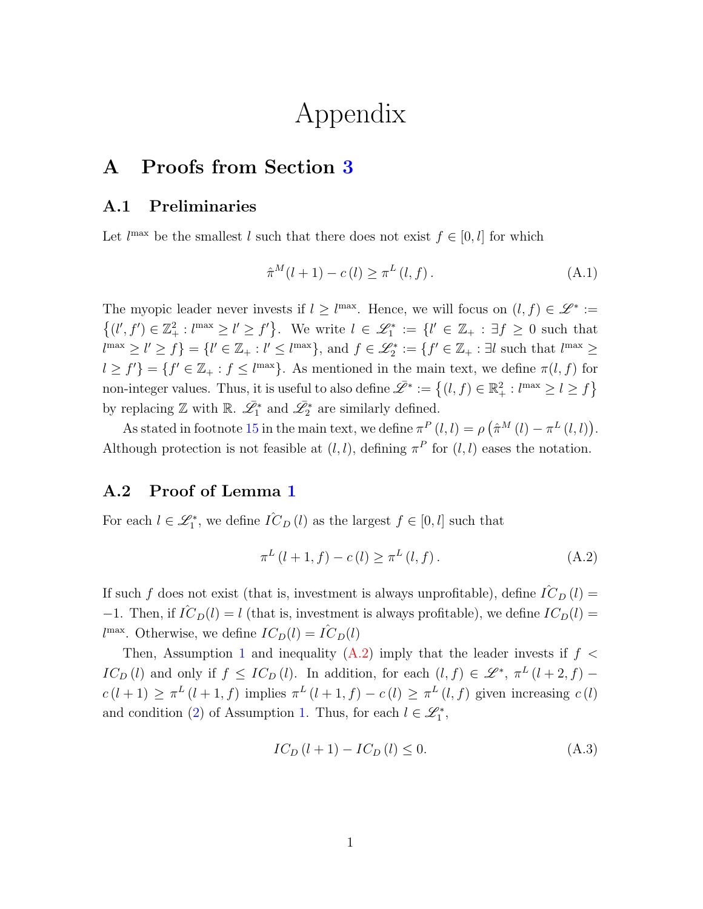# Appendix

## A Proofs from Section 3

### A.1 Preliminaries

Let $l^{\max}$ be the smallest $l$ such that there does not exist $f \in [0, l]$ for which

$$\hat{\pi}^{M}(l+1) - c(l) \geq \pi^{L}(l, f). \tag{A.1}$$

The myopic leader never invests if $l \geq l^{\max}$. Hence, we will focus on $(l, f) \in \mathscr{L}^{*} := \{(l', f') \in \mathbb{Z}_{+}^{2} : l^{\max} \geq l' \geq f'\}$. We write $l \in \mathscr{L}_{1}^{*} := \{l' \in \mathbb{Z}_{+} : \exists f \geq 0 \text{ such that } l^{\max} \geq l' \geq f\} = \{l' \in \mathbb{Z}_{+} : l' \leq l^{\max}\}$, and $f \in \mathscr{L}_{2}^{*} := \{f' \in \mathbb{Z}_{+} : \exists l \text{ such that } l^{\max} \geq l \geq f'\} = \{f' \in \mathbb{Z}_{+} : f \leq l^{\max}\}$. As mentioned in the main text, we define $\pi(l, f)$ for non-integer values. Thus, it is useful to also define $\bar{\mathscr{L}}^{*} := \{(l, f) \in \mathbb{R}_{+}^{2} : l^{\max} \geq l \geq f\}$ by replacing $\mathbb{Z}$ with $\mathbb{R}$. $\bar{\mathscr{L}}_{1}^{*}$ and $\bar{\mathscr{L}}_{2}^{*}$ are similarly defined.

As stated in footnote 15 in the main text, we define $\pi^{P}(l, l) = \rho\left(\hat{\pi}^{M}(l) - \pi^{L}(l, l)\right)$. Although protection is not feasible at $(l, l)$, defining $\pi^{P}$ for $(l, l)$ eases the notation.

### A.2 Proof of Lemma 1

For each $l \in \mathscr{L}_{1}^{*}$, we define $\hat{IC}_{D}(l)$ as the largest $f \in [0, l]$ such that

$$\pi^{L}(l+1, f) - c(l) \geq \pi^{L}(l, f). \tag{A.2}$$

If such $f$ does not exist (that is, investment is always unprofitable), define $\hat{IC}_{D}(l) = -1$. Then, if $\hat{IC}_{D}(l) = l$ (that is, investment is always profitable), we define $IC_{D}(l) = l^{\max}$. Otherwise, we define $IC_{D}(l) = \hat{IC}_{D}(l)$

Then, Assumption 1 and inequality (A.2) imply that the leader invests if $f < IC_{D}(l)$ and only if $f \leq IC_{D}(l)$. In addition, for each $(l, f) \in \mathscr{L}^{*}$, $\pi^{L}(l+2, f) - c(l+1) \geq \pi^{L}(l+1, f)$ implies $\pi^{L}(l+1, f) - c(l) \geq \pi^{L}(l, f)$ given increasing $c(l)$ and condition (2) of Assumption 1. Thus, for each $l \in \mathscr{L}_{1}^{*}$,

$$IC_{D}(l+1) - IC_{D}(l) \leq 0. \tag{A.3}$$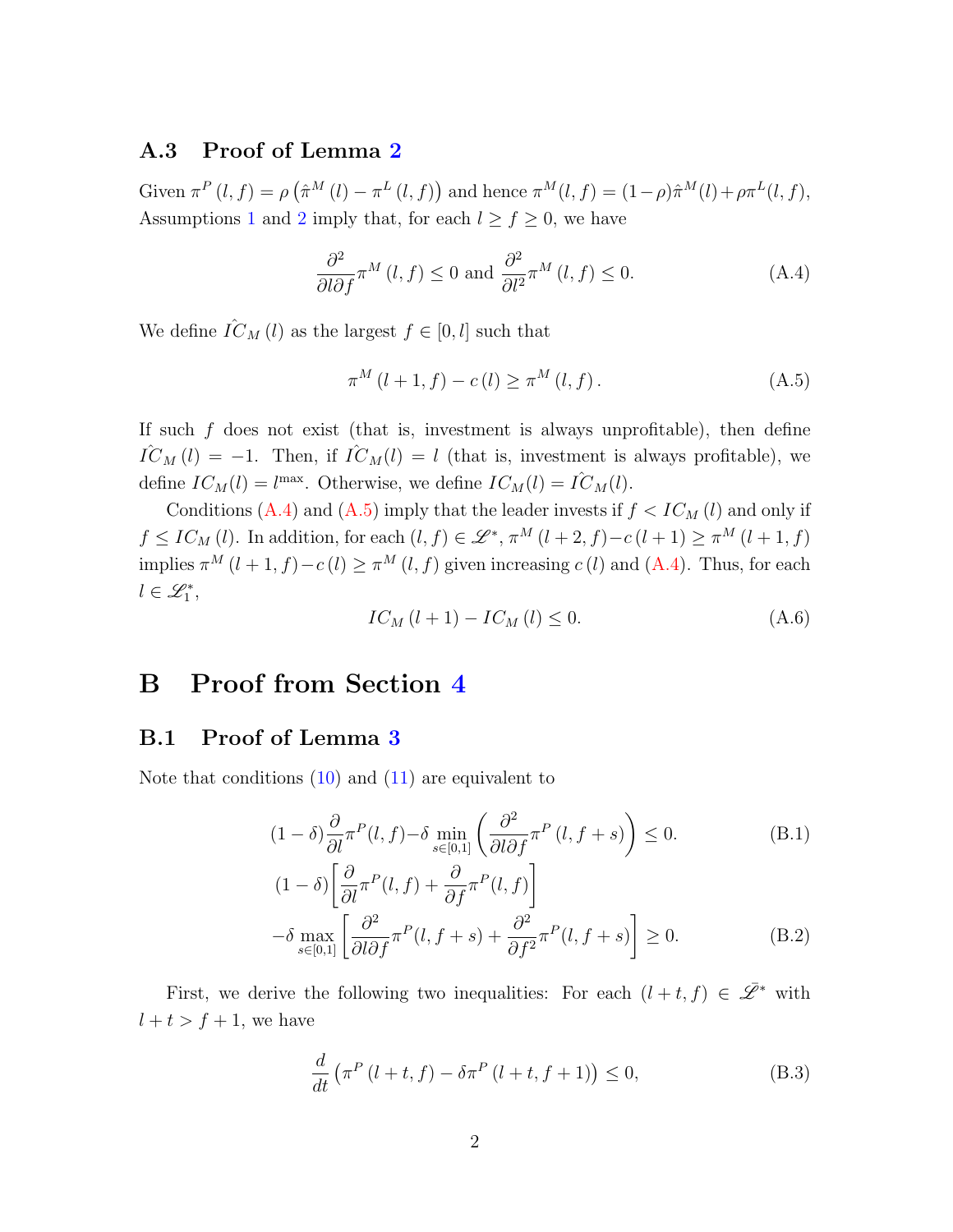### A.3 Proof of Lemma 2

Given $\pi^P(l,f) = \rho\left(\hat{\pi}^M(l) - \pi^L(l,f)\right)$ and hence $\pi^M(l,f) = (1-\rho)\hat{\pi}^M(l) + \rho\pi^L(l,f)$, Assumptions 1 and 2 imply that, for each $l \geq f \geq 0$, we have

$$\frac{\partial^2}{\partial l \partial f}\pi^M(l,f) \leq 0 \text{ and } \frac{\partial^2}{\partial l^2}\pi^M(l,f) \leq 0. \tag{A.4}$$

We define $\hat{IC}_M(l)$ as the largest $f \in [0,l]$ such that

$$\pi^M(l+1,f) - c(l) \geq \pi^M(l,f). \tag{A.5}$$

If such $f$ does not exist (that is, investment is always unprofitable), then define $\hat{IC}_M(l) = -1$. Then, if $\hat{IC}_M(l) = l$ (that is, investment is always profitable), we define $IC_M(l) = l^{\max}$. Otherwise, we define $IC_M(l) = \hat{IC}_M(l)$.

Conditions (A.4) and (A.5) imply that the leader invests if $f < IC_M(l)$ and only if $f \leq IC_M(l)$. In addition, for each $(l,f) \in \mathscr{L}^*$, $\pi^M(l+2,f) - c(l+1) \geq \pi^M(l+1,f)$ implies $\pi^M(l+1,f) - c(l) \geq \pi^M(l,f)$ given increasing $c(l)$ and (A.4). Thus, for each $l \in \mathscr{L}_1^*$,

$$IC_M(l+1) - IC_M(l) \leq 0. \tag{A.6}$$

# B Proof from Section 4

## B.1 Proof of Lemma 3

Note that conditions (10) and (11) are equivalent to

$$(1-\delta)\frac{\partial}{\partial l}\pi^P(l,f) - \delta \min_{s\in[0,1]}\left(\frac{\partial^2}{\partial l \partial f}\pi^P(l,f+s)\right) \leq 0. \tag{B.1}$$

$$(1-\delta)\left[\frac{\partial}{\partial l}\pi^P(l,f) + \frac{\partial}{\partial f}\pi^P(l,f)\right] - \delta \max_{s\in[0,1]}\left[\frac{\partial^2}{\partial l \partial f}\pi^P(l,f+s) + \frac{\partial^2}{\partial f^2}\pi^P(l,f+s)\right] \geq 0. \tag{B.2}$$

First, we derive the following two inequalities: For each $(l+t,f) \in \bar{\mathscr{L}}^*$ with $l+t > f+1$, we have

$$\frac{d}{dt}\left(\pi^P(l+t,f) - \delta\pi^P(l+t,f+1)\right) \leq 0, \tag{B.3}$$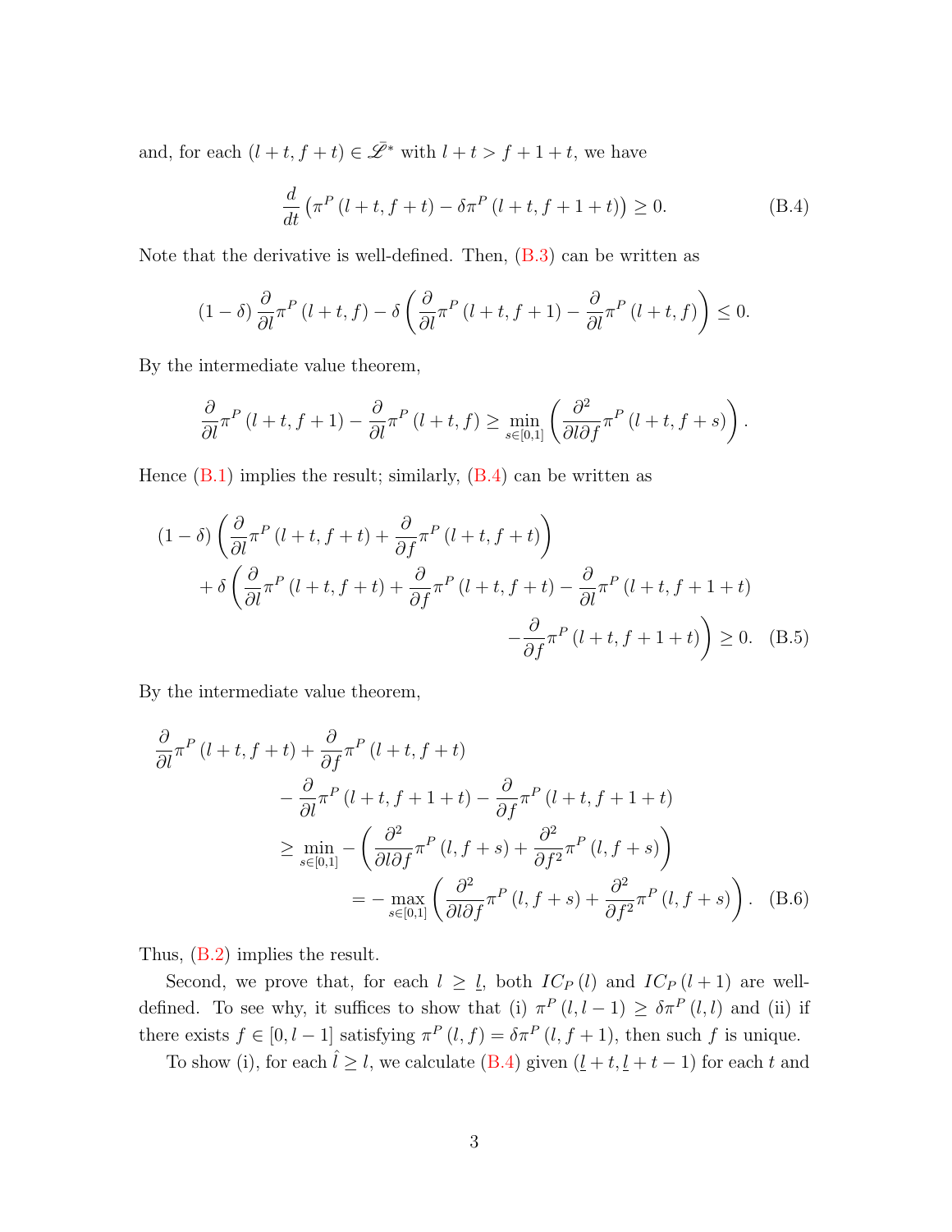and, for each $(l+t, f+t) \in \bar{\mathscr{L}}^*$ with $l+t > f+1+t$, we have

$$\frac{d}{dt}\left(\pi^P(l+t, f+t) - \delta\pi^P(l+t, f+1+t)\right) \geq 0. \tag{B.4}$$

Note that the derivative is well-defined. Then, (B.3) can be written as

$$(1-\delta)\frac{\partial}{\partial l}\pi^P(l+t, f) - \delta\left(\frac{\partial}{\partial l}\pi^P(l+t, f+1) - \frac{\partial}{\partial l}\pi^P(l+t, f)\right) \leq 0.$$

By the intermediate value theorem,

$$\frac{\partial}{\partial l}\pi^P(l+t, f+1) - \frac{\partial}{\partial l}\pi^P(l+t, f) \geq \min_{s\in[0,1]}\left(\frac{\partial^2}{\partial l \partial f}\pi^P(l+t, f+s)\right).$$

Hence (B.1) implies the result; similarly, (B.4) can be written as

$$\begin{aligned}
(1-\delta)&\left(\frac{\partial}{\partial l}\pi^P(l+t, f+t) + \frac{\partial}{\partial f}\pi^P(l+t, f+t)\right) \\
&+ \delta\left(\frac{\partial}{\partial l}\pi^P(l+t, f+t) + \frac{\partial}{\partial f}\pi^P(l+t, f+t) - \frac{\partial}{\partial l}\pi^P(l+t, f+1+t)\right. \\
&\qquad\qquad\qquad\qquad \left. - \frac{\partial}{\partial f}\pi^P(l+t, f+1+t)\right) \geq 0.
\end{aligned} \tag{B.5}$$

By the intermediate value theorem,

$$\begin{aligned}
\frac{\partial}{\partial l}&\pi^P(l+t, f+t) + \frac{\partial}{\partial f}\pi^P(l+t, f+t) \\
&- \frac{\partial}{\partial l}\pi^P(l+t, f+1+t) - \frac{\partial}{\partial f}\pi^P(l+t, f+1+t) \\
&\geq \min_{s\in[0,1]} -\left(\frac{\partial^2}{\partial l \partial f}\pi^P(l, f+s) + \frac{\partial^2}{\partial f^2}\pi^P(l, f+s)\right) \\
&\qquad = -\max_{s\in[0,1]}\left(\frac{\partial^2}{\partial l \partial f}\pi^P(l, f+s) + \frac{\partial^2}{\partial f^2}\pi^P(l, f+s)\right).
\end{aligned} \tag{B.6}$$

Thus, (B.2) implies the result.

Second, we prove that, for each $l \geq \underline{l}$, both $IC_P(l)$ and $IC_P(l+1)$ are well-defined. To see why, it suffices to show that (i) $\pi^P(l, l-1) \geq \delta\pi^P(l, l)$ and (ii) if there exists $f \in [0, l-1]$ satisfying $\pi^P(l, f) = \delta\pi^P(l, f+1)$, then such $f$ is unique.

To show (i), for each $\hat{l} \geq l$, we calculate (B.4) given $(\underline{l}+t, \underline{l}+t-1)$ for each $t$ and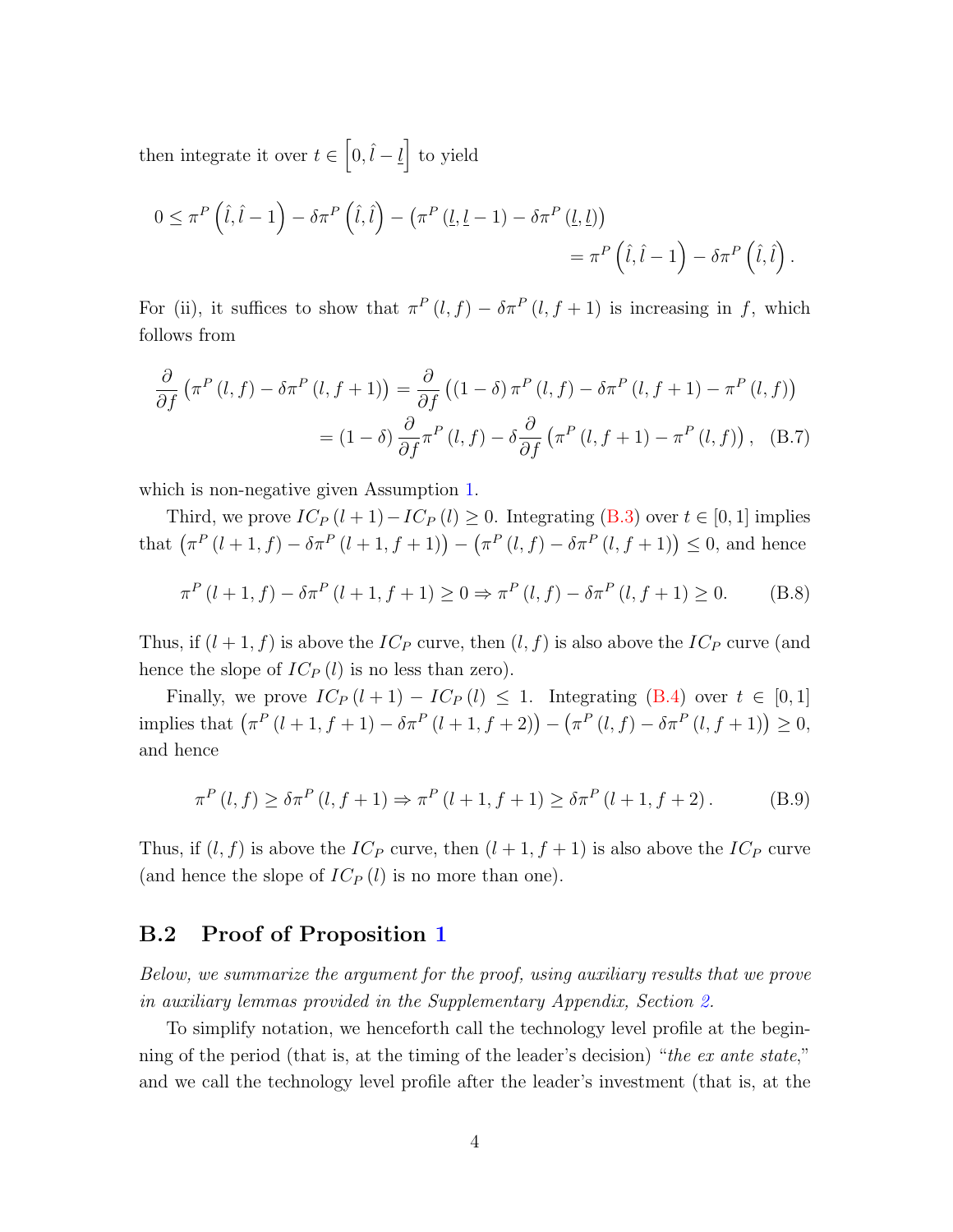then integrate it over $t \in \left[0, \hat{l} - \underline{l}\right]$ to yield

$$0 \leq \pi^P\left(\hat{l}, \hat{l}-1\right) - \delta\pi^P\left(\hat{l}, \hat{l}\right) - \left(\pi^P\left(\underline{l}, \underline{l}-1\right) - \delta\pi^P\left(\underline{l}, \underline{l}\right)\right)$$
$$= \pi^P\left(\hat{l}, \hat{l}-1\right) - \delta\pi^P\left(\hat{l}, \hat{l}\right).$$

For (ii), it suffices to show that $\pi^P(l, f) - \delta\pi^P(l, f+1)$ is increasing in $f$, which follows from

$$\frac{\partial}{\partial f}\left(\pi^P(l,f) - \delta\pi^P(l,f+1)\right) = \frac{\partial}{\partial f}\left((1-\delta)\pi^P(l,f) - \delta\pi^P(l,f+1) - \pi^P(l,f)\right)$$
$$= (1-\delta)\frac{\partial}{\partial f}\pi^P(l,f) - \delta\frac{\partial}{\partial f}\left(\pi^P(l,f+1) - \pi^P(l,f)\right), \quad \text{(B.7)}$$

which is non-negative given Assumption 1.

Third, we prove $IC_P(l+1) - IC_P(l) \geq 0$. Integrating (B.3) over $t \in [0,1]$ implies that $\left(\pi^P(l+1,f) - \delta\pi^P(l+1,f+1)\right) - \left(\pi^P(l,f) - \delta\pi^P(l,f+1)\right) \leq 0$, and hence

$$\pi^P(l+1,f) - \delta\pi^P(l+1,f+1) \geq 0 \Rightarrow \pi^P(l,f) - \delta\pi^P(l,f+1) \geq 0. \quad \text{(B.8)}$$

Thus, if $(l+1, f)$ is above the $IC_P$ curve, then $(l, f)$ is also above the $IC_P$ curve (and hence the slope of $IC_P(l)$ is no less than zero).

Finally, we prove $IC_P(l+1) - IC_P(l) \leq 1$. Integrating (B.4) over $t \in [0,1]$ implies that $\left(\pi^P(l+1,f+1) - \delta\pi^P(l+1,f+2)\right) - \left(\pi^P(l,f) - \delta\pi^P(l,f+1)\right) \geq 0$, and hence

$$\pi^P(l,f) \geq \delta\pi^P(l,f+1) \Rightarrow \pi^P(l+1,f+1) \geq \delta\pi^P(l+1,f+2). \quad \text{(B.9)}$$

Thus, if $(l, f)$ is above the $IC_P$ curve, then $(l+1, f+1)$ is also above the $IC_P$ curve (and hence the slope of $IC_P(l)$ is no more than one).

## B.2 Proof of Proposition 1

*Below, we summarize the argument for the proof, using auxiliary results that we prove in auxiliary lemmas provided in the Supplementary Appendix, Section 2.*

To simplify notation, we henceforth call the technology level profile at the beginning of the period (that is, at the timing of the leader's decision) "*the ex ante state*," and we call the technology level profile after the leader's investment (that is, at the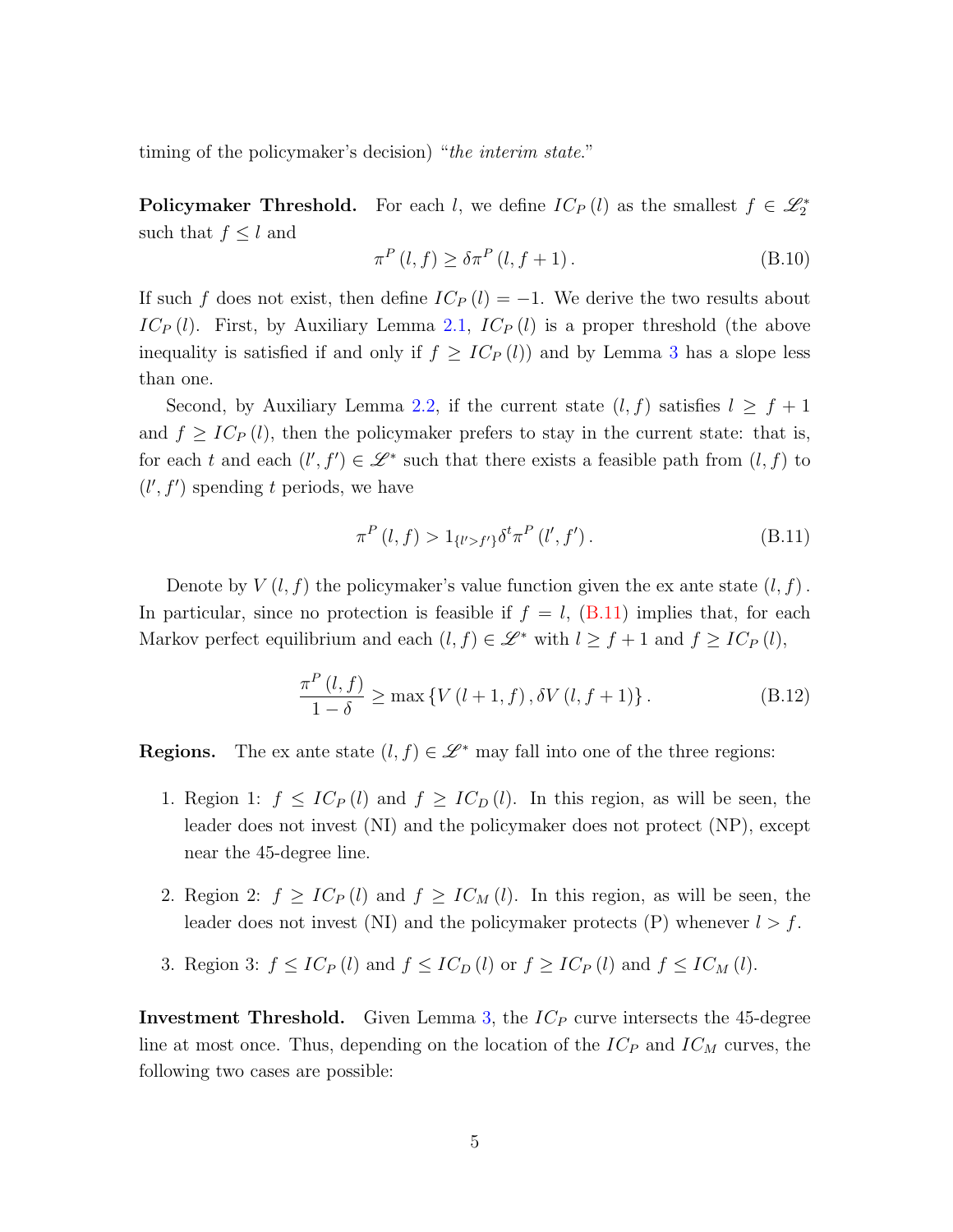timing of the policymaker's decision) "*the interim state*."

**Policymaker Threshold.** For each $l$, we define $IC_P(l)$ as the smallest $f \in \mathscr{L}_2^*$ such that $f \leq l$ and

$$\pi^P(l, f) \geq \delta \pi^P(l, f+1). \tag{B.10}$$

If such $f$ does not exist, then define $IC_P(l) = -1$. We derive the two results about $IC_P(l)$. First, by Auxiliary Lemma 2.1, $IC_P(l)$ is a proper threshold (the above inequality is satisfied if and only if $f \geq IC_P(l)$) and by Lemma 3 has a slope less than one.

Second, by Auxiliary Lemma 2.2, if the current state $(l, f)$ satisfies $l \geq f+1$ and $f \geq IC_P(l)$, then the policymaker prefers to stay in the current state: that is, for each $t$ and each $(l', f') \in \mathscr{L}^*$ such that there exists a feasible path from $(l, f)$ to $(l', f')$ spending $t$ periods, we have

$$\pi^P(l, f) > 1_{\{l' > f'\}} \delta^t \pi^P(l', f'). \tag{B.11}$$

Denote by $V(l, f)$ the policymaker's value function given the ex ante state $(l, f)$. In particular, since no protection is feasible if $f = l$, (B.11) implies that, for each Markov perfect equilibrium and each $(l, f) \in \mathscr{L}^*$ with $l \geq f+1$ and $f \geq IC_P(l)$,

$$\frac{\pi^P(l, f)}{1-\delta} \geq \max\{V(l+1, f), \delta V(l, f+1)\}. \tag{B.12}$$

**Regions.** The ex ante state $(l, f) \in \mathscr{L}^*$ may fall into one of the three regions:

1. Region 1: $f \leq IC_P(l)$ and $f \geq IC_D(l)$. In this region, as will be seen, the leader does not invest (NI) and the policymaker does not protect (NP), except near the 45-degree line.
2. Region 2: $f \geq IC_P(l)$ and $f \geq IC_M(l)$. In this region, as will be seen, the leader does not invest (NI) and the policymaker protects (P) whenever $l > f$.
3. Region 3: $f \leq IC_P(l)$ and $f \leq IC_D(l)$ or $f \geq IC_P(l)$ and $f \leq IC_M(l)$.

**Investment Threshold.** Given Lemma 3, the $IC_P$ curve intersects the 45-degree line at most once. Thus, depending on the location of the $IC_P$ and $IC_M$ curves, the following two cases are possible: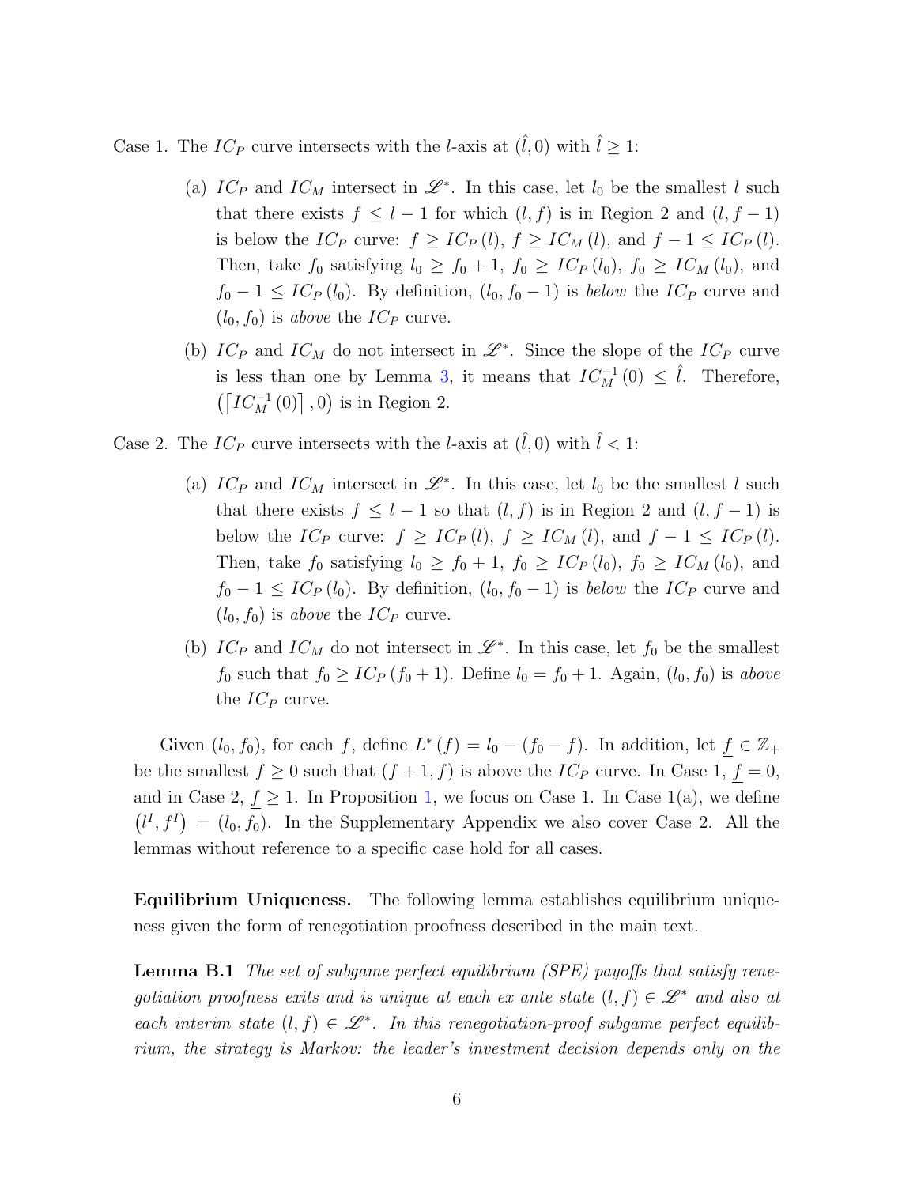Case 1. The $IC_P$ curve intersects with the $l$-axis at $(\hat{l}, 0)$ with $\hat{l} \geq 1$:

(a) $IC_P$ and $IC_M$ intersect in $\mathscr{L}^*$. In this case, let $l_0$ be the smallest $l$ such that there exists $f \leq l - 1$ for which $(l, f)$ is in Region 2 and $(l, f - 1)$ is below the $IC_P$ curve: $f \geq IC_P(l)$, $f \geq IC_M(l)$, and $f - 1 \leq IC_P(l)$. Then, take $f_0$ satisfying $l_0 \geq f_0 + 1$, $f_0 \geq IC_P(l_0)$, $f_0 \geq IC_M(l_0)$, and $f_0 - 1 \leq IC_P(l_0)$. By definition, $(l_0, f_0 - 1)$ is *below* the $IC_P$ curve and $(l_0, f_0)$ is *above* the $IC_P$ curve.

(b) $IC_P$ and $IC_M$ do not intersect in $\mathscr{L}^*$. Since the slope of the $IC_P$ curve is less than one by Lemma 3, it means that $IC_M^{-1}(0) \leq \hat{l}$. Therefore, $\left(\lceil IC_M^{-1}(0) \rceil, 0\right)$ is in Region 2.

Case 2. The $IC_P$ curve intersects with the $l$-axis at $(\hat{l}, 0)$ with $\hat{l} < 1$:

(a) $IC_P$ and $IC_M$ intersect in $\mathscr{L}^*$. In this case, let $l_0$ be the smallest $l$ such that there exists $f \leq l - 1$ so that $(l, f)$ is in Region 2 and $(l, f - 1)$ is below the $IC_P$ curve: $f \geq IC_P(l)$, $f \geq IC_M(l)$, and $f - 1 \leq IC_P(l)$. Then, take $f_0$ satisfying $l_0 \geq f_0 + 1$, $f_0 \geq IC_P(l_0)$, $f_0 \geq IC_M(l_0)$, and $f_0 - 1 \leq IC_P(l_0)$. By definition, $(l_0, f_0 - 1)$ is *below* the $IC_P$ curve and $(l_0, f_0)$ is *above* the $IC_P$ curve.

(b) $IC_P$ and $IC_M$ do not intersect in $\mathscr{L}^*$. In this case, let $f_0$ be the smallest $f_0$ such that $f_0 \geq IC_P(f_0 + 1)$. Define $l_0 = f_0 + 1$. Again, $(l_0, f_0)$ is *above* the $IC_P$ curve.

Given $(l_0, f_0)$, for each $f$, define $L^*(f) = l_0 - (f_0 - f)$. In addition, let $\underline{f} \in \mathbb{Z}_+$ be the smallest $f \geq 0$ such that $(f + 1, f)$ is above the $IC_P$ curve. In Case 1, $\underline{f} = 0$, and in Case 2, $\underline{f} \geq 1$. In Proposition 1, we focus on Case 1. In Case 1(a), we define $(l^I, f^I) = (l_0, f_0)$. In the Supplementary Appendix we also cover Case 2. All the lemmas without reference to a specific case hold for all cases.

**Equilibrium Uniqueness.** The following lemma establishes equilibrium uniqueness given the form of renegotiation proofness described in the main text.

**Lemma B.1** *The set of subgame perfect equilibrium (SPE) payoffs that satisfy renegotiation proofness exits and is unique at each ex ante state $(l, f) \in \mathscr{L}^*$ and also at each interim state $(l, f) \in \mathscr{L}^*$. In this renegotiation-proof subgame perfect equilibrium, the strategy is Markov: the leader's investment decision depends only on the*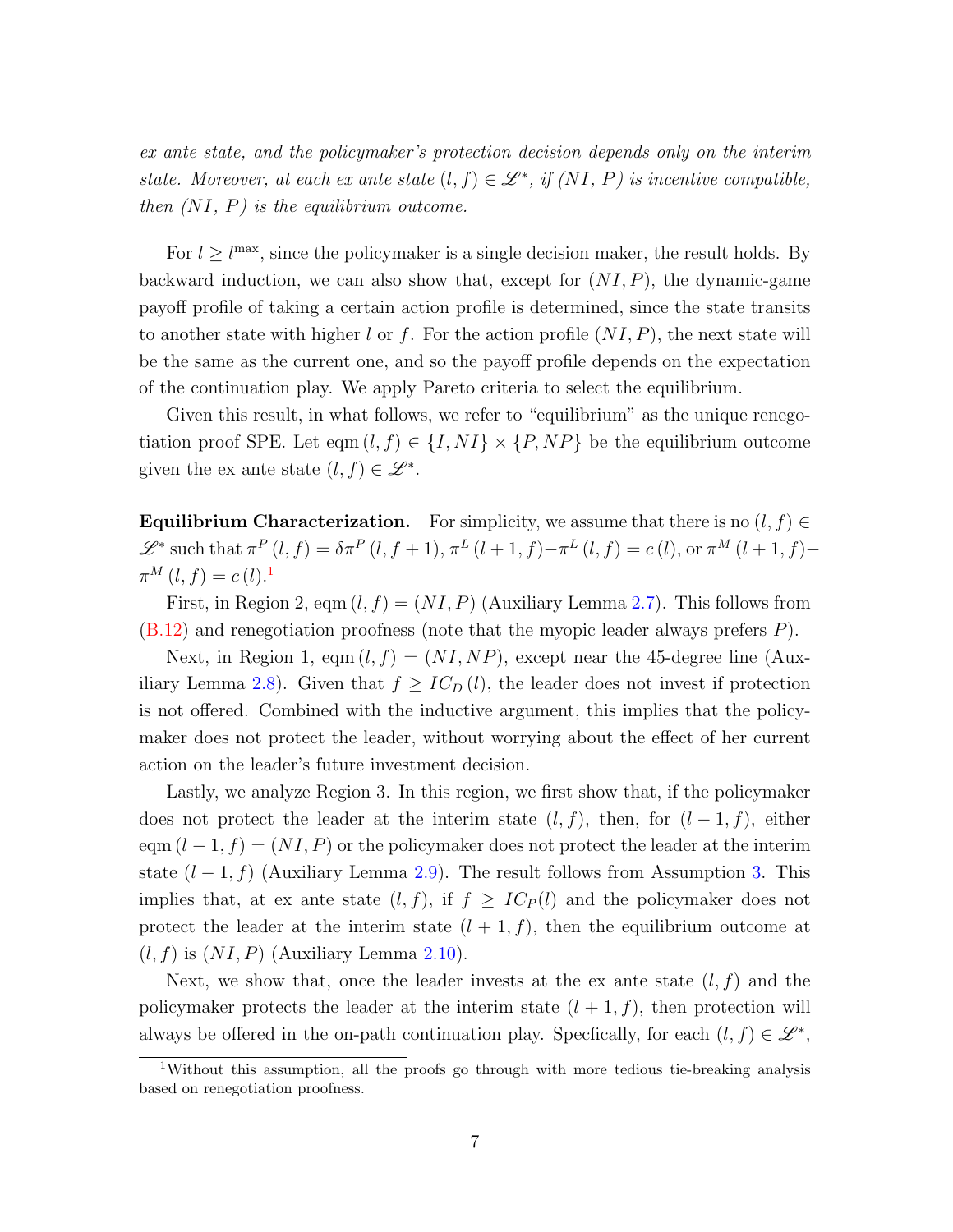*ex ante state, and the policymaker's protection decision depends only on the interim state. Moreover, at each ex ante state $(l, f) \in \mathscr{L}^*$, if (NI, P) is incentive compatible, then (NI, P) is the equilibrium outcome.*

For $l \geq l^{\max}$, since the policymaker is a single decision maker, the result holds. By backward induction, we can also show that, except for $(NI, P)$, the dynamic-game payoff profile of taking a certain action profile is determined, since the state transits to another state with higher $l$ or $f$. For the action profile $(NI, P)$, the next state will be the same as the current one, and so the payoff profile depends on the expectation of the continuation play. We apply Pareto criteria to select the equilibrium.

Given this result, in what follows, we refer to "equilibrium" as the unique renegotiation proof SPE. Let $\text{eqm}(l, f) \in \{I, NI\} \times \{P, NP\}$ be the equilibrium outcome given the ex ante state $(l, f) \in \mathscr{L}^*$.

**Equilibrium Characterization.** For simplicity, we assume that there is no $(l, f) \in \mathscr{L}^*$ such that $\pi^P(l, f) = \delta\pi^P(l, f+1)$, $\pi^L(l+1, f) - \pi^L(l, f) = c(l)$, or $\pi^M(l+1, f) - \pi^M(l, f) = c(l)$.[1]

First, in Region 2, $\text{eqm}(l, f) = (NI, P)$ (Auxiliary Lemma 2.7). This follows from (B.12) and renegotiation proofness (note that the myopic leader always prefers $P$).

Next, in Region 1, $\text{eqm}(l, f) = (NI, NP)$, except near the 45-degree line (Auxiliary Lemma 2.8). Given that $f \geq IC_D(l)$, the leader does not invest if protection is not offered. Combined with the inductive argument, this implies that the policymaker does not protect the leader, without worrying about the effect of her current action on the leader's future investment decision.

Lastly, we analyze Region 3. In this region, we first show that, if the policymaker does not protect the leader at the interim state $(l, f)$, then, for $(l-1, f)$, either $\text{eqm}(l-1, f) = (NI, P)$ or the policymaker does not protect the leader at the interim state $(l-1, f)$ (Auxiliary Lemma 2.9). The result follows from Assumption 3. This implies that, at ex ante state $(l, f)$, if $f \geq IC_P(l)$ and the policymaker does not protect the leader at the interim state $(l+1, f)$, then the equilibrium outcome at $(l, f)$ is $(NI, P)$ (Auxiliary Lemma 2.10).

Next, we show that, once the leader invests at the ex ante state $(l, f)$ and the policymaker protects the leader at the interim state $(l+1, f)$, then protection will always be offered in the on-path continuation play. Specfically, for each $(l, f) \in \mathscr{L}^*$,

[1] Without this assumption, all the proofs go through with more tedious tie-breaking analysis based on renegotiation proofness.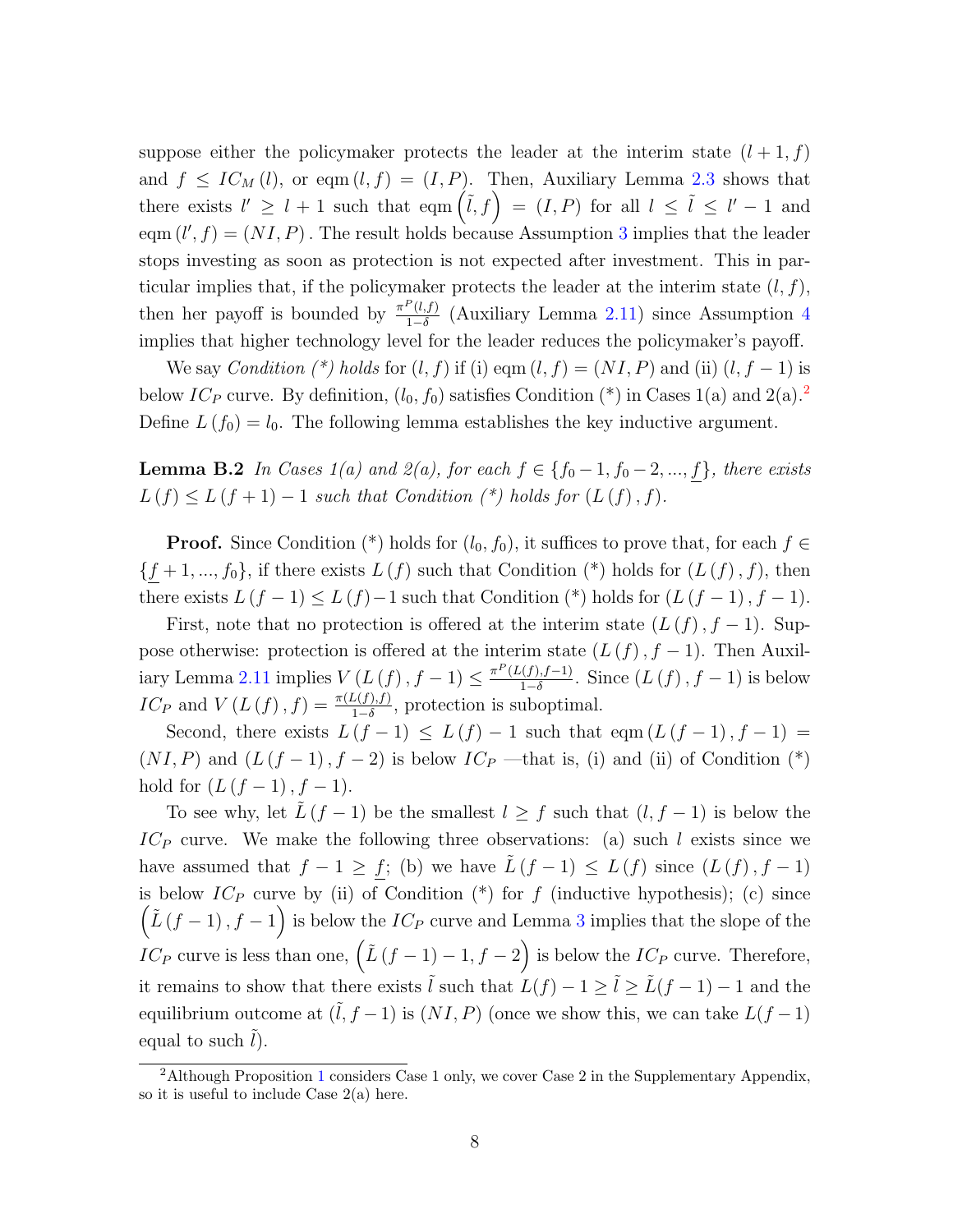suppose either the policymaker protects the leader at the interim state $(l+1, f)$ and $f \leq IC_M(l)$, or eqm $(l, f) = (I, P)$. Then, Auxiliary Lemma 2.3 shows that there exists $l' \geq l+1$ such that eqm $\left(\tilde{l}, f\right) = (I, P)$ for all $l \leq \tilde{l} \leq l'-1$ and eqm $(l', f) = (NI, P)$. The result holds because Assumption 3 implies that the leader stops investing as soon as protection is not expected after investment. This in particular implies that, if the policymaker protects the leader at the interim state $(l, f)$, then her payoff is bounded by $\frac{\pi^P(l,f)}{1-\delta}$ (Auxiliary Lemma 2.11) since Assumption 4 implies that higher technology level for the leader reduces the policymaker's payoff.

We say *Condition (\*) holds* for $(l, f)$ if (i) eqm $(l, f) = (NI, P)$ and (ii) $(l, f-1)$ is below $IC_P$ curve. By definition, $(l_0, f_0)$ satisfies Condition (\*) in Cases 1(a) and 2(a).[2] Define $L(f_0) = l_0$. The following lemma establishes the key inductive argument.

**Lemma B.2** *In Cases 1(a) and 2(a), for each $f \in \{f_0 - 1, f_0 - 2, ..., \underline{f}\}$, there exists $L(f) \leq L(f+1) - 1$ such that Condition (\*) holds for $(L(f), f)$.*

**Proof.** Since Condition (\*) holds for $(l_0, f_0)$, it suffices to prove that, for each $f \in \{\underline{f}+1, ..., f_0\}$, if there exists $L(f)$ such that Condition (\*) holds for $(L(f), f)$, then there exists $L(f-1) \leq L(f) - 1$ such that Condition (\*) holds for $(L(f-1), f-1)$.

First, note that no protection is offered at the interim state $(L(f), f-1)$. Suppose otherwise: protection is offered at the interim state $(L(f), f-1)$. Then Auxiliary Lemma 2.11 implies $V(L(f), f-1) \leq \frac{\pi^P(L(f), f-1)}{1-\delta}$. Since $(L(f), f-1)$ is below $IC_P$ and $V(L(f), f) = \frac{\pi(L(f), f)}{1-\delta}$, protection is suboptimal.

Second, there exists $L(f-1) \leq L(f) - 1$ such that eqm $(L(f-1), f-1) = (NI, P)$ and $(L(f-1), f-2)$ is below $IC_P$ —that is, (i) and (ii) of Condition (\*) hold for $(L(f-1), f-1)$.

To see why, let $\tilde{L}(f-1)$ be the smallest $l \geq f$ such that $(l, f-1)$ is below the $IC_P$ curve. We make the following three observations: (a) such $l$ exists since we have assumed that $f - 1 \geq \underline{f}$; (b) we have $\tilde{L}(f-1) \leq L(f)$ since $(L(f), f-1)$ is below $IC_P$ curve by (ii) of Condition (\*) for $f$ (inductive hypothesis); (c) since $\left(\tilde{L}(f-1), f-1\right)$ is below the $IC_P$ curve and Lemma 3 implies that the slope of the $IC_P$ curve is less than one, $\left(\tilde{L}(f-1) - 1, f-2\right)$ is below the $IC_P$ curve. Therefore, it remains to show that there exists $\tilde{l}$ such that $L(f) - 1 \geq \tilde{l} \geq \tilde{L}(f-1) - 1$ and the equilibrium outcome at $(\tilde{l}, f-1)$ is $(NI, P)$ (once we show this, we can take $L(f-1)$ equal to such $\tilde{l}$).

[2] Although Proposition 1 considers Case 1 only, we cover Case 2 in the Supplementary Appendix, so it is useful to include Case 2(a) here.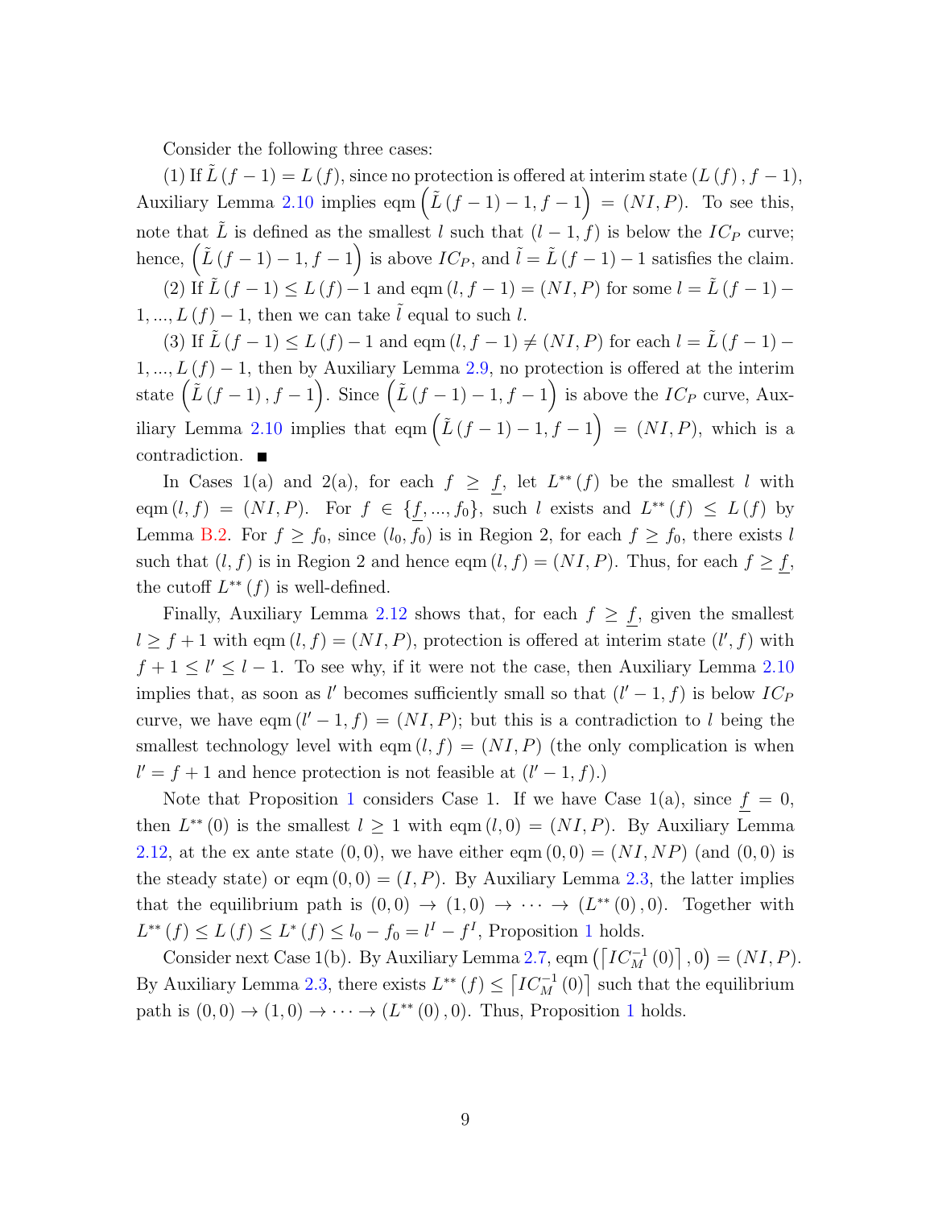Consider the following three cases:

(1) If $\tilde{L}(f-1) = L(f)$, since no protection is offered at interim state $(L(f), f-1)$, Auxiliary Lemma 2.10 implies eqm $\left(\tilde{L}(f-1)-1, f-1\right) = (NI, P)$. To see this, note that $\tilde{L}$ is defined as the smallest $l$ such that $(l-1, f)$ is below the $IC_P$ curve; hence, $\left(\tilde{L}(f-1)-1, f-1\right)$ is above $IC_P$, and $\tilde{l} = \tilde{L}(f-1)-1$ satisfies the claim.

(2) If $\tilde{L}(f-1) \leq L(f)-1$ and eqm $(l, f-1) = (NI, P)$ for some $l = \tilde{L}(f-1) - 1, ..., L(f)-1$, then we can take $\tilde{l}$ equal to such $l$.

(3) If $\tilde{L}(f-1) \leq L(f)-1$ and eqm $(l, f-1) \neq (NI, P)$ for each $l = \tilde{L}(f-1) - 1, ..., L(f)-1$, then by Auxiliary Lemma 2.9, no protection is offered at the interim state $\left(\tilde{L}(f-1), f-1\right)$. Since $\left(\tilde{L}(f-1)-1, f-1\right)$ is above the $IC_P$ curve, Auxiliary Lemma 2.10 implies that eqm $\left(\tilde{L}(f-1)-1, f-1\right) = (NI, P)$, which is a contradiction. ■

In Cases 1(a) and 2(a), for each $f \geq \underline{f}$, let $L^{**}(f)$ be the smallest $l$ with eqm $(l, f) = (NI, P)$. For $f \in \{\underline{f}, ..., f_0\}$, such $l$ exists and $L^{**}(f) \leq L(f)$ by Lemma B.2. For $f \geq f_0$, since $(l_0, f_0)$ is in Region 2, for each $f \geq f_0$, there exists $l$ such that $(l, f)$ is in Region 2 and hence eqm $(l, f) = (NI, P)$. Thus, for each $f \geq \underline{f}$, the cutoff $L^{**}(f)$ is well-defined.

Finally, Auxiliary Lemma 2.12 shows that, for each $f \geq \underline{f}$, given the smallest $l \geq f+1$ with eqm $(l, f) = (NI, P)$, protection is offered at interim state $(l', f)$ with $f+1 \leq l' \leq l-1$. To see why, if it were not the case, then Auxiliary Lemma 2.10 implies that, as soon as $l'$ becomes sufficiently small so that $(l'-1, f)$ is below $IC_P$ curve, we have eqm $(l'-1, f) = (NI, P)$; but this is a contradiction to $l$ being the smallest technology level with eqm $(l, f) = (NI, P)$ (the only complication is when $l' = f+1$ and hence protection is not feasible at $(l'-1, f)$.)

Note that Proposition 1 considers Case 1. If we have Case 1(a), since $\underline{f} = 0$, then $L^{**}(0)$ is the smallest $l \geq 1$ with eqm $(l, 0) = (NI, P)$. By Auxiliary Lemma 2.12, at the ex ante state $(0, 0)$, we have either eqm $(0, 0) = (NI, NP)$ (and $(0, 0)$ is the steady state) or eqm $(0, 0) = (I, P)$. By Auxiliary Lemma 2.3, the latter implies that the equilibrium path is $(0, 0) \to (1, 0) \to \cdots \to (L^{**}(0), 0)$. Together with $L^{**}(f) \leq L(f) \leq L^{*}(f) \leq l_0 - f_0 = l^I - f^I$, Proposition 1 holds.

Consider next Case 1(b). By Auxiliary Lemma 2.7, eqm $\left(\lceil IC_M^{-1}(0) \rceil, 0\right) = (NI, P)$. By Auxiliary Lemma 2.3, there exists $L^{**}(f) \leq \lceil IC_M^{-1}(0) \rceil$ such that the equilibrium path is $(0, 0) \to (1, 0) \to \cdots \to (L^{**}(0), 0)$. Thus, Proposition 1 holds.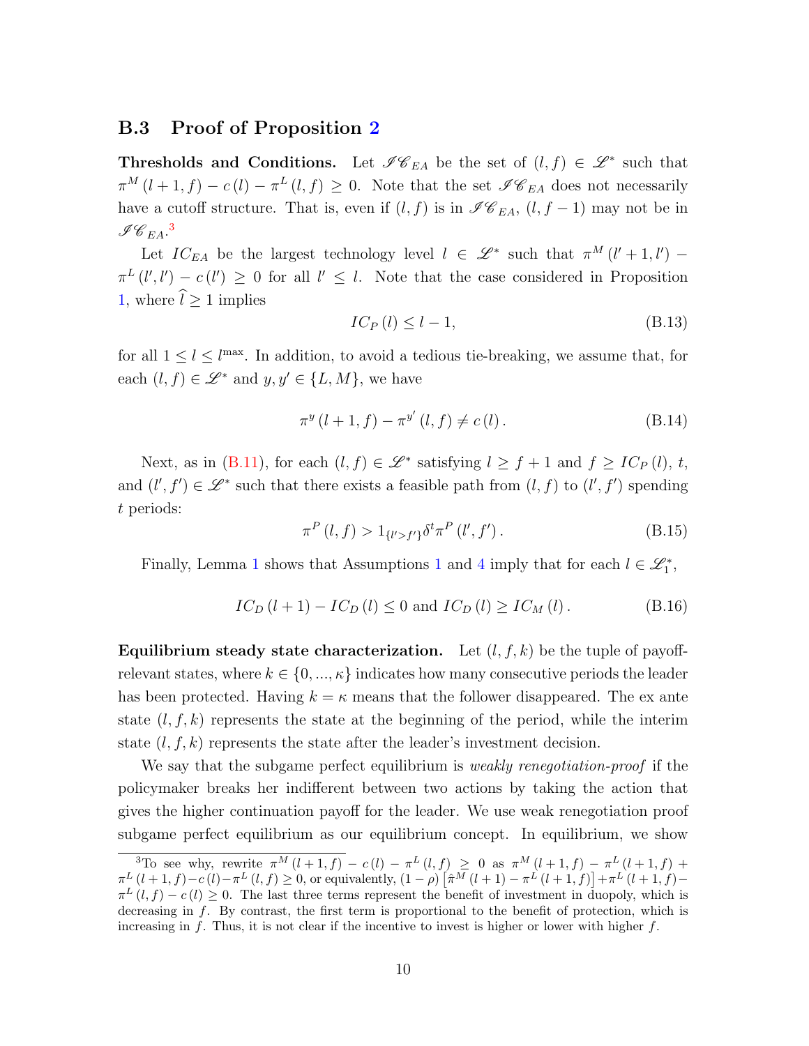## B.3 Proof of Proposition 2

**Thresholds and Conditions.** Let $\mathscr{IC}_{EA}$ be the set of $(l,f) \in \mathscr{L}^*$ such that $\pi^M(l+1,f) - c(l) - \pi^L(l,f) \geq 0$. Note that the set $\mathscr{IC}_{EA}$ does not necessarily have a cutoff structure. That is, even if $(l,f)$ is in $\mathscr{IC}_{EA}$, $(l,f-1)$ may not be in $\mathscr{IC}_{EA}$.[3]

Let $IC_{EA}$ be the largest technology level $l \in \mathscr{L}^*$ such that $\pi^M(l'+1,l') - \pi^L(l',l') - c(l') \geq 0$ for all $l' \leq l$. Note that the case considered in Proposition 1, where $\widehat{l} \geq 1$ implies

$$IC_P(l) \leq l-1, \tag{B.13}$$

for all $1 \leq l \leq l^{\max}$. In addition, to avoid a tedious tie-breaking, we assume that, for each $(l,f) \in \mathscr{L}^*$ and $y, y' \in \{L, M\}$, we have

$$\pi^y(l+1,f) - \pi^{y'}(l,f) \neq c(l). \tag{B.14}$$

Next, as in (B.11), for each $(l,f) \in \mathscr{L}^*$ satisfying $l \geq f+1$ and $f \geq IC_P(l)$, $t$, and $(l',f') \in \mathscr{L}^*$ such that there exists a feasible path from $(l,f)$ to $(l',f')$ spending $t$ periods:

$$\pi^P(l,f) > 1_{\{l' > f'\}} \delta^t \pi^P(l',f'). \tag{B.15}$$

Finally, Lemma 1 shows that Assumptions 1 and 4 imply that for each $l \in \mathscr{L}_1^*$,

$$IC_D(l+1) - IC_D(l) \leq 0 \text{ and } IC_D(l) \geq IC_M(l). \tag{B.16}$$

**Equilibrium steady state characterization.** Let $(l,f,k)$ be the tuple of payoff-relevant states, where $k \in \{0,...,\kappa\}$ indicates how many consecutive periods the leader has been protected. Having $k = \kappa$ means that the follower disappeared. The ex ante state $(l,f,k)$ represents the state at the beginning of the period, while the interim state $(l,f,k)$ represents the state after the leader's investment decision.

We say that the subgame perfect equilibrium is *weakly renegotiation-proof* if the policymaker breaks her indifferent between two actions by taking the action that gives the higher continuation payoff for the leader. We use weak renegotiation proof subgame perfect equilibrium as our equilibrium concept. In equilibrium, we show

[3] To see why, rewrite $\pi^M(l+1,f) - c(l) - \pi^L(l,f) \geq 0$ as $\pi^M(l+1,f) - \pi^L(l+1,f) + \pi^L(l+1,f) - c(l) - \pi^L(l,f) \geq 0$, or equivalently, $(1-\rho)\left[\hat{\pi}^M(l+1) - \pi^L(l+1,f)\right] + \pi^L(l+1,f) - \pi^L(l,f) - c(l) \geq 0$. The last three terms represent the benefit of investment in duopoly, which is decreasing in $f$. By contrast, the first term is proportional to the benefit of protection, which is increasing in $f$. Thus, it is not clear if the incentive to invest is higher or lower with higher $f$.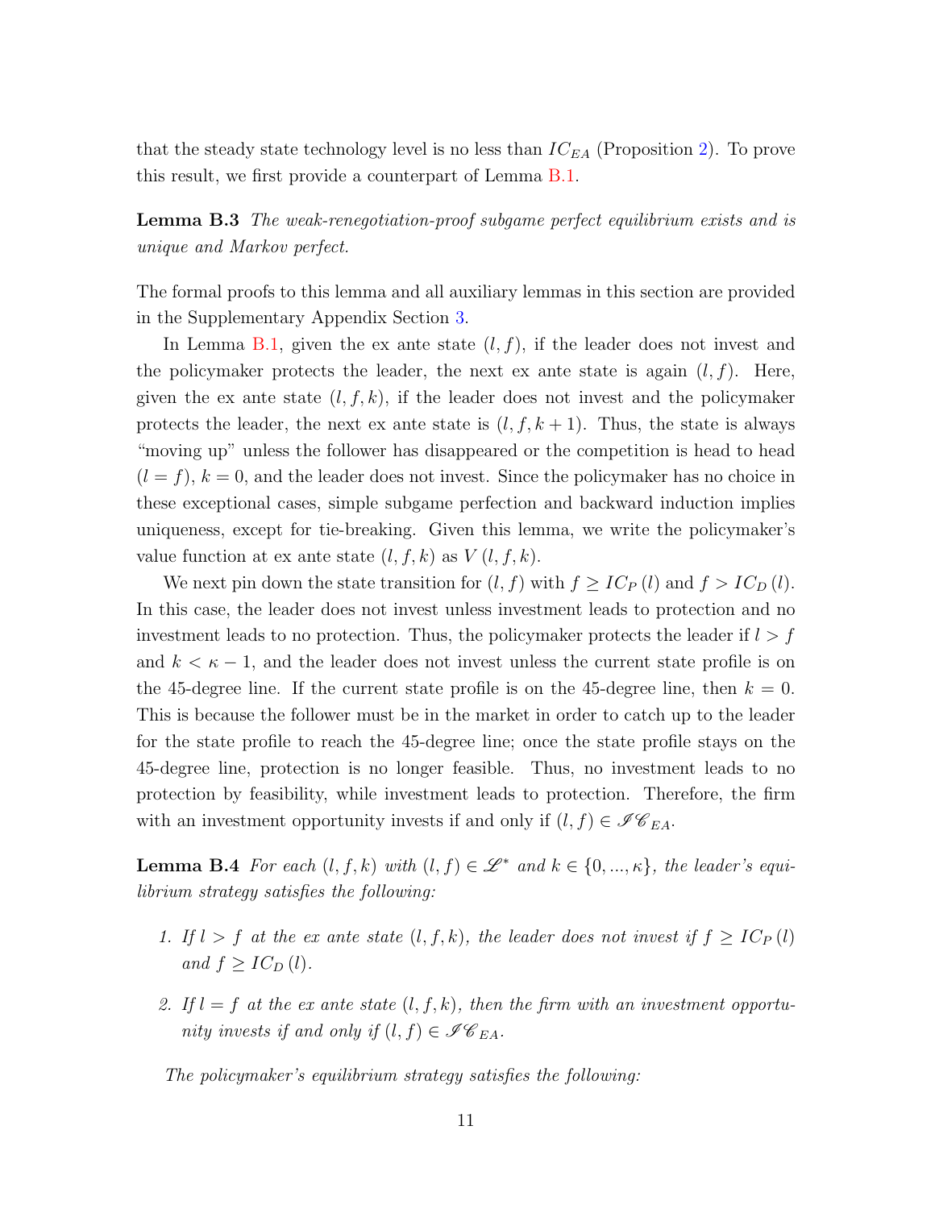that the steady state technology level is no less than $IC_{EA}$ (Proposition 2). To prove this result, we first provide a counterpart of Lemma B.1.

**Lemma B.3** *The weak-renegotiation-proof subgame perfect equilibrium exists and is unique and Markov perfect.*

The formal proofs to this lemma and all auxiliary lemmas in this section are provided in the Supplementary Appendix Section 3.

In Lemma B.1, given the ex ante state $(l, f)$, if the leader does not invest and the policymaker protects the leader, the next ex ante state is again $(l, f)$. Here, given the ex ante state $(l, f, k)$, if the leader does not invest and the policymaker protects the leader, the next ex ante state is $(l, f, k+1)$. Thus, the state is always "moving up" unless the follower has disappeared or the competition is head to head $(l = f)$, $k = 0$, and the leader does not invest. Since the policymaker has no choice in these exceptional cases, simple subgame perfection and backward induction implies uniqueness, except for tie-breaking. Given this lemma, we write the policymaker's value function at ex ante state $(l, f, k)$ as $V(l, f, k)$.

We next pin down the state transition for $(l, f)$ with $f \geq IC_P(l)$ and $f > IC_D(l)$. In this case, the leader does not invest unless investment leads to protection and no investment leads to no protection. Thus, the policymaker protects the leader if $l > f$ and $k < \kappa - 1$, and the leader does not invest unless the current state profile is on the 45-degree line. If the current state profile is on the 45-degree line, then $k = 0$. This is because the follower must be in the market in order to catch up to the leader for the state profile to reach the 45-degree line; once the state profile stays on the 45-degree line, protection is no longer feasible. Thus, no investment leads to no protection by feasibility, while investment leads to protection. Therefore, the firm with an investment opportunity invests if and only if $(l, f) \in \mathscr{IC}_{EA}$.

**Lemma B.4** *For each $(l, f, k)$ with $(l, f) \in \mathscr{L}^*$ and $k \in \{0, ..., \kappa\}$, the leader's equilibrium strategy satisfies the following:*

1. *If $l > f$ at the ex ante state $(l, f, k)$, the leader does not invest if $f \geq IC_P(l)$ and $f \geq IC_D(l)$.*

2. *If $l = f$ at the ex ante state $(l, f, k)$, then the firm with an investment opportunity invests if and only if $(l, f) \in \mathscr{IC}_{EA}$.*

*The policymaker's equilibrium strategy satisfies the following:*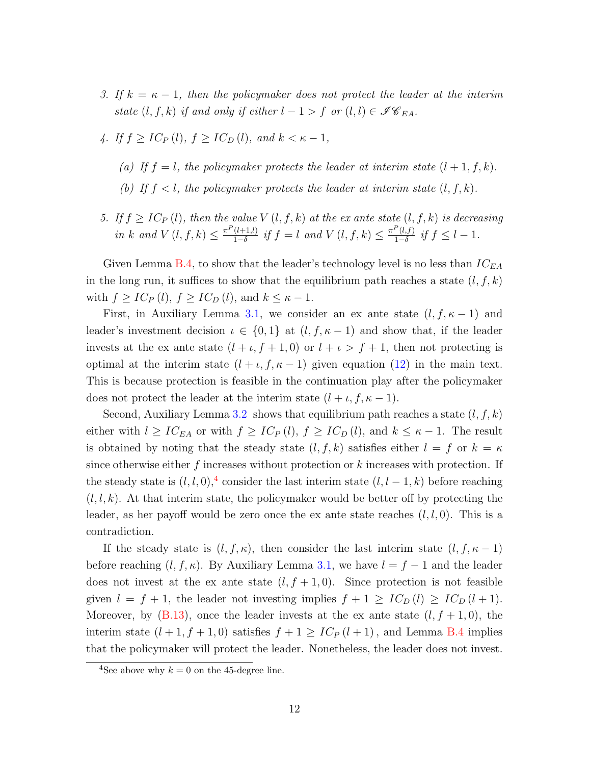3. *If $k = \kappa - 1$, then the policymaker does not protect the leader at the interim state $(l, f, k)$ if and only if either $l - 1 > f$ or $(l, l) \in \mathscr{IC}_{EA}$.*

4. *If $f \geq IC_P(l)$, $f \geq IC_D(l)$, and $k < \kappa - 1$,*

   *(a) If $f = l$, the policymaker protects the leader at interim state $(l+1, f, k)$.*

   *(b) If $f < l$, the policymaker protects the leader at interim state $(l, f, k)$.*

5. *If $f \geq IC_P(l)$, then the value $V(l, f, k)$ at the ex ante state $(l, f, k)$ is decreasing in $k$ and $V(l, f, k) \leq \frac{\pi^P(l+1,l)}{1-\delta}$ if $f = l$ and $V(l, f, k) \leq \frac{\pi^P(l,f)}{1-\delta}$ if $f \leq l - 1$.*

Given Lemma B.4, to show that the leader's technology level is no less than $IC_{EA}$ in the long run, it suffices to show that the equilibrium path reaches a state $(l, f, k)$ with $f \geq IC_P(l)$, $f \geq IC_D(l)$, and $k \leq \kappa - 1$.

First, in Auxiliary Lemma 3.1, we consider an ex ante state $(l, f, \kappa - 1)$ and leader's investment decision $\iota \in \{0, 1\}$ at $(l, f, \kappa - 1)$ and show that, if the leader invests at the ex ante state $(l + \iota, f + 1, 0)$ or $l + \iota > f + 1$, then not protecting is optimal at the interim state $(l + \iota, f, \kappa - 1)$ given equation (12) in the main text. This is because protection is feasible in the continuation play after the policymaker does not protect the leader at the interim state $(l + \iota, f, \kappa - 1)$.

Second, Auxiliary Lemma 3.2 shows that equilibrium path reaches a state $(l, f, k)$ either with $l \geq IC_{EA}$ or with $f \geq IC_P(l)$, $f \geq IC_D(l)$, and $k \leq \kappa - 1$. The result is obtained by noting that the steady state $(l, f, k)$ satisfies either $l = f$ or $k = \kappa$ since otherwise either $f$ increases without protection or $k$ increases with protection. If the steady state is $(l, l, 0)$,[4] consider the last interim state $(l, l-1, k)$ before reaching $(l, l, k)$. At that interim state, the policymaker would be better off by protecting the leader, as her payoff would be zero once the ex ante state reaches $(l, l, 0)$. This is a contradiction.

If the steady state is $(l, f, \kappa)$, then consider the last interim state $(l, f, \kappa - 1)$ before reaching $(l, f, \kappa)$. By Auxiliary Lemma 3.1, we have $l = f - 1$ and the leader does not invest at the ex ante state $(l, f + 1, 0)$. Since protection is not feasible given $l = f + 1$, the leader not investing implies $f + 1 \geq IC_D(l) \geq IC_D(l + 1)$. Moreover, by (B.13), once the leader invests at the ex ante state $(l, f + 1, 0)$, the interim state $(l + 1, f + 1, 0)$ satisfies $f + 1 \geq IC_P(l + 1)$, and Lemma B.4 implies that the policymaker will protect the leader. Nonetheless, the leader does not invest.

[4] See above why $k = 0$ on the 45-degree line.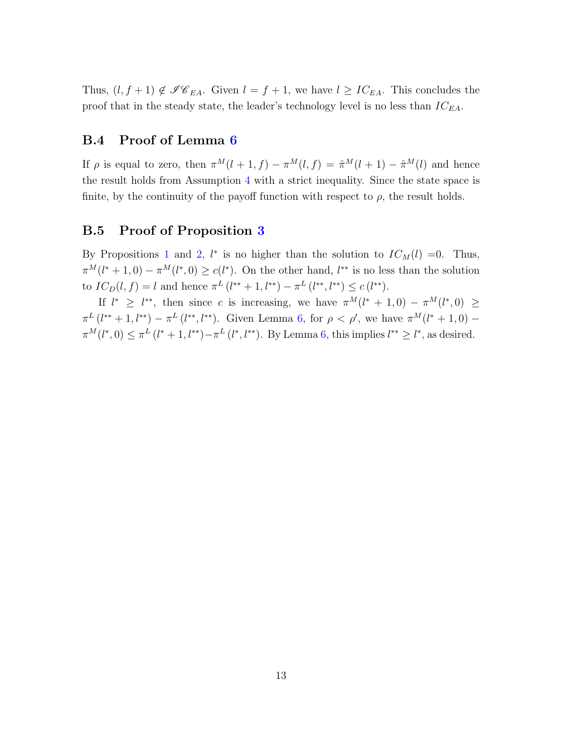Thus, $(l, f+1) \notin \mathscr{IC}_{EA}$. Given $l = f + 1$, we have $l \geq IC_{EA}$. This concludes the proof that in the steady state, the leader's technology level is no less than $IC_{EA}$.

## B.4 Proof of Lemma 6

If $\rho$ is equal to zero, then $\pi^M(l+1, f) - \pi^M(l, f) = \hat{\pi}^M(l+1) - \hat{\pi}^M(l)$ and hence the result holds from Assumption 4 with a strict inequality. Since the state space is finite, by the continuity of the payoff function with respect to $\rho$, the result holds.

## B.5 Proof of Proposition 3

By Propositions 1 and 2, $l^*$ is no higher than the solution to $IC_M(l)$ =0. Thus, $\pi^M(l^*+1, 0) - \pi^M(l^*, 0) \geq c(l^*)$. On the other hand, $l^{**}$ is no less than the solution to $IC_D(l, f) = l$ and hence $\pi^L(l^{**}+1, l^{**}) - \pi^L(l^{**}, l^{**}) \leq c(l^{**})$.

If $l^* \geq l^{**}$, then since $c$ is increasing, we have $\pi^M(l^*+1, 0) - \pi^M(l^*, 0) \geq \pi^L(l^{**}+1, l^{**}) - \pi^L(l^{**}, l^{**})$. Given Lemma 6, for $\rho < \rho'$, we have $\pi^M(l^*+1, 0) - \pi^M(l^*, 0) \leq \pi^L(l^*+1, l^{**}) - \pi^L(l^*, l^{**})$. By Lemma 6, this implies $l^{**} \geq l^*$, as desired.